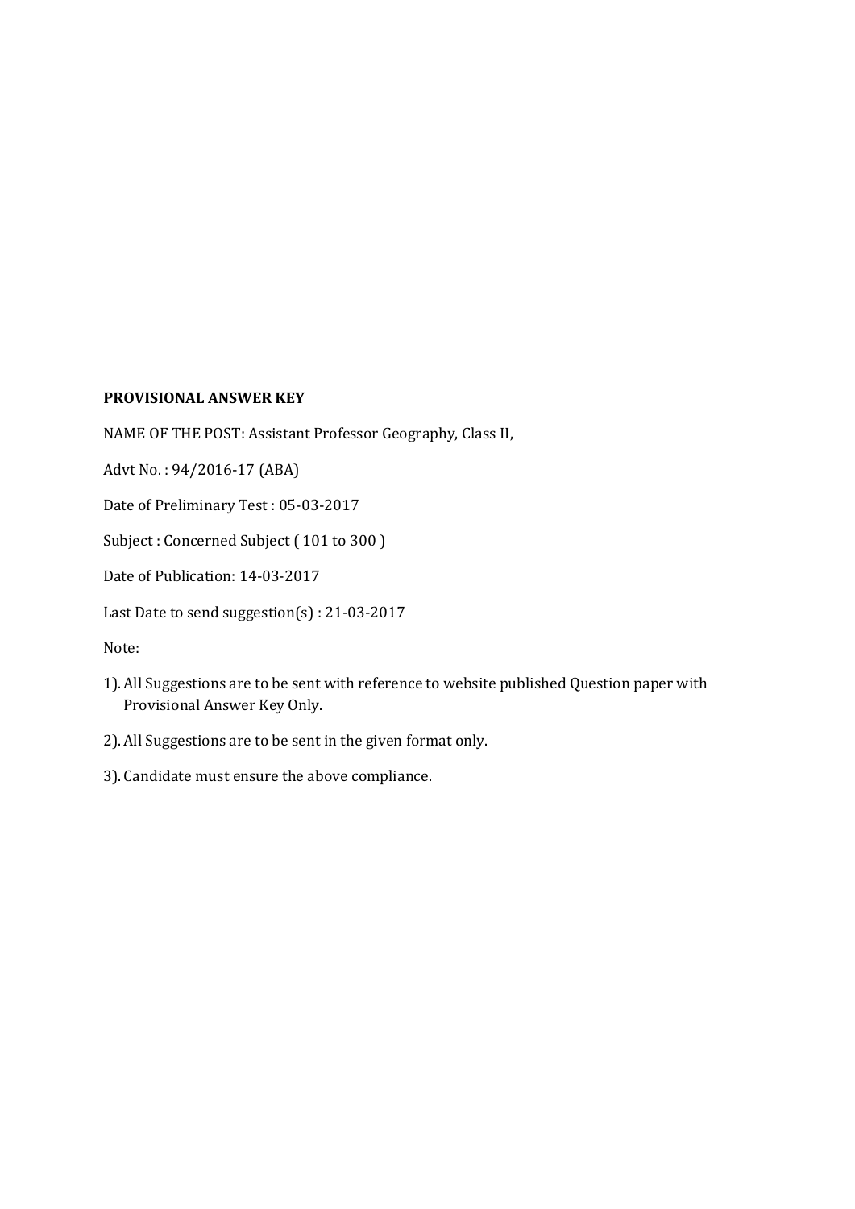**PROVISIONAL ANSWER KEY**

NAME OF THE POST: Assistant Professor Geography, Class II,

Advt No. : 94/2016-17 (ABA)

Date of Preliminary Test : 05-03-2017

Subject : Concerned Subject ( 101 to 300 )

Date of Publication: 14-03-2017

Last Date to send suggestion(s) : 21-03-2017

Note:

1). All Suggestions are to be sent with reference to website published Question paper with Provisional Answer Key Only.

2). All Suggestions are to be sent in the given format only.

3). Candidate must ensure the above compliance.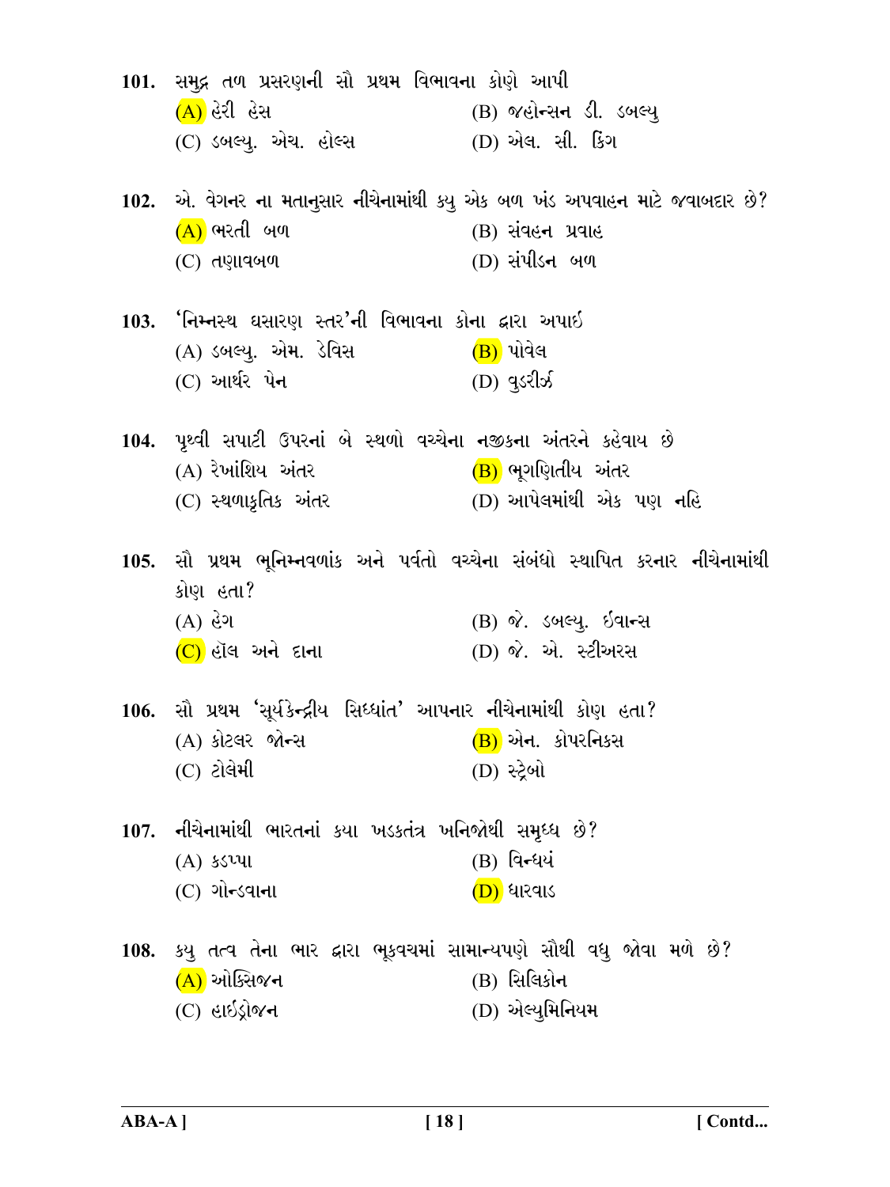**101.** સમુદ્ર તળ પ્રસરણની સૌ પ્રથમ વિભાવના કોણે આપી

(A) હેરી હેસ

(B) જહોન્સન ડી. ડબલ્યુ

(C) ડબલ્યુ. એચ. હોલ્સ

(D) એલ. સી. કિંગ

**102.** એ. વેગનર ના મતાનુસાર નીચેનામાંથી કયુ એક બળ ખંડ અપવાહન માટે જવાબદાર છે?

(A) ભરતી બળ

(B) સંવહન પ્રવાહ

(C) તણાવબળ

(D) સંપીડન બળ

**103.** 'નિમ્નસ્થ ઘસારણ સ્તર'ની વિભાવના કોના દ્વારા અપાઈ

(A) ડબલ્યુ. એમ. ડેવિસ

(B) પોવેલ

(C) આર્થર પેન

(D) વુડરીઝ

**104.** પૃથ્વી સપાટી ઉપરનાં બે સ્થળો વચ્ચેના નજીકના અંતરને કહેવાય છે

(A) રેખાંશિય અંતર

(B) ભૂગણિતીય અંતર

(C) સ્થળાકૃતિક અંતર

(D) આપેલમાંથી એક પણ નહિ

**105.** સૌ પ્રથમ ભૂનિમ્નવળાંક અને પર્વતો વચ્ચેના સંબંધો સ્થાપિત કરનાર નીચેનામાંથી કોણ હતા?

(A) હેગ

(B) જે. ડબલ્યુ. ઈવાન્સ

(C) હૉલ અને દાના

(D) જે. એ. સ્ટીઅરસ

**106.** સૌ પ્રથમ 'સૂર્યકેન્દ્રીય સિધ્ધાંત' આપનાર નીચેનામાંથી કોણ હતા?

(A) કોટલર જોન્સ

(B) એન. કોપરનિકસ

(C) ટોલેમી

(D) સ્ટ્રેબો

**107.** નીચેનામાંથી ભારતનાં કયા ખડકતંત્ર ખનિજોથી સમૃધ્ધ છે?

(A) કડપ્પા

(B) વિન્ધયં

(C) ગોન્ડવાના

(D) ધારવાડ

**108.** કયુ તત્વ તેના ભાર દ્વારા ભૂકવચમાં સામાન્યપણે સૌથી વધુ જોવા મળે છે?

(A) ઓક્સિજન

(B) સિલિકોન

(C) હાઈડ્રોજન

(D) એલ્યુમિનિયમ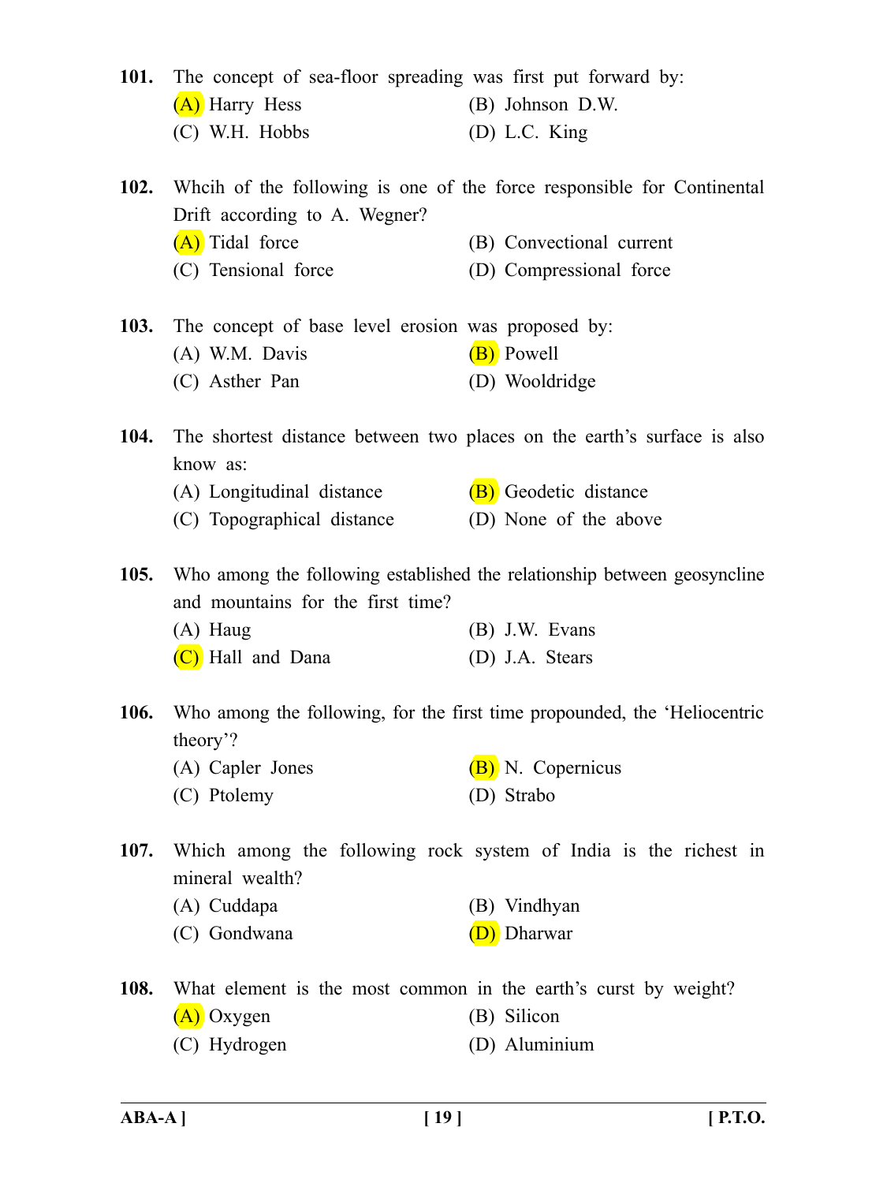**101.** The concept of sea-floor spreading was first put forward by:

(A) Harry Hess (B) Johnson D.W.

(C) W.H. Hobbs (D) L.C. King

**102.** Whcih of the following is one of the force responsible for Continental Drift according to A. Wegner?

(A) Tidal force (B) Convectional current

(C) Tensional force (D) Compressional force

**103.** The concept of base level erosion was proposed by:

(A) W.M. Davis (B) Powell

(C) Asther Pan (D) Wooldridge

**104.** The shortest distance between two places on the earth's surface is also know as:

(A) Longitudinal distance (B) Geodetic distance

(C) Topographical distance (D) None of the above

**105.** Who among the following established the relationship between geosyncline and mountains for the first time?

(A) Haug (B) J.W. Evans

(C) Hall and Dana (D) J.A. Stears

**106.** Who among the following, for the first time propounded, the 'Heliocentric theory'?

(A) Capler Jones (B) N. Copernicus

(C) Ptolemy (D) Strabo

**107.** Which among the following rock system of India is the richest in mineral wealth?

(A) Cuddapa (B) Vindhyan

(C) Gondwana (D) Dharwar

**108.** What element is the most common in the earth's curst by weight?

(A) Oxygen (B) Silicon

(C) Hydrogen (D) Aluminium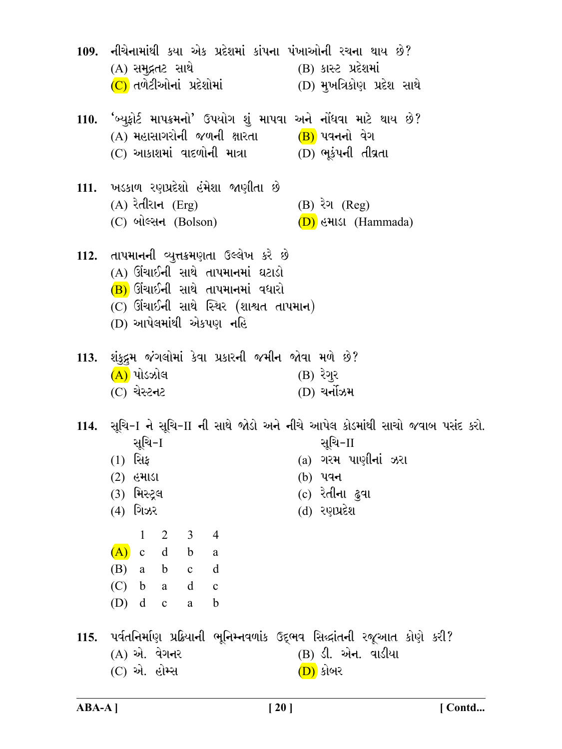109. નીચેનામાંથી કયા એક પ્્રદેશમાં કાંપના પંખાઓની રચના થાય છે?

(A) સમુદ્રતટ સાથે
(B) કાસ્ટ પ્રદેશમાં
(C) તળેટીઓનાં પ્રદેશોમાં
(D) મુખત્રિકોણ પ્રદેશ સાથે

110. 'બ્યુફોર્ટ માપક્રમનો' ઉપયોગ શું માપવા અને નોંધવા માટે થાય છે?

(A) મહાસાગરોની જળની ક્ષારતા
(B) પવનનો વેગ
(C) આકાશમાં વાદળોની માત્રા
(D) ભૂકંપની તીવ્રતા

111. ખડકાળ રણપ્રદેશો હંમેશા જાણીતા છે

(A) રેતીરાન (Erg)
(B) રેગ (Reg)
(C) બોલ્સન (Bolson)
(D) હમાડા (Hammada)

112. તાપમાનની વ્યુત્ક્રમણતા ઉલ્લેખ કરે છે

(A) ઊંચાઈની સાથે તાપમાનમાં ઘટાડો
(B) ઊંચાઈની સાથે તાપમાનમાં વધારો
(C) ઊંચાઈની સાથે સ્થિર (શાશ્વત તાપમાન)
(D) આપેલમાંથી એકપણ નહિ

113. શંકુદ્રુમ જંગલોમાં કેવા પ્રકારની જમીન જોવા મળે છે?

(A) પોડઝોલ
(B) રેગુર
(C) ચેસ્ટનટ
(D) ચર્નોઝમ

114. સૂચિ-I ને સૂચિ-II ની સાથે જોડો અને નીચે આપેલ કોડમાંથી સાચો જવાબ પસંદ કરો.

| સૂચિ-I | સૂચિ-II |
|---|---|
| (1) સિફ | (a) ગરમ પાણીનાં ઝરા |
| (2) હમાડા | (b) પવન |
| (3) મિસ્ટ્રલ | (c) રેતીના ઢુવા |
| (4) ગિઝર | (d) રણપ્રદેશ |

| | 1 | 2 | 3 | 4 |
|---|---|---|---|---|
| (A) | c | d | b | a |
| (B) | a | b | c | d |
| (C) | b | a | d | c |
| (D) | d | c | a | b |

115. પર્વતનિર્માણ પ્રક્રિયાની ભૂનિમ્નવળાંક ઉદ્ભવ સિદ્ધાંતની રજૂઆત કોણે કરી?

(A) એ. વેગનર
(B) ડી. એન. વાડીયા
(C) એ. હોમ્સ
(D) કોબર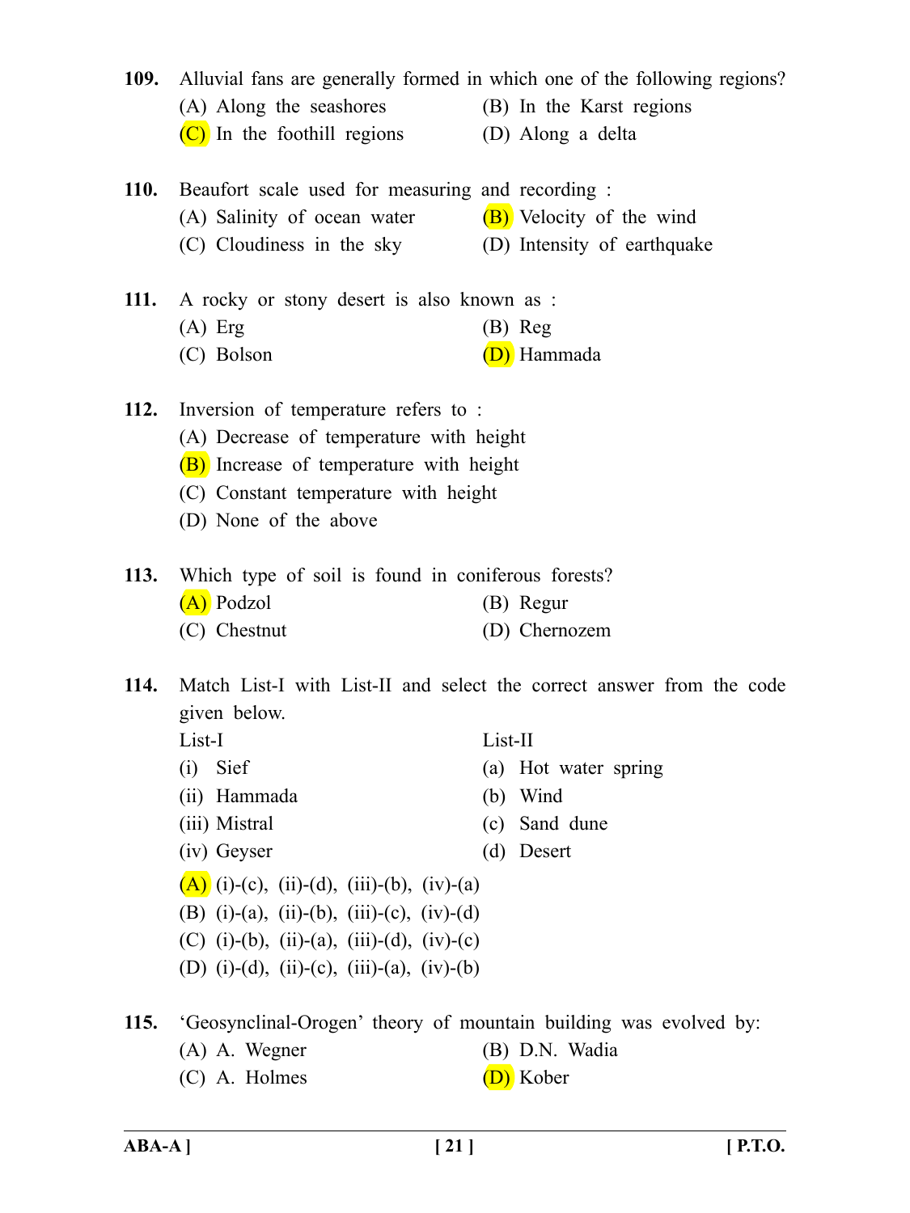**109.** Alluvial fans are generally formed in which one of the following regions?

(A) Along the seashores
(B) In the Karst regions
(C) In the foothill regions
(D) Along a delta

**110.** Beaufort scale used for measuring and recording :

(A) Salinity of ocean water
(B) Velocity of the wind
(C) Cloudiness in the sky
(D) Intensity of earthquake

**111.** A rocky or stony desert is also known as :

(A) Erg
(B) Reg
(C) Bolson
(D) Hammada

**112.** Inversion of temperature refers to :

(A) Decrease of temperature with height
(B) Increase of temperature with height
(C) Constant temperature with height
(D) None of the above

**113.** Which type of soil is found in coniferous forests?

(A) Podzol
(B) Regur
(C) Chestnut
(D) Chernozem

**114.** Match List-I with List-II and select the correct answer from the code given below.

| List-I | List-II |
|---|---|
| (i) Sief | (a) Hot water spring |
| (ii) Hammada | (b) Wind |
| (iii) Mistral | (c) Sand dune |
| (iv) Geyser | (d) Desert |

(A) (i)-(c), (ii)-(d), (iii)-(b), (iv)-(a)
(B) (i)-(a), (ii)-(b), (iii)-(c), (iv)-(d)
(C) (i)-(b), (ii)-(a), (iii)-(d), (iv)-(c)
(D) (i)-(d), (ii)-(c), (iii)-(a), (iv)-(b)

**115.** 'Geosynclinal-Orogen' theory of mountain building was evolved by:

(A) A. Wegner
(B) D.N. Wadia
(C) A. Holmes
(D) Kober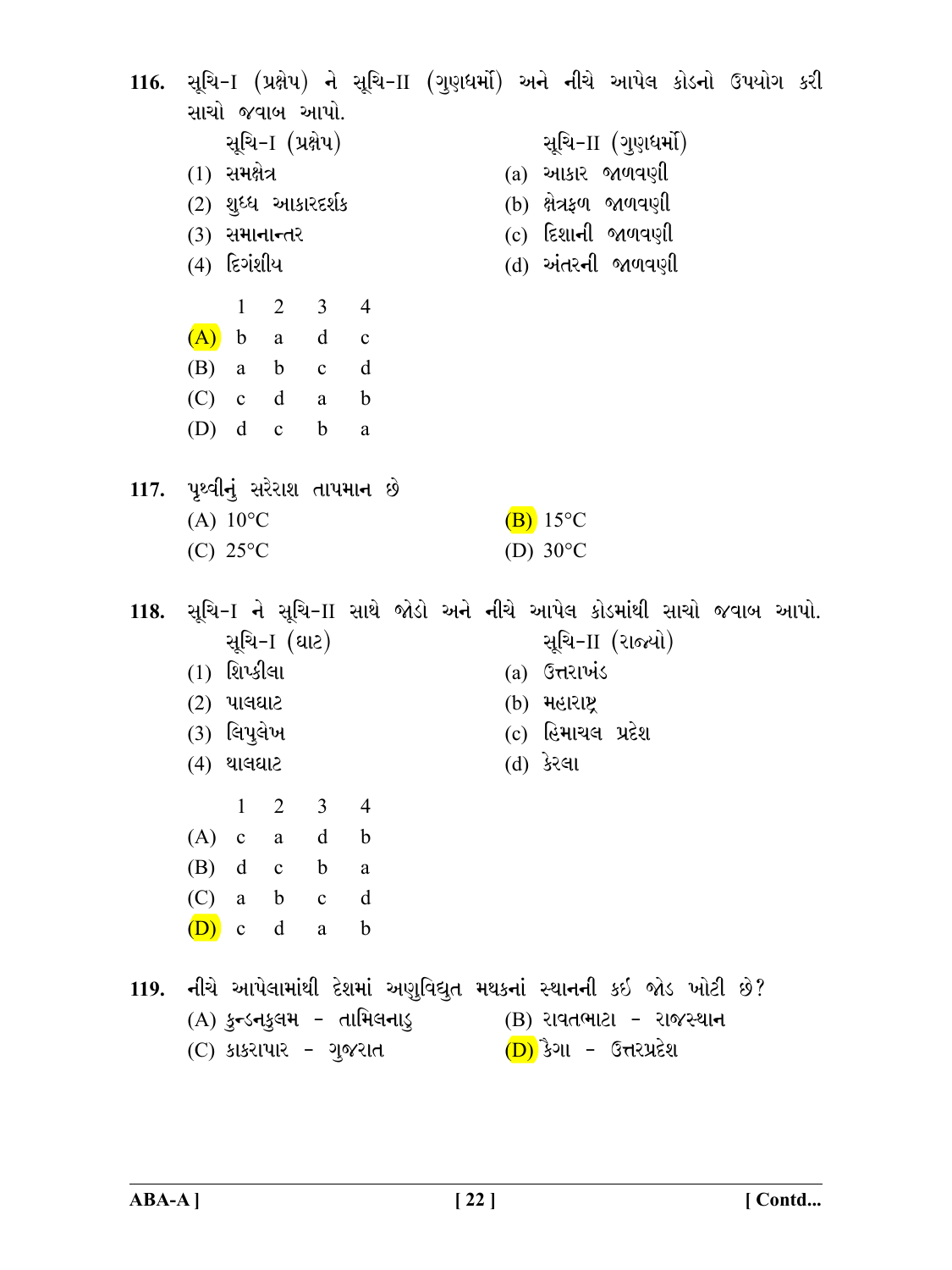**116.** સૂચિ-I (પ્રક્ષેપ) ને સૂચિ-II (ગુણધર્મો) અને નીચે આપેલ કોડનો ઉપયોગ કરી સાચો જવાબ આપો.

| સૂચિ-I (પ્રક્ષેપ) | સૂચિ-II (ગુણધર્મો) |
|---|---|
| (1) સમક્ષેત્ર | (a) આકાર જાળવણી |
| (2) શુધ્ધ આકારદર્શક | (b) ક્ષેત્રફળ જાળવણી |
| (3) સમાનાન્તર | (c) દિશાની જાળવણી |
| (4) દિગંશીય | (d) અંતરની જાળવણી |

| | 1 | 2 | 3 | 4 |
|---|---|---|---|---|
| (A) | b | a | d | c |
| (B) | a | b | c | d |
| (C) | c | d | a | b |
| (D) | d | c | b | a |

**117.** પૃથ્વીનું સરેરાશ તાપમાન છે

(A) 10°C (B) 15°C

(C) 25°C (D) 30°C

**118.** સૂચિ-I ને સૂચિ-II સાથે જોડો અને નીચે આપેલ કોડમાંથી સાચો જવાબ આપો.

| સૂચિ-I (ઘાટ) | સૂચિ-II (રાજ્યો) |
|---|---|
| (1) શિપ્કીલા | (a) ઉત્તરાખંડ |
| (2) પાલઘાટ | (b) મહારાષ્ટ્ર |
| (3) લિપુલેખ | (c) હિમાચલ પ્રદેશ |
| (4) થાલઘાટ | (d) કેરલા |

| | 1 | 2 | 3 | 4 |
|---|---|---|---|---|
| (A) | c | a | d | b |
| (B) | d | c | b | a |
| (C) | a | b | c | d |
| (D) | c | d | a | b |

**119.** નીચે આપેલામાંથી દેશમાં અણુવિદ્યુત મથકનાં સ્થાનની કઇ જોડ ખોટી છે?

(A) કુન્ડનકુલમ - તામિલનાડુ (B) રાવતભાટા - રાજસ્થાન

(C) કાકરાપાર - ગુજરાત (D) કૈગા - ઉત્તરપ્રદેશ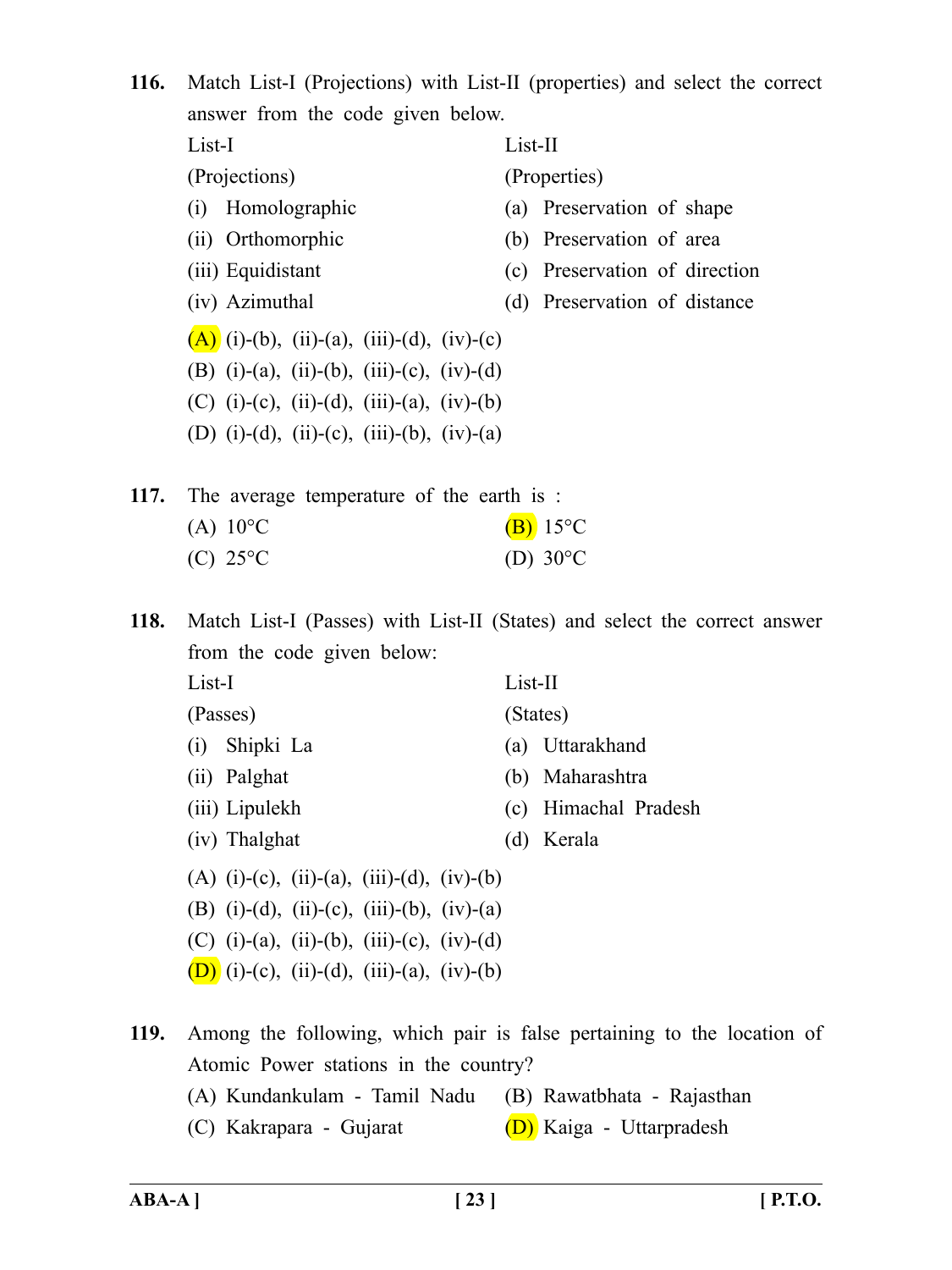**116.** Match List-I (Projections) with List-II (properties) and select the correct answer from the code given below.

| List-I (Projections) | List-II (Properties) |
|---|---|
| (i) Homolographic | (a) Preservation of shape |
| (ii) Orthomorphic | (b) Preservation of area |
| (iii) Equidistant | (c) Preservation of direction |
| (iv) Azimuthal | (d) Preservation of distance |

(A) (i)-(b), (ii)-(a), (iii)-(d), (iv)-(c)

(B) (i)-(a), (ii)-(b), (iii)-(c), (iv)-(d)

(C) (i)-(c), (ii)-(d), (iii)-(a), (iv)-(b)

(D) (i)-(d), (ii)-(c), (iii)-(b), (iv)-(a)

**117.** The average temperature of the earth is :

(A) 10°C

(B) 15°C

(C) 25°C

(D) 30°C

**118.** Match List-I (Passes) with List-II (States) and select the correct answer from the code given below:

| List-I (Passes) | List-II (States) |
|---|---|
| (i) Shipki La | (a) Uttarakhand |
| (ii) Palghat | (b) Maharashtra |
| (iii) Lipulekh | (c) Himachal Pradesh |
| (iv) Thalghat | (d) Kerala |

(A) (i)-(c), (ii)-(a), (iii)-(d), (iv)-(b)

(B) (i)-(d), (ii)-(c), (iii)-(b), (iv)-(a)

(C) (i)-(a), (ii)-(b), (iii)-(c), (iv)-(d)

(D) (i)-(c), (ii)-(d), (iii)-(a), (iv)-(b)

**119.** Among the following, which pair is false pertaining to the location of Atomic Power stations in the country?

(A) Kundankulam - Tamil Nadu

(B) Rawatbhata - Rajasthan

(C) Kakrapara - Gujarat

(D) Kaiga - Uttarpradesh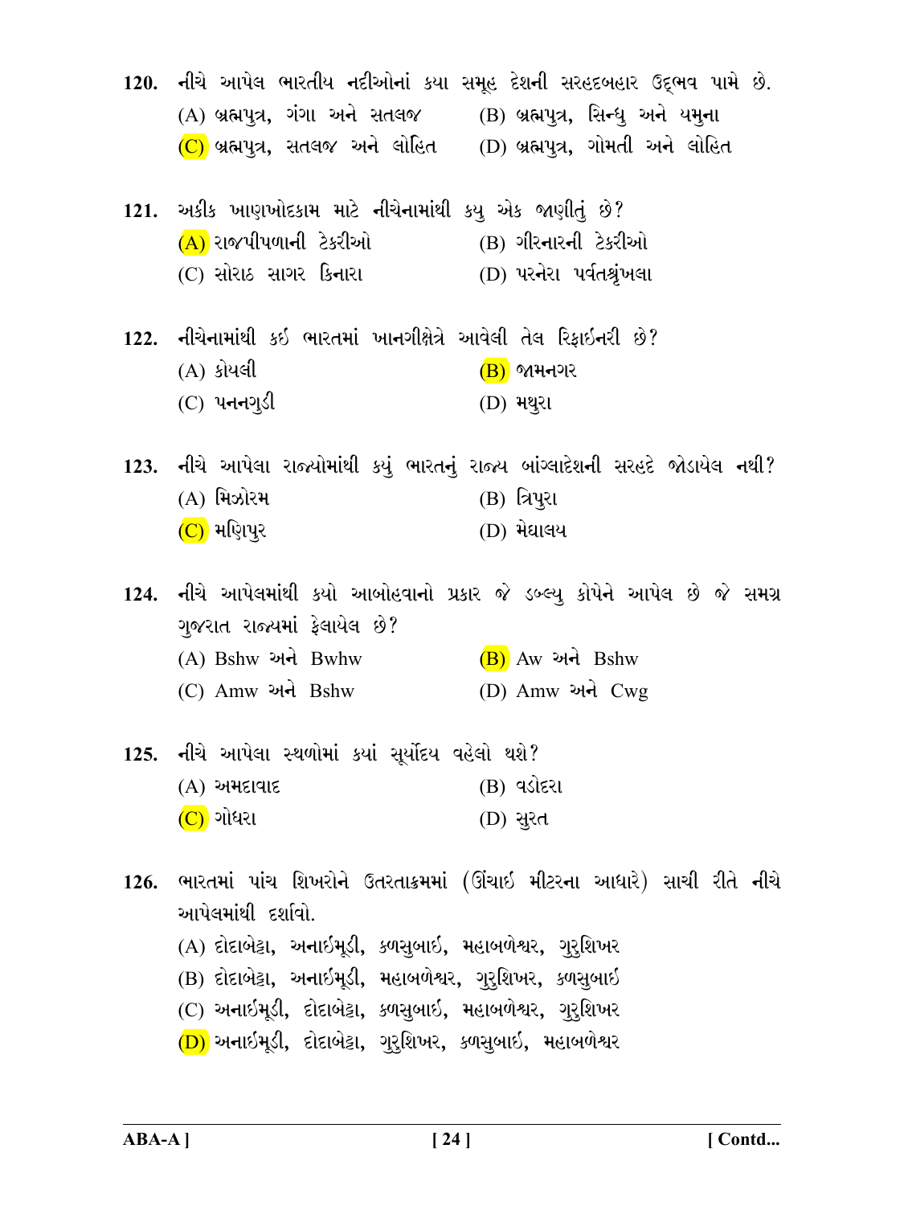**120.** નીચે આપેલ ભારતીય નદીઓનાં કયા સમૂહ દેશની સરહદબહાર ઉદ્‌ભવ પામે છે.

(A) બ્રહ્મપુત્ર, ગંગા અને સતલજ
(B) બ્રહ્મપુત્ર, સિન્ધુ અને યમુના
(C) બ્રહ્મપુત્ર, સતલજ અને લોહિત
(D) બ્રહ્મપુત્ર, ગોમતી અને લોહિત

**121.** અકીક ખાણખોદકામ માટે નીચેનામાંથી કયુ એક જાણીતું છે?

(A) રાજપીપળાની ટેકરીઓ
(B) ગીરનારની ટેકરીઓ
(C) સોરઠ સાગર કિનારા
(D) પરનેરા પર્વતશ્રૃંખલા

**122.** નીચેનામાંથી કઈ ભારતમાં ખાનગીક્ષેત્રે આવેલી તેલ રિફાઇનરી છે?

(A) કોયલી
(B) જામનગર
(C) પનનગુડી
(D) મથુરા

**123.** નીચે આપેલા રાજ્યોમાંથી કયું ભારતનું રાજ્ય બાંગ્લાદેશની સરહદે જોડાયેલ નથી?

(A) મિઝોરમ
(B) ત્રિપુરા
(C) મણિપુર
(D) મેઘાલય

**124.** નીચે આપેલમાંથી કયો આબોહવાનો પ્રકાર જે ડબ્લ્યુ કોપેને આપેલ છે જે સમગ્ર ગુજરાત રાજ્યમાં ફેલાયેલ છે?

(A) Bshw અને Bwhw
(B) Aw અને Bshw
(C) Amw અને Bshw
(D) Amw અને Cwg

**125.** નીચે આપેલા સ્થળોમાં કયાં સૂર્યોદય વહેલો થશે?

(A) અમદાવાદ
(B) વડોદરા
(C) ગોધરા
(D) સુરત

**126.** ભારતમાં પાંચ શિખરોને ઉતરતાક્રમમાં (ઊંચાઈ મીટરના આધારે) સાચી રીતે નીચે આપેલમાંથી દર્શાવો.

(A) દોદાબેટ્ટા, અનાઈમૂડી, કળસુબાઈ, મહાબળેશ્વર, ગુરુશિખર
(B) દોદાબેટ્ટા, અનાઈમૂડી, મહાબળેશ્વર, ગુરુશિખર, કળસુબાઈ
(C) અનાઈમૂડી, દોદાબેટ્ટા, કળસુબાઈ, મહાબળેશ્વર, ગુરુશિખર
(D) અનાઈમૂડી, દોદાબેટ્ટા, ગુરુશિખર, કળસુબાઈ, મહાબળેશ્વર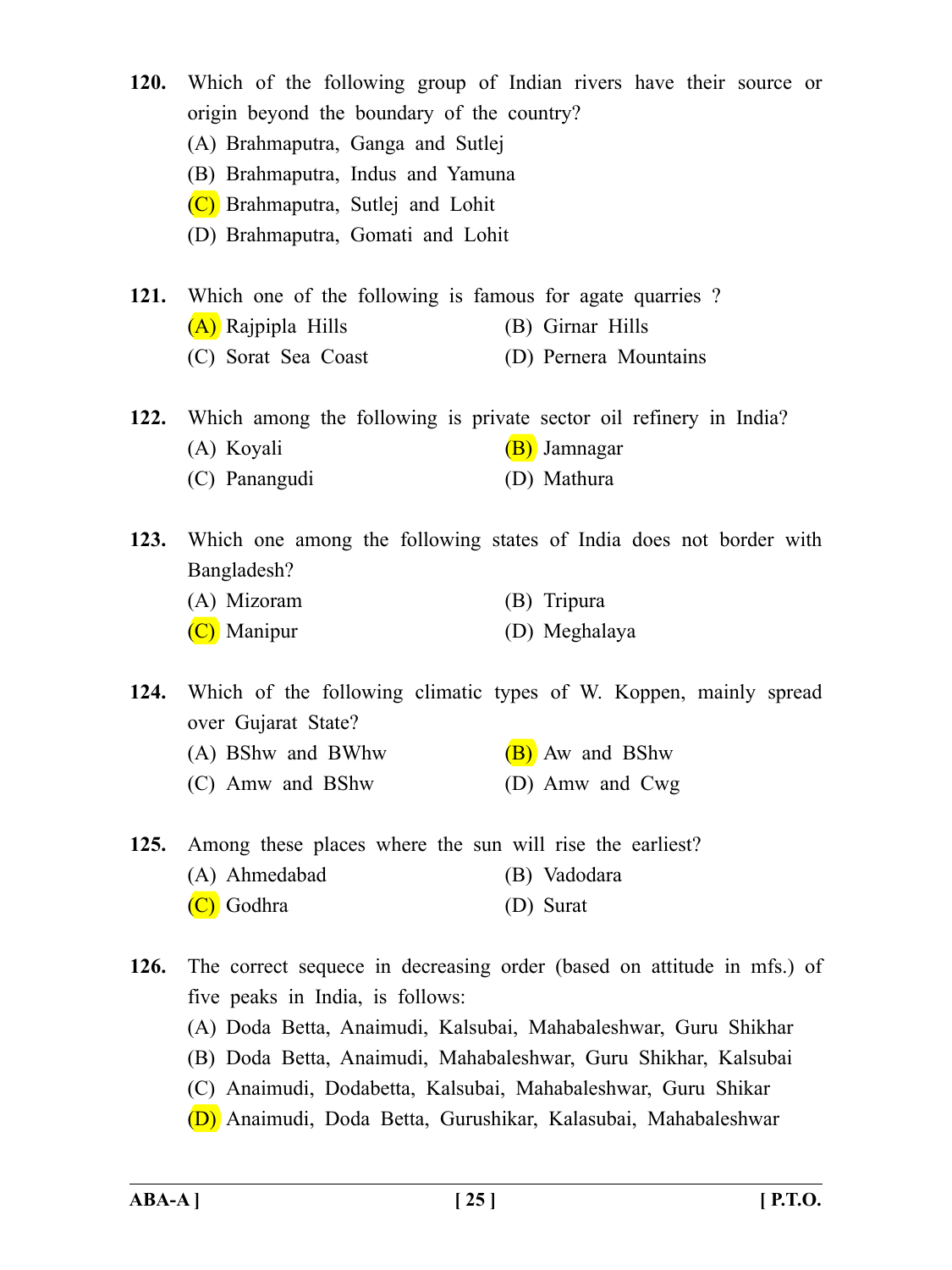**120.** Which of the following group of Indian rivers have their source or origin beyond the boundary of the country?

(A) Brahmaputra, Ganga and Sutlej

(B) Brahmaputra, Indus and Yamuna

(C) Brahmaputra, Sutlej and Lohit

(D) Brahmaputra, Gomati and Lohit

**121.** Which one of the following is famous for agate quarries ?

(A) Rajpipla Hills

(B) Girnar Hills

(C) Sorat Sea Coast

(D) Pernera Mountains

**122.** Which among the following is private sector oil refinery in India?

(A) Koyali

(B) Jamnagar

(C) Panangudi

(D) Mathura

**123.** Which one among the following states of India does not border with Bangladesh?

(A) Mizoram

(B) Tripura

(C) Manipur

(D) Meghalaya

**124.** Which of the following climatic types of W. Koppen, mainly spread over Gujarat State?

(A) BShw and BWhw

(B) Aw and BShw

(C) Amw and BShw

(D) Amw and Cwg

**125.** Among these places where the sun will rise the earliest?

(A) Ahmedabad

(B) Vadodara

(C) Godhra

(D) Surat

**126.** The correct sequece in decreasing order (based on attitude in mfs.) of five peaks in India, is follows:

(A) Doda Betta, Anaimudi, Kalsubai, Mahabaleshwar, Guru Shikhar

(B) Doda Betta, Anaimudi, Mahabaleshwar, Guru Shikhar, Kalsubai

(C) Anaimudi, Dodabetta, Kalsubai, Mahabaleshwar, Guru Shikar

(D) Anaimudi, Doda Betta, Gurushikar, Kalasubai, Mahabaleshwar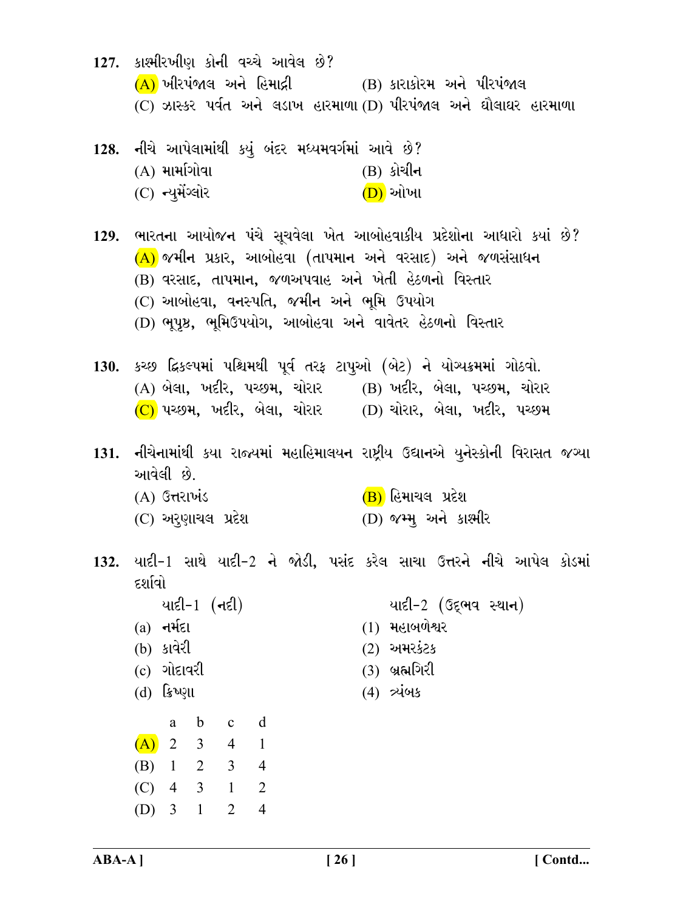127. કાશ્મીરખીણ કોની વચ્ચે આવેલ છે?

(A) ખીરપંજાલ અને હિમાદ્રી
(B) કારાકોરમ અને પીરપંજાલ
(C) ઝાસ્કર પર્વત અને લડાખ હારમાળા
(D) પીરપંજાલ અને ધૌલાધર હારમાળા

128. નીચે આપેલામાંથી કયું બંદર મધ્યમવર્ગમાં આવે છે?

(A) માર્માગોવા
(B) કોચીન
(C) ન્યુમેંગ્લોર
(D) ઓખા

129. ભારતના આયોજન પંચે સૂચવેલા ખેત આબોહવાકીય પ્રદેશોના આધારો કયાં છે?

(A) જમીન પ્રકાર, આબોહવા (તાપમાન અને વરસાદ) અને જળસંસાધન
(B) વરસાદ, તાપમાન, જળઅપવાહ અને ખેતી હેઠળનો વિસ્તાર
(C) આબોહવા, વનસ્પતિ, જમીન અને ભૂમિ ઉપયોગ
(D) ભૂપૃષ્ઠ, ભૂમિઉપયોગ, આબોહવા અને વાવેતર હેઠળનો વિસ્તાર

130. કચ્છ દ્વિકલ્પમાં પશ્ચિમથી પૂર્વ તરફ ટાપુઓ (બેટ) ને યોગ્યક્રમમાં ગોઠવો.

(A) બેલા, ખદીર, પચ્છમ, ચોરાર
(B) ખદીર, બેલા, પચ્છમ, ચોરાર
(C) પચ્છમ, ખદીર, બેલા, ચોરાર
(D) ચોરાર, બેલા, ખદીર, પચ્છમ

131. નીચેનામાંથી કયા રાજ્યમાં મહાહિમાલયન રાષ્ટ્રીય ઉદ્યાનએ યુનેસ્કોની વિરાસત જગ્યા આવેલી છે.

(A) ઉત્તરાખંડ
(B) હિમાચલ પ્રદેશ
(C) અરુણાચલ પ્રદેશ
(D) જમ્મુ અને કાશ્મીર

132. યાદી-1 સાથે યાદી-2 ને જોડી, પસંદ કરેલ સાચા ઉત્તરને નીચે આપેલ કોડમાં દર્શાવો

| યાદી-1 (નદી) | યાદી-2 (ઉદ્ભવ સ્થાન) |
|---|---|
| (a) નર્મદા | (1) મહાબળેશ્વર |
| (b) કાવેરી | (2) અમરકંટક |
| (c) ગોદાવરી | (3) બ્રહ્મગિરી |
| (d) ક્રિષ્ણા | (4) ત્ર્યંબક |

| | a | b | c | d |
|---|---|---|---|---|
| (A) | 2 | 3 | 4 | 1 |
| (B) | 1 | 2 | 3 | 4 |
| (C) | 4 | 3 | 1 | 2 |
| (D) | 3 | 1 | 2 | 4 |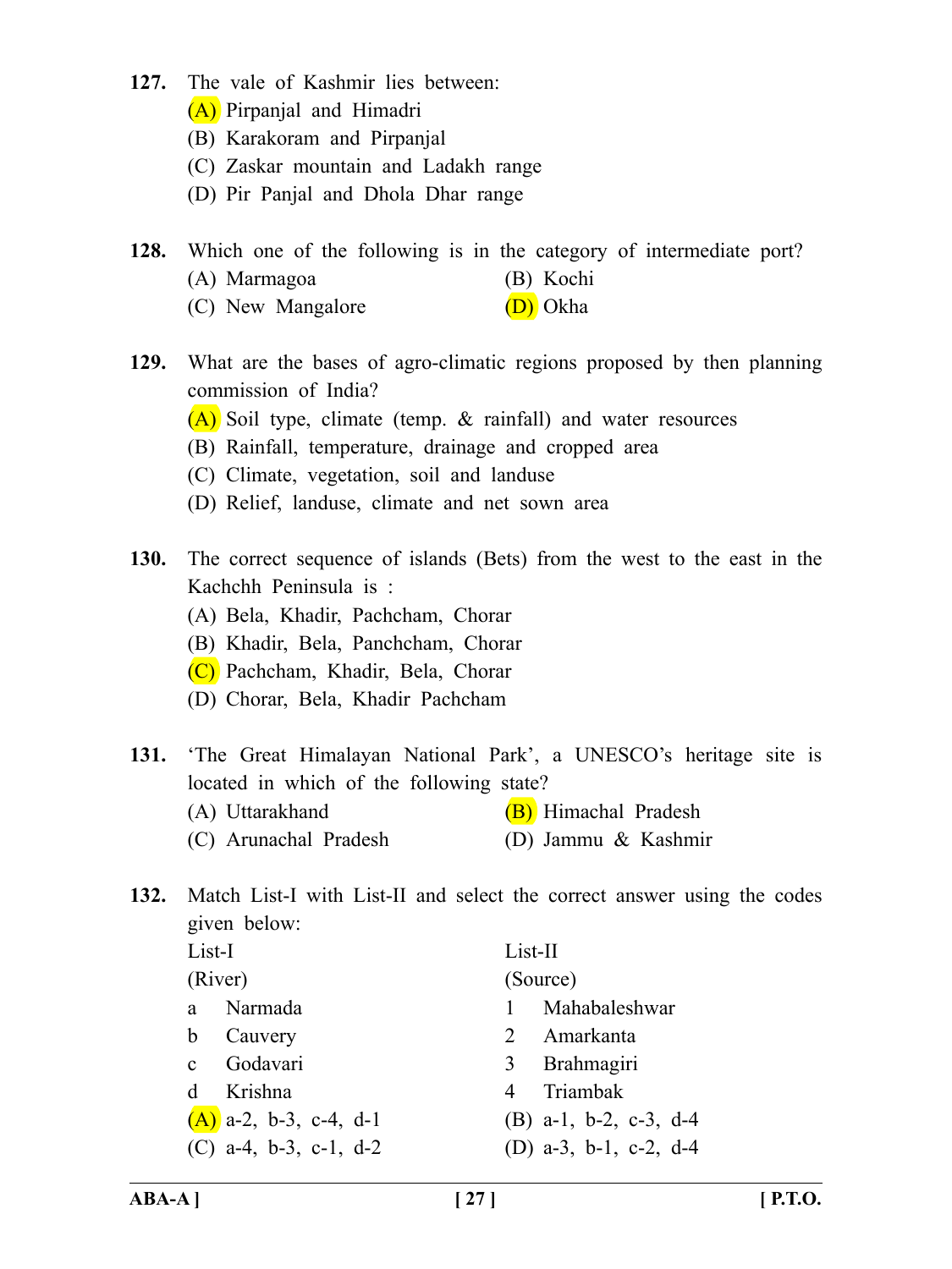**127.** The vale of Kashmir lies between:

(A) Pirpanjal and Himadri

(B) Karakoram and Pirpanjal

(C) Zaskar mountain and Ladakh range

(D) Pir Panjal and Dhola Dhar range

**128.** Which one of the following is in the category of intermediate port?

(A) Marmagoa

(B) Kochi

(C) New Mangalore

(D) Okha

**129.** What are the bases of agro-climatic regions proposed by then planning commission of India?

(A) Soil type, climate (temp. & rainfall) and water resources

(B) Rainfall, temperature, drainage and cropped area

(C) Climate, vegetation, soil and landuse

(D) Relief, landuse, climate and net sown area

**130.** The correct sequence of islands (Bets) from the west to the east in the Kachchh Peninsula is :

(A) Bela, Khadir, Pachcham, Chorar

(B) Khadir, Bela, Panchcham, Chorar

(C) Pachcham, Khadir, Bela, Chorar

(D) Chorar, Bela, Khadir Pachcham

**131.** 'The Great Himalayan National Park', a UNESCO's heritage site is located in which of the following state?

(A) Uttarakhand

(B) Himachal Pradesh

(C) Arunachal Pradesh

(D) Jammu & Kashmir

**132.** Match List-I with List-II and select the correct answer using the codes given below:

| List-I (River) | | List-II (Source) | |
|---|---|---|---|
| a | Narmada | 1 | Mahabaleshwar |
| b | Cauvery | 2 | Amarkanta |
| c | Godavari | 3 | Brahmagiri |
| d | Krishna | 4 | Triambak |

(A) a-2, b-3, c-4, d-1

(B) a-1, b-2, c-3, d-4

(C) a-4, b-3, c-1, d-2

(D) a-3, b-1, c-2, d-4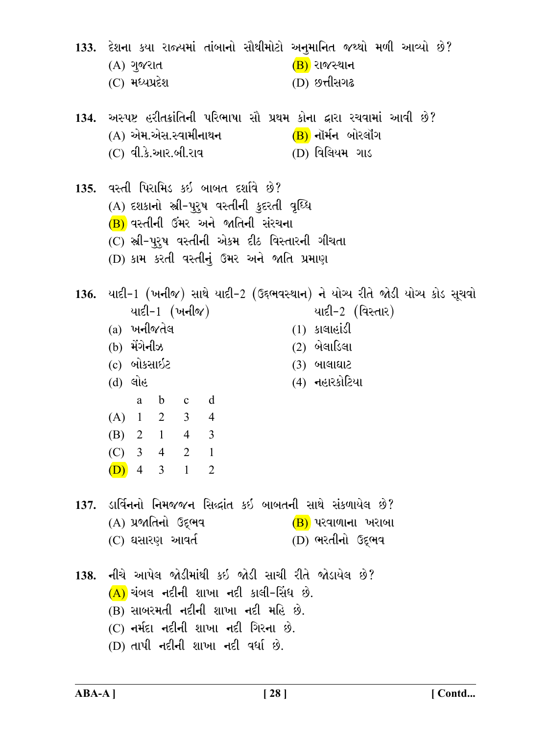133. દેશના કયા રાજ્યમાં તાંબાનો સૌથીમોટો અનુમાનિત જથ્થો મળી આવ્યો છે?

(A) ગુજરાત
(B) રાજસ્થાન
(C) મધ્યપ્રદેશ
(D) છત્તીસગઢ

134. અસ્પષ્ટ હરીતક્રાંતિની પરિભાષા સૌ પ્રથમ કોના દ્વારા રચવામાં આવી છે?

(A) એમ.એસ.સ્વામીનાથન
(B) નૉર્મન બોરલૉગ
(C) વી.કે.આર.બી.રાવ
(D) વિલિયમ ગાડ

135. વસ્તી પિરામિડ કઈ બાબત દર્શાવે છે?

(A) દશકાનો સ્ત્રી-પુરુષ વસ્તીની કુદરતી વૃધ્ધિ
(B) વસ્તીની ઉંમર અને જાતિની સંરચના
(C) સ્ત્રી-પુરુષ વસ્તીની એકમ દીઠ વિસ્તારની ગીચતા
(D) કામ કરતી વસ્તીનું ઉમર અને જાતિ પ્રમાણ

136. યાદી-1 (ખનીજ) સાથે યાદી-2 (ઉદ્‌ભવસ્થાન) ને યોગ્ય રીતે જોડી યોગ્ય કોડ સૂચવો

| યાદી-1 (ખનીજ) | યાદી-2 (વિસ્તાર) |
|---|---|
| (a) ખનીજતેલ | (1) કાલાહાંડી |
| (b) મેંગેનીઝ | (2) બેલાડિલા |
| (c) બોકસાઈટ | (3) બાલાઘાટ |
| (d) લોહ | (4) નહારકોટિયા |

| | a | b | c | d |
|---|---|---|---|---|
| (A) | 1 | 2 | 3 | 4 |
| (B) | 2 | 1 | 4 | 3 |
| (C) | 3 | 4 | 2 | 1 |
| (D) | 4 | 3 | 1 | 2 |

137. ડાર્વિનનો નિમજ્જન સિદ્ધાંત કઈ બાબતની સાથે સંકળાયેલ છે?

(A) પ્રજાતિનો ઉદ્‌ભવ
(B) પરવાળાના ખરાબા
(C) ઘસારણ આવર્ત
(D) ભરતીનો ઉદ્‌ભવ

138. નીચે આપેલ જોડીમાંથી કઈ જોડી સાચી રીતે જોડાયેલ છે?

(A) ચંબલ નદીની શાખા નદી કાલી-સિંધ છે.
(B) સાબરમતી નદીની શાખા નદી મહિ છે.
(C) નર્મદા નદીની શાખા નદી ગિરના છે.
(D) તાપી નદીની શાખા નદી વર્ધા છે.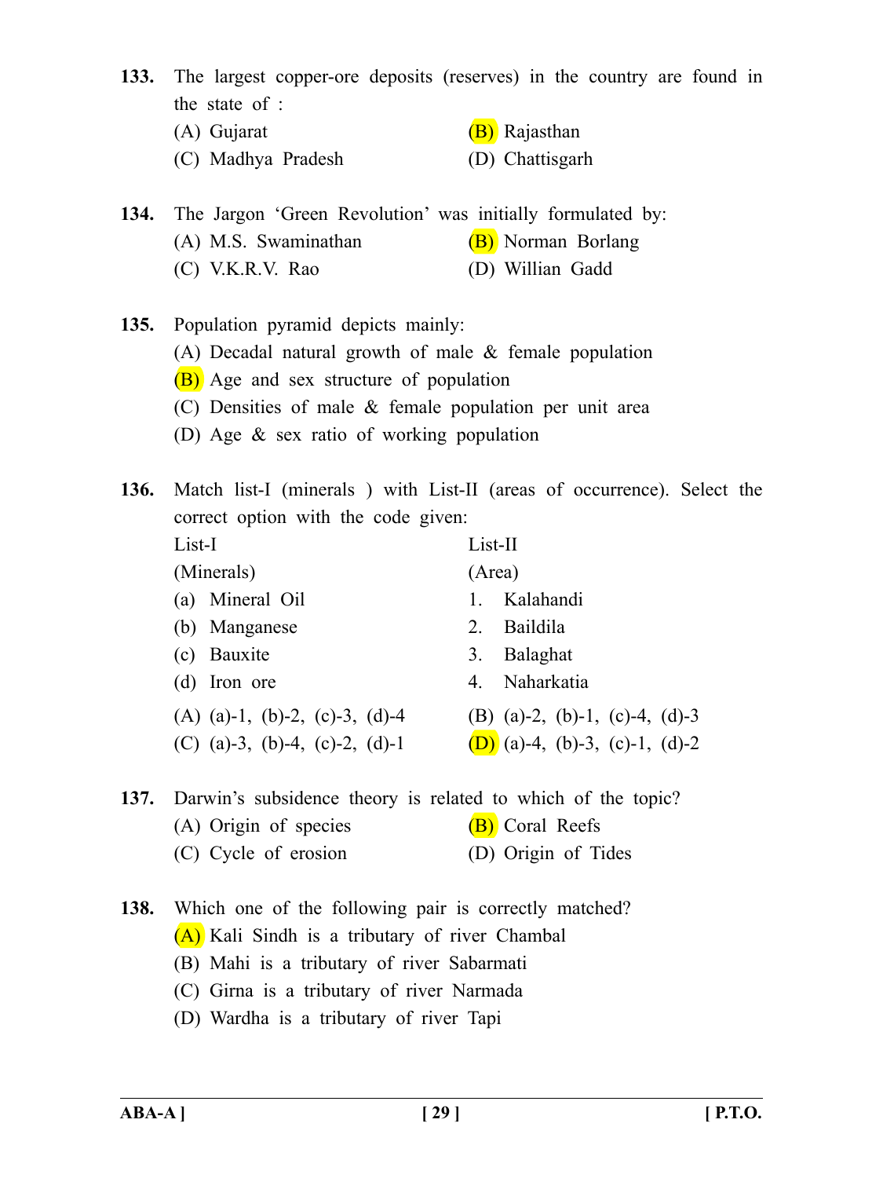**133.** The largest copper-ore deposits (reserves) in the country are found in the state of :

(A) Gujarat
(B) Rajasthan
(C) Madhya Pradesh
(D) Chattisgarh

**134.** The Jargon 'Green Revolution' was initially formulated by:

(A) M.S. Swaminathan
(B) Norman Borlang
(C) V.K.R.V. Rao
(D) Willian Gadd

**135.** Population pyramid depicts mainly:

(A) Decadal natural growth of male & female population
(B) Age and sex structure of population
(C) Densities of male & female population per unit area
(D) Age & sex ratio of working population

**136.** Match list-I (minerals ) with List-II (areas of occurrence). Select the correct option with the code given:

| List-I (Minerals) | List-II (Area) |
|---|---|
| (a) Mineral Oil | 1. Kalahandi |
| (b) Manganese | 2. Baildila |
| (c) Bauxite | 3. Balaghat |
| (d) Iron ore | 4. Naharkatia |

(A) (a)-1, (b)-2, (c)-3, (d)-4
(B) (a)-2, (b)-1, (c)-4, (d)-3
(C) (a)-3, (b)-4, (c)-2, (d)-1
(D) (a)-4, (b)-3, (c)-1, (d)-2

**137.** Darwin's subsidence theory is related to which of the topic?

(A) Origin of species
(B) Coral Reefs
(C) Cycle of erosion
(D) Origin of Tides

**138.** Which one of the following pair is correctly matched?

(A) Kali Sindh is a tributary of river Chambal
(B) Mahi is a tributary of river Sabarmati
(C) Girna is a tributary of river Narmada
(D) Wardha is a tributary of river Tapi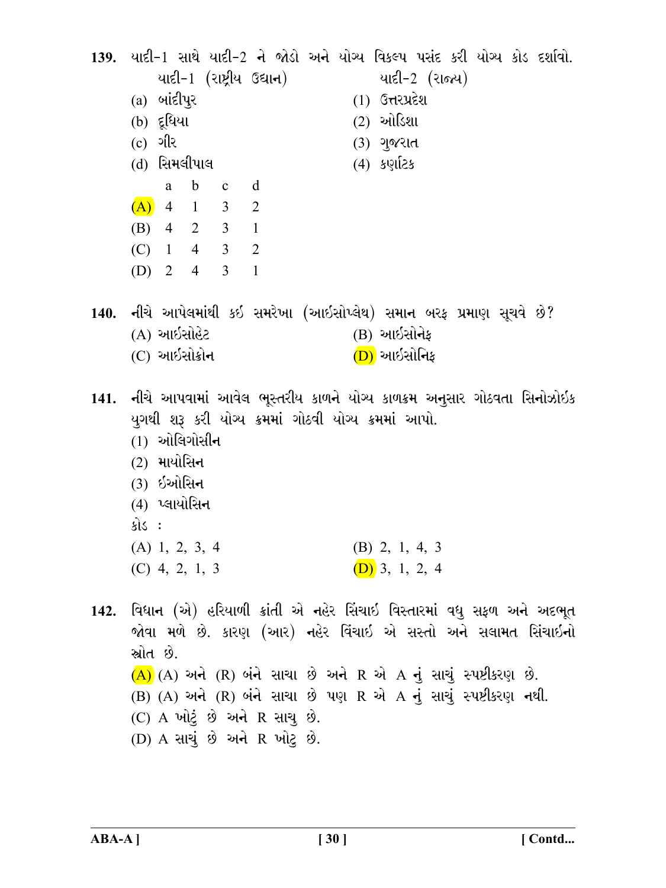**139.** યાદી-1 સાથે યાદી-2 ને જોડો અને યોગ્ય વિકલ્પ પસંદ કરી યોગ્ય કોડ દર્શાવો.

| યાદી-1 (રાષ્ટ્રીય ઉદ્યાન) | યાદી-2 (રાજ્ય) |
|---|---|
| (a) બાંદીપુર | (1) ઉત્તરપ્રદેશ |
| (b) દૂધિયા | (2) ઓડિશા |
| (c) ગીર | (3) ગુજરાત |
| (d) સિમલીપાલ | (4) કર્ણાટક |

| | a | b | c | d |
|---|---|---|---|---|
| (A) | 4 | 1 | 3 | 2 |
| (B) | 4 | 2 | 3 | 1 |
| (C) | 1 | 4 | 3 | 2 |
| (D) | 2 | 4 | 3 | 1 |

**140.** નીચે આપેલમાંથી કઈ સમરેખા (આઈસોપ્લેથ) સમાન બરફ પ્રમાણ સૂચવે છે?

(A) આઈસોહેટ
(B) આઈસોનેફ
(C) આઈસોક્રોન
(D) આઈસોનિફ

**141.** નીચે આપવામાં આવેલ ભૂસ્તરીય કાળને યોગ્ય કાળક્રમ અનુસાર ગોઠવતા સિનોઝોઈક યુગથી શરૂ કરી યોગ્ય ક્રમમાં ગોઠવી યોગ્ય ક્રમમાં આપો.

(1) ઓલિગોસીન
(2) માયોસિન
(3) ઈઓસિન
(4) પ્લાયોસિન

કોડ :

(A) 1, 2, 3, 4
(B) 2, 1, 4, 3
(C) 4, 2, 1, 3
(D) 3, 1, 2, 4

**142.** વિધાન (એ) હરિયાળી ક્રાંતી એ નહેર સિંચાઈ વિસ્તારમાં વધુ સફળ અને અદભૂત જોવા મળે છે. કારણ (આર) નહેર વિંચાઈ એ સસ્તો અને સલામત સિંચાઈનો સ્રોત છે.

(A) (A) અને (R) બંને સાચા છે અને R એ A નું સાચું સ્પષ્ટીકરણ છે.
(B) (A) અને (R) બંને સાચા છે પણ R એ A નું સાચું સ્પષ્ટીકરણ નથી.
(C) A ખોટું છે અને R સાચુ છે.
(D) A સાચું છે અને R ખોટુ છે.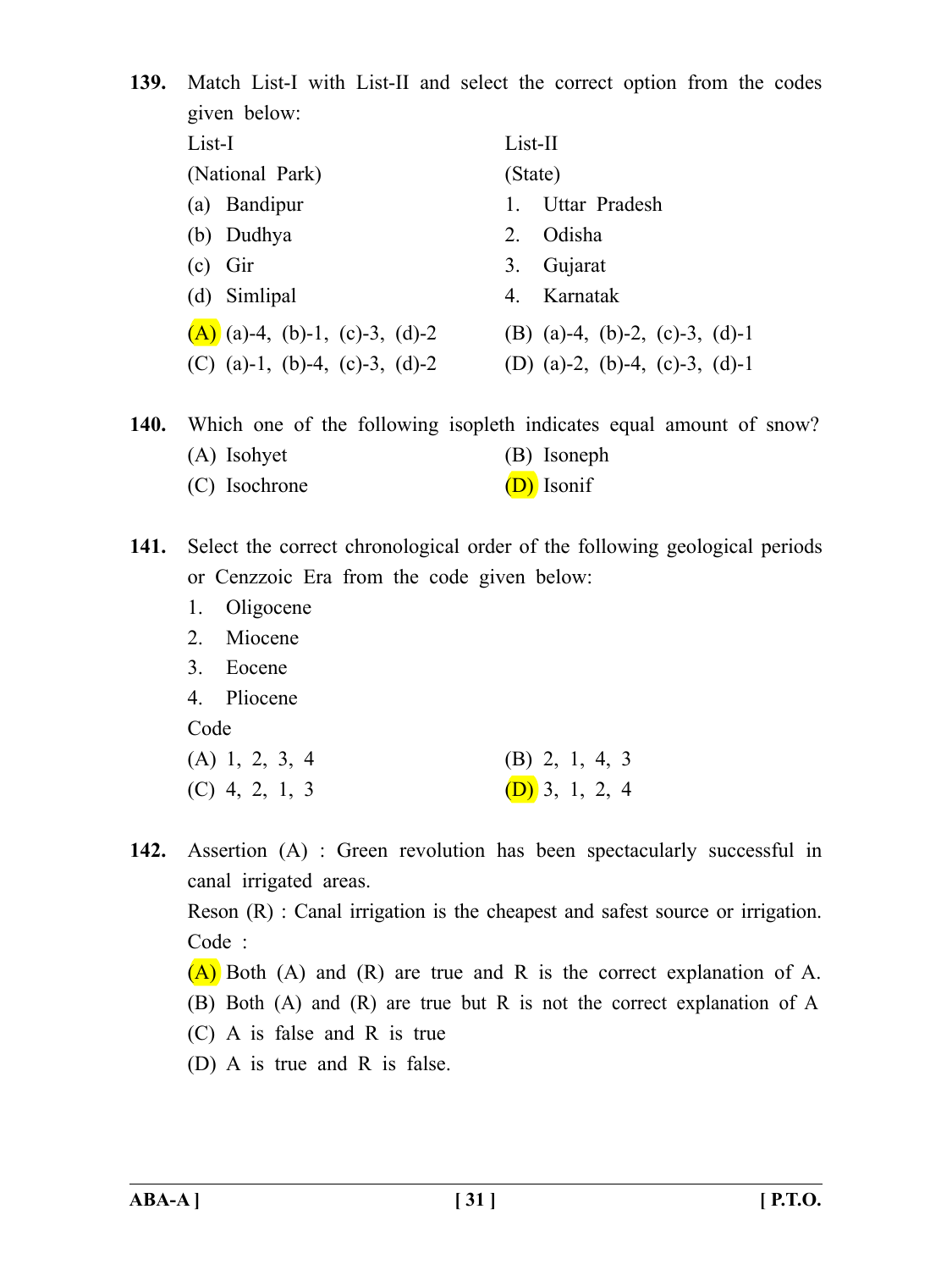**139.** Match List-I with List-II and select the correct option from the codes given below:

| List-I (National Park) | List-II (State) |
|---|---|
| (a) Bandipur | 1. Uttar Pradesh |
| (b) Dudhya | 2. Odisha |
| (c) Gir | 3. Gujarat |
| (d) Simlipal | 4. Karnatak |

(A) (a)-4, (b)-1, (c)-3, (d)-2
(B) (a)-4, (b)-2, (c)-3, (d)-1
(C) (a)-1, (b)-4, (c)-3, (d)-2
(D) (a)-2, (b)-4, (c)-3, (d)-1

**140.** Which one of the following isopleth indicates equal amount of snow?

(A) Isohyet
(B) Isoneph
(C) Isochrone
(D) Isonif

**141.** Select the correct chronological order of the following geological periods or Cenzzoic Era from the code given below:

1. Oligocene
2. Miocene
3. Eocene
4. Pliocene

Code

(A) 1, 2, 3, 4
(B) 2, 1, 4, 3
(C) 4, 2, 1, 3
(D) 3, 1, 2, 4

**142.** Assertion (A) : Green revolution has been spectacularly successful in canal irrigated areas.

Reson (R) : Canal irrigation is the cheapest and safest source or irrigation.

Code :

(A) Both (A) and (R) are true and R is the correct explanation of A.
(B) Both (A) and (R) are true but R is not the correct explanation of A
(C) A is false and R is true
(D) A is true and R is false.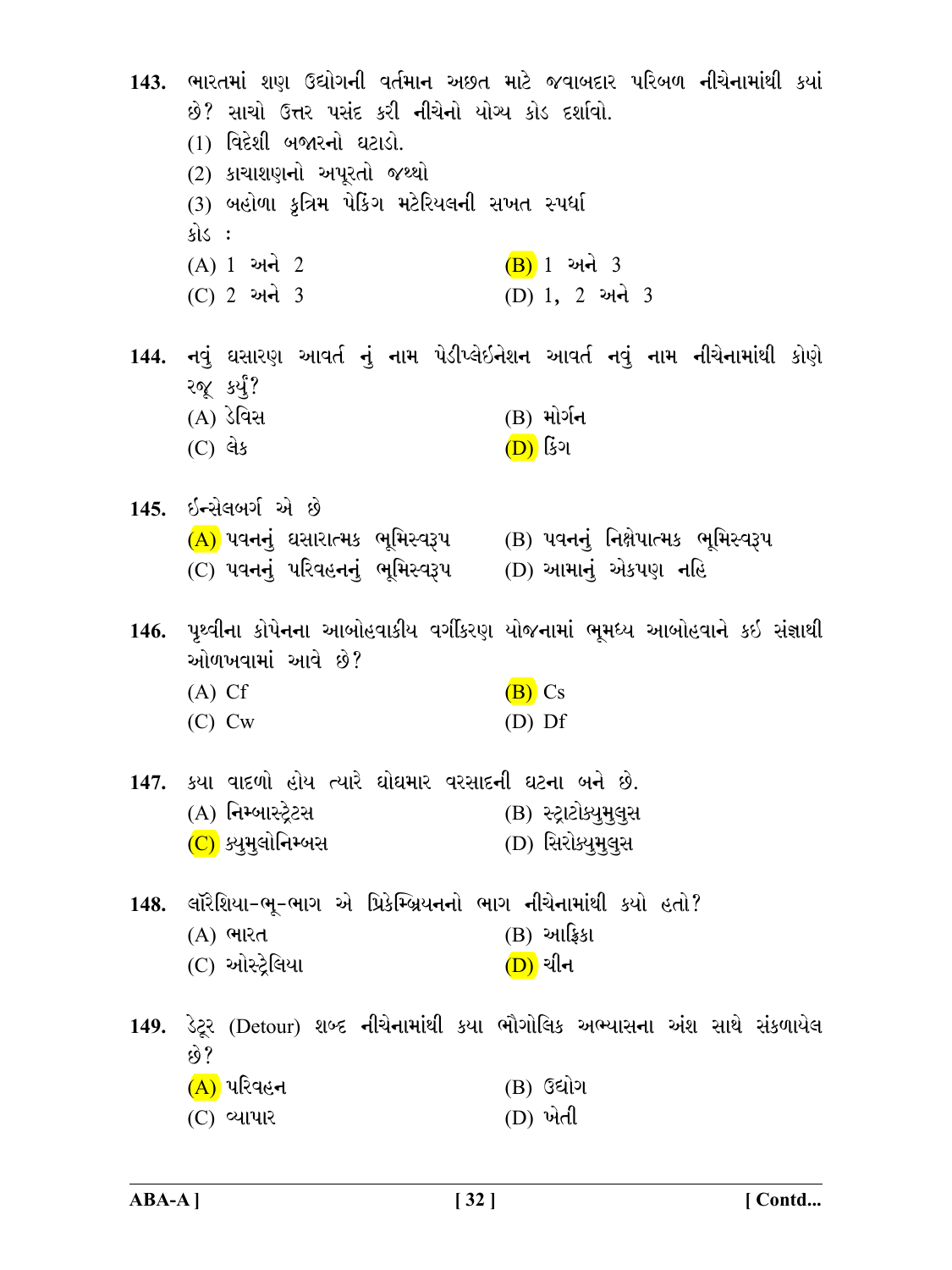**143.** ભારતમાં શણ ઉદ્યોગની વર્તમાન અછત માટે જવાબદાર પરિબળ નીચેનામાંથી કયાં છે? સાચો ઉત્તર પસંદ કરી નીચેનો યોગ્ય કોડ દર્શાવો.

(1) વિદેશી બજારનો ઘટાડો.

(2) કાચાશણનો અપૂરતો જથ્થો

(3) બહોળા કૃત્રિમ પેકિંગ મટેરિયલની સખત સ્પર્ધા

કોડ :

(A) 1 અને 2

(B) 1 અને 3

(C) 2 અને 3

(D) 1, 2 અને 3

**144.** નવું ઘસારણ આવર્ત નું નામ પેડીપ્લેઇનેશન આવર્ત નવું નામ નીચેનામાંથી કોણે રજૂ કર્યું?

(A) ડેવિસ

(B) મોર્ગન

(C) લેક

(D) કિંગ

**145.** ઇન્સેલબર્ગ એ છે

(A) પવનનું ઘસારાત્મક ભૂમિસ્વરૂપ

(B) પવનનું નિક્ષેપાત્મક ભૂમિસ્વરૂપ

(C) પવનનું પરિવહનનું ભૂમિસ્વરૂપ

(D) આમાનું એકપણ નહિ

**146.** પૃથ્વીના કોપેનના આબોહવાકીય વર્ગીકરણ યોજનામાં ભૂમધ્ય આબોહવાને કઈ સંજ્ઞાથી ઓળખવામાં આવે છે?

(A) Cf

(B) Cs

(C) Cw

(D) Df

**147.** કયા વાદળો હોય ત્યારે ધોધમાર વરસાદની ઘટના બને છે.

(A) નિમ્બાસ્ટ્રેટસ

(B) સ્ટ્રાટોક્યુમુલસ

(C) ક્યુમુલોનિમ્બસ

(D) સિરોક્યુમુલસ

**148.** લૉરેશિયા-ભૂ-ભાગ એ પ્રિકેમ્બ્રિયનનો ભાગ નીચેનામાંથી કયો હતો?

(A) ભારત

(B) આફ્રિકા

(C) ઓસ્ટ્રેલિયા

(D) ચીન

**149.** ડેટૂર (Detour) શબ્દ નીચેનામાંથી કયા ભૌગોલિક અભ્યાસના અંશ સાથે સંકળાયેલ છે?

(A) પરિવહન

(B) ઉદ્યોગ

(C) વ્યાપાર

(D) ખેતી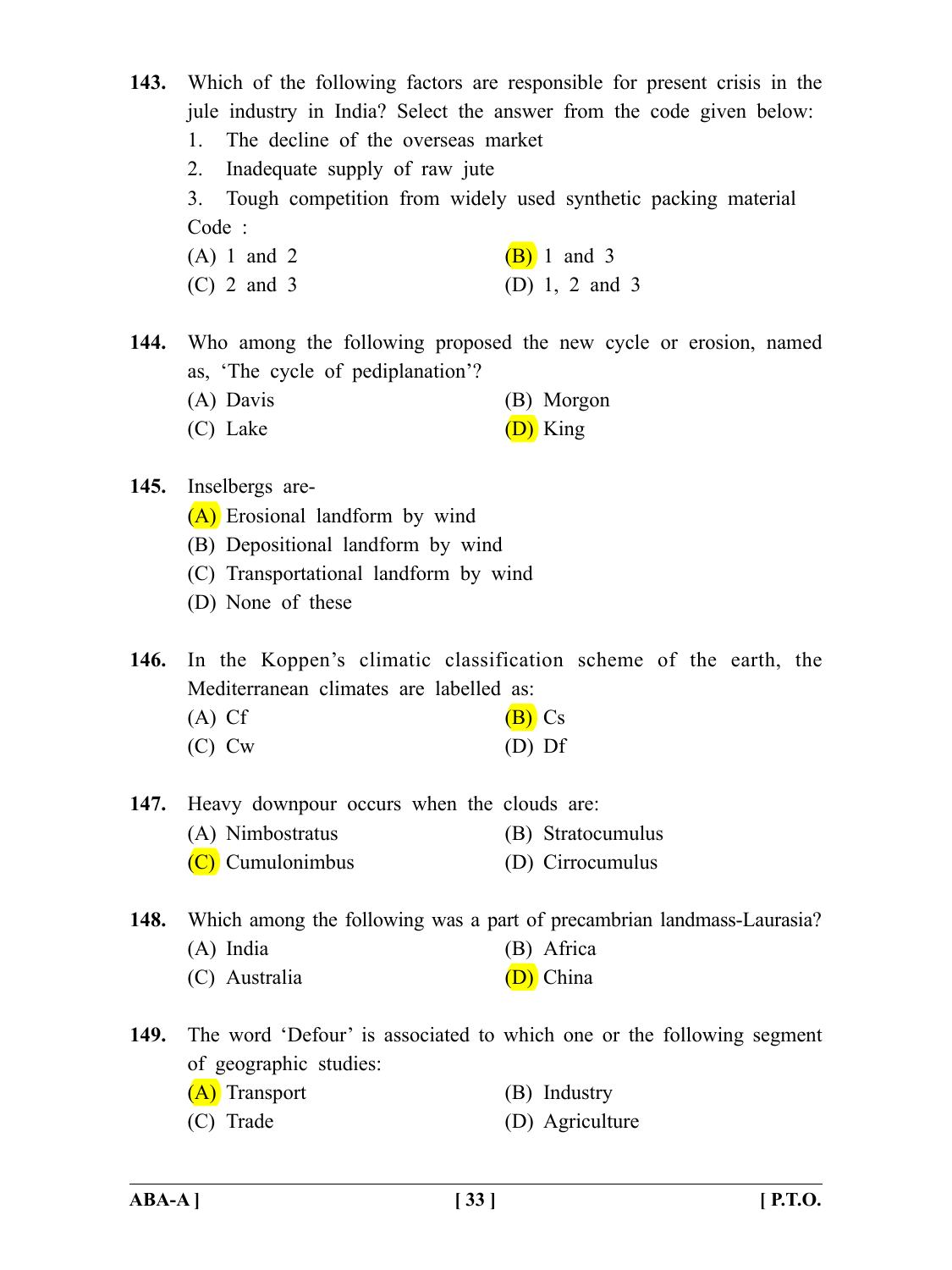**143.** Which of the following factors are responsible for present crisis in the jule industry in India? Select the answer from the code given below:

1. The decline of the overseas market
2. Inadequate supply of raw jute
3. Tough competition from widely used synthetic packing material

Code :

(A) 1 and 2 (B) 1 and 3
(C) 2 and 3 (D) 1, 2 and 3

**144.** Who among the following proposed the new cycle or erosion, named as, 'The cycle of pediplanation'?

(A) Davis (B) Morgon
(C) Lake (D) King

**145.** Inselbergs are-

(A) Erosional landform by wind
(B) Depositional landform by wind
(C) Transportational landform by wind
(D) None of these

**146.** In the Koppen's climatic classification scheme of the earth, the Mediterranean climates are labelled as:

(A) Cf (B) Cs
(C) Cw (D) Df

**147.** Heavy downpour occurs when the clouds are:

(A) Nimbostratus (B) Stratocumulus
(C) Cumulonimbus (D) Cirrocumulus

**148.** Which among the following was a part of precambrian landmass-Laurasia?

(A) India (B) Africa
(C) Australia (D) China

**149.** The word 'Defour' is associated to which one or the following segment of geographic studies:

(A) Transport (B) Industry
(C) Trade (D) Agriculture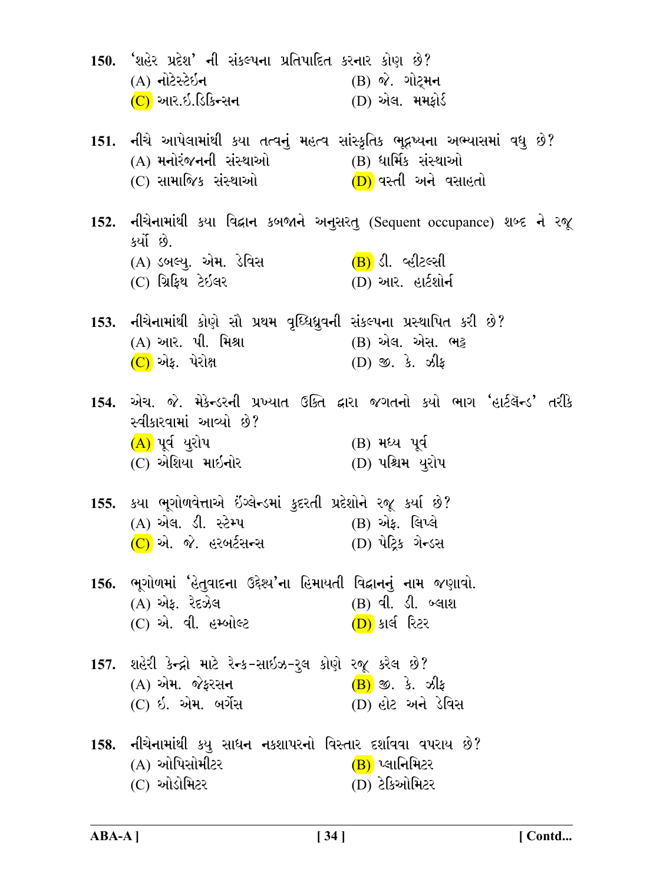150. 'શહેર પ્રદેશ' ની સંકલ્પના પ્રતિપાદિત કરનાર કોણ છે?

(A) નોટેસ્ટેઇન
(B) જે. ગોટ્મન
(C) આર.ઇ.ડિકિન્સન
(D) એલ. મમફોર્ડ

151. નીચે આપેલામાંથી કયા તત્વનું મહત્વ સાંસ્કૃતિક ભૂદ્રષ્યના અભ્યાસમાં વધુ છે?

(A) મનોરંજનની સંસ્થાઓ
(B) ધાર્મિક સંસ્થાઓ
(C) સામાજિક સંસ્થાઓ
(D) વસ્તી અને વસાહતો

152. નીચેનામાંથી કયા વિદ્વાન કબજાને અનુસરતુ (Sequent occupance) શબ્દ ને રજૂ કર્યો છે.

(A) ડબલ્યુ. એમ. ડેવિસ
(B) ડી. વ્હીટલ્સી
(C) ગ્રિફિથ ટેઇલર
(D) આર. હાર્ટશોર્ન

153. નીચેનામાંથી કોણે સૌ પ્રથમ વૃધ્ધિધ્રુવની સંકલ્પના પ્રસ્થાપિત કરી છે?

(A) આર. પી. મિશ્રા
(B) એલ. એસ. ભટ્ટ
(C) એફ. પેરોક્ષ
(D) જી. કે. ઝીફ

154. એચ. જે. મેકેન્ડરની પ્રખ્યાત ઉક્તિ દ્વારા જગતનો કયો ભાગ 'હાર્ટલૅન્ડ' તરીકે સ્વીકારવામાં આવ્યો છે?

(A) પૂર્વ યુરોપ
(B) મધ્ય પૂર્વ
(C) એશિયા માઇનોર
(D) પશ્ચિમ યુરોપ

155. કયા ભૂગોળવેત્તાએ ઇંગ્લેન્ડમાં કુદરતી પ્રદેશોને રજૂ કર્યા છે?

(A) એલ. ડી. સ્ટેમ્પ
(B) એફ. લિપ્લે
(C) એ. જે. હરબર્ટસન્સ
(D) પેટ્રિક ગેન્ડસ

156. ભૂગોળમાં 'હેતુવાદના ઉદ્દેશ્ય'ના હિમાયતી વિદ્વાનનું નામ જણાવો.

(A) એફ. રેટઝેલ
(B) વી. ડી. બ્લાશ
(C) એ. વી. હમ્બોલ્ટ
(D) કાર્લ રિટર

157. શહેરી કેન્દ્રો માટે રેન્ક-સાઇઝ-રુલ કોણે રજૂ કરેલ છે?

(A) એમ. જેફરસન
(B) જી. કે. ઝીફ
(C) ઇ. એમ. બર્ગેસ
(D) હોટ અને ડેવિસ

158. નીચેનામાંથી કયુ સાધન નકશાપરનો વિસ્તાર દર્શાવવા વપરાય છે?

(A) ઓપિસોમીટર
(B) પ્લાનિમિટર
(C) ઓડોમિટર
(D) ટેકિઓમિટર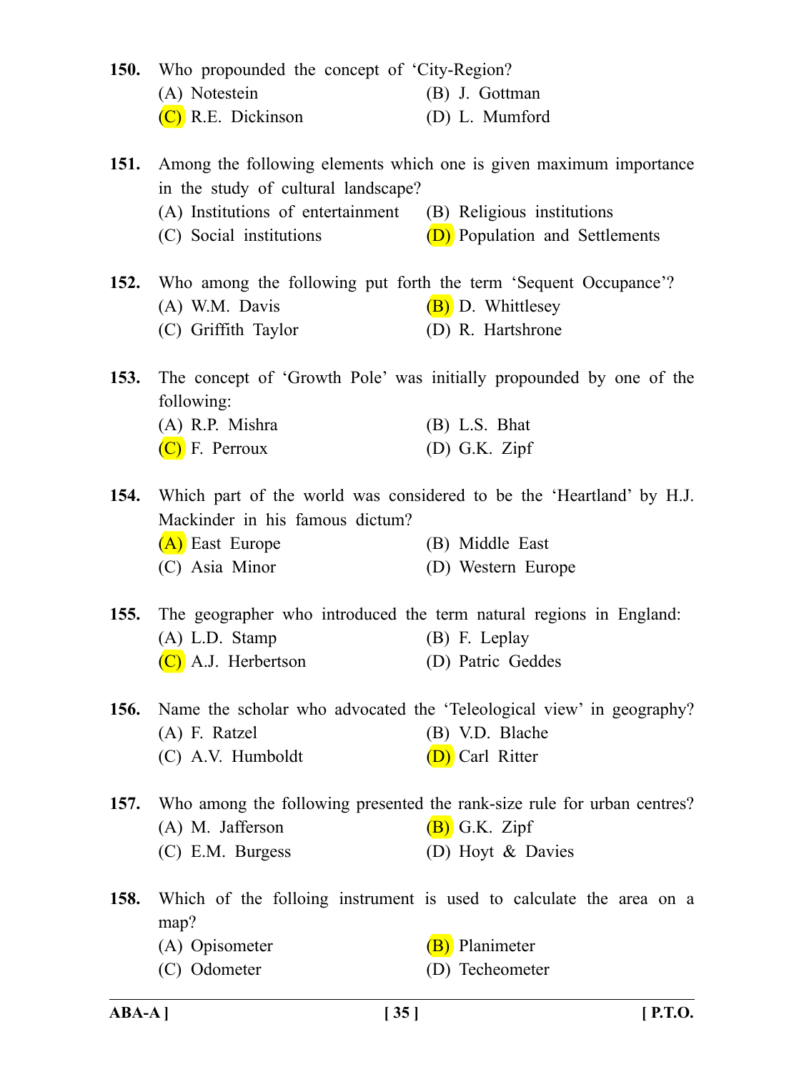**150.** Who propounded the concept of 'City-Region?

(A) Notestein (B) J. Gottman

(C) R.E. Dickinson (D) L. Mumford

**151.** Among the following elements which one is given maximum importance in the study of cultural landscape?

(A) Institutions of entertainment (B) Religious institutions

(C) Social institutions (D) Population and Settlements

**152.** Who among the following put forth the term 'Sequent Occupance'?

(A) W.M. Davis (B) D. Whittlesey

(C) Griffith Taylor (D) R. Hartshrone

**153.** The concept of 'Growth Pole' was initially propounded by one of the following:

(A) R.P. Mishra (B) L.S. Bhat

(C) F. Perroux (D) G.K. Zipf

**154.** Which part of the world was considered to be the 'Heartland' by H.J. Mackinder in his famous dictum?

(A) East Europe (B) Middle East

(C) Asia Minor (D) Western Europe

**155.** The geographer who introduced the term natural regions in England:

(A) L.D. Stamp (B) F. Leplay

(C) A.J. Herbertson (D) Patric Geddes

**156.** Name the scholar who advocated the 'Teleological view' in geography?

(A) F. Ratzel (B) V.D. Blache

(C) A.V. Humboldt (D) Carl Ritter

**157.** Who among the following presented the rank-size rule for urban centres?

(A) M. Jafferson (B) G.K. Zipf

(C) E.M. Burgess (D) Hoyt & Davies

**158.** Which of the folloing instrument is used to calculate the area on a map?

(A) Opisometer (B) Planimeter

(C) Odometer (D) Techeometer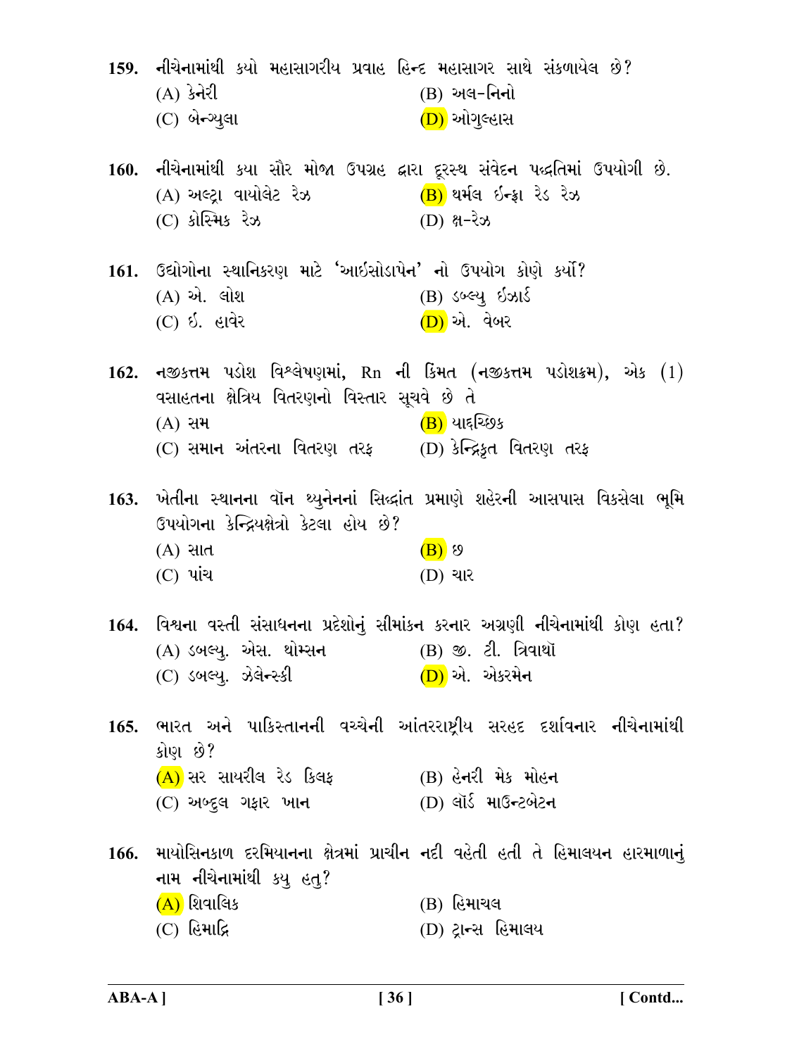159. નીચેનામાંથી કયો મહાસાગરીય પ્રવાહ હિન્દ મહાસાગર સાથે સંકળાયેલ છે?

(A) કેનેરી

(B) અલ-નિનો

(C) બેન્ગ્યુલા

(D) ઓગુલ્હાસ

160. નીચેનામાંથી ક્યા સૌર મોજા ઉપગ્રહ દ્વારા દૂરસ્થ સંવેદન પદ્ધતિમાં ઉપયોગી છે.

(A) અલ્ટ્રા વાયોલેટ રેઝ

(B) થર્મલ ઈન્ફ્રા રેડ રેઝ

(C) કોસ્મિક રેઝ

(D) ક્ષ-રેઝ

161. ઉદ્યોગોના સ્થાનિકરણ માટે 'આઈસોડાપેન' નો ઉપયોગ કોણે કર્યો?

(A) એ. લોશ

(B) ડબ્લ્યુ ઈઝાર્ડ

(C) ઈ. હાવેર

(D) એ. વેબર

162. નજીકત્તમ પડોશ વિશ્લેષણમાં, Rn ની કિંમત (નજીકત્તમ પડોશક્રમ), એક (1) વસાહતના ક્ષેત્રિય વિતરણનો વિસ્તાર સૂચવે છે તે

(A) સમ

(B) યાદચ્છિક

(C) સમાન અંતરના વિતરણ તરફ

(D) કેન્દ્રિકૃત વિતરણ તરફ

163. ખેતીના સ્થાનના વૉન થ્યુનેનનાં સિદ્ધાંત પ્રમાણે શહેરની આસપાસ વિકસેલા ભૂમિ ઉપયોગના કેન્દ્રિયક્ષેત્રો કેટલા હોય છે?

(A) સાત

(B) છ

(C) પાંચ

(D) ચાર

164. વિશ્વના વસ્તી સંસાધનના પ્રદેશોનું સીમાંકન કરનાર અગ્રણી નીચેનામાંથી કોણ હતા?

(A) ડબલ્યુ. એસ. થોમ્સન

(B) જી. ટી. ત્રિવાર્થા

(C) ડબલ્યુ. ઝેલેન્સ્કી

(D) એ. એકરમેન

165. ભારત અને પાકિસ્તાનની વચ્ચેની આંતરરાષ્ટ્રીય સરહદ દર્શાવનાર નીચેનામાંથી કોણ છે?

(A) સર સાયરીલ રેડ ક્લિફ

(B) હેનરી મેક મોહન

(C) અબ્દુલ ગફાર ખાન

(D) લૉર્ડ માઉન્ટબેટન

166. માયોસિનકાળ દરમિયાનના ક્ષેત્રમાં પ્રાચીન નદી વહેતી હતી તે હિમાલયન હારમાળાનું નામ નીચેનામાંથી કયુ હતુ?

(A) શિવાલિક

(B) હિમાચલ

(C) હિમાદ્રિ

(D) ટ્રાન્સ હિમાલય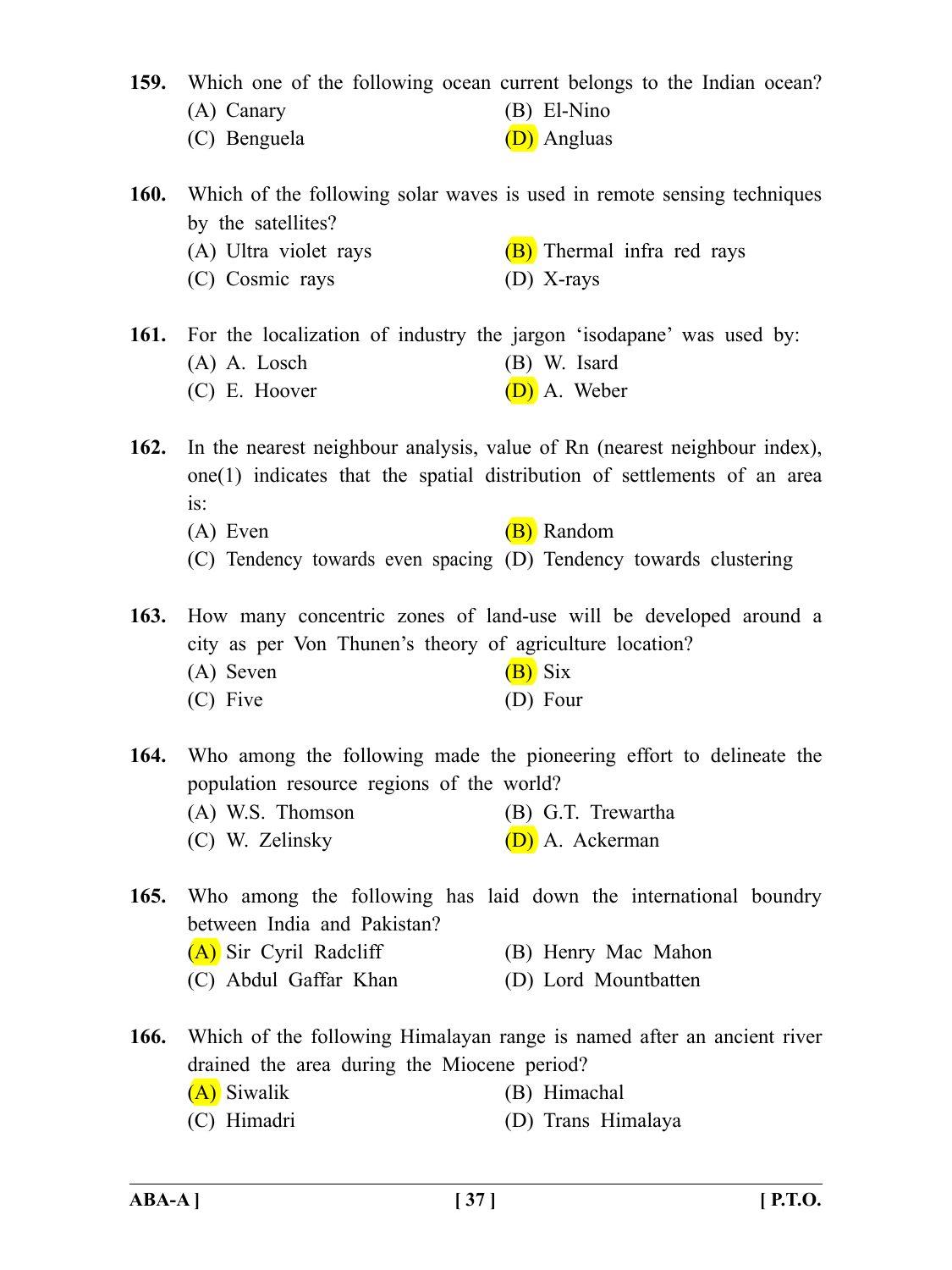**159.** Which one of the following ocean current belongs to the Indian ocean?

(A) Canary
(B) El-Nino
(C) Benguela
(D) Angluas

**160.** Which of the following solar waves is used in remote sensing techniques by the satellites?

(A) Ultra violet rays
(B) Thermal infra red rays
(C) Cosmic rays
(D) X-rays

**161.** For the localization of industry the jargon 'isodapane' was used by:

(A) A. Losch
(B) W. Isard
(C) E. Hoover
(D) A. Weber

**162.** In the nearest neighbour analysis, value of Rn (nearest neighbour index), one(1) indicates that the spatial distribution of settlements of an area is:

(A) Even
(B) Random
(C) Tendency towards even spacing
(D) Tendency towards clustering

**163.** How many concentric zones of land-use will be developed around a city as per Von Thunen's theory of agriculture location?

(A) Seven
(B) Six
(C) Five
(D) Four

**164.** Who among the following made the pioneering effort to delineate the population resource regions of the world?

(A) W.S. Thomson
(B) G.T. Trewartha
(C) W. Zelinsky
(D) A. Ackerman

**165.** Who among the following has laid down the international boundry between India and Pakistan?

(A) Sir Cyril Radcliff
(B) Henry Mac Mahon
(C) Abdul Gaffar Khan
(D) Lord Mountbatten

**166.** Which of the following Himalayan range is named after an ancient river drained the area during the Miocene period?

(A) Siwalik
(B) Himachal
(C) Himadri
(D) Trans Himalaya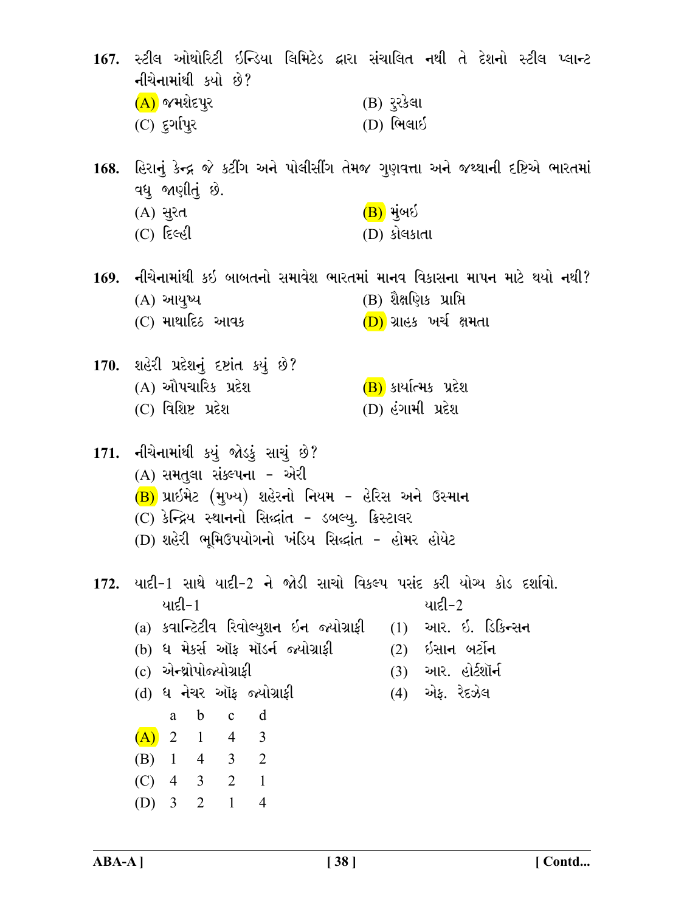167. સ્ટીલ ઓથોરિટી ઈન્ડિયા લિમિટેડ દ્વારા સંચાલિત નથી તે દેશનો સ્ટીલ પ્લાન્ટ નીચેનામાંથી કયો છે?

(A) જમશેદપુર
(B) રુરકેલા
(C) દુર્ગાપુર
(D) ભિલાઈ

168. હિરાનું કેન્દ્ર જે કટીંગ અને પોલીસીંગ તેમજ ગુણવત્તા અને જથ્થાની દૃષ્ટિએ ભારતમાં વધુ જાણીતું છે.

(A) સુરત
(B) મુંબઈ
(C) દિલ્હી
(D) કોલકાતા

169. નીચેનામાંથી કઈ બાબતનો સમાવેશ ભારતમાં માનવ વિકાસના માપન માટે થયો નથી?

(A) આયુષ્ય
(B) શૈક્ષણિક પ્રાપ્તિ
(C) માથાદિઠ આવક
(D) ગ્રાહક ખર્ચ ક્ષમતા

170. શહેરી પ્રદેશનું દૃષ્ટાંત કયું છે?

(A) ઔપચારિક પ્રદેશ
(B) કાર્યાત્મક પ્રદેશ
(C) વિશિષ્ટ પ્રદેશ
(D) હંગામી પ્રદેશ

171. નીચેનામાંથી કયું જોડકું સાચું છે?

(A) સમતુલા સંકલ્પના - એરી
(B) પ્રાઈમેટ (મુખ્ય) શહેરનો નિયમ - હેરિસ અને ઉલ્માન
(C) કેન્દ્રિય સ્થાનનો સિદ્ધાંત - ડબલ્યુ. ક્રિસ્ટાલર
(D) શહેરી ભૂમિઉપયોગનો ખંડિય સિદ્ધાંત - હોમર હોયેટ

172. યાદી-1 સાથે યાદી-2 ને જોડી સાચો વિકલ્પ પસંદ કરી યોગ્ય કોડ દર્શાવો.

| યાદી-1 | યાદી-2 |
|---|---|
| (a) ક્વાન્ટિટીવ રિવોલ્યુશન ઈન જ્યોગ્રાફી | (1) આર. ઈ. ડિકિન્સન |
| (b) ધ મેકર્સ ઑફ મૉડર્ન જ્યોગ્રાફી | (2) ઈસાન બર્ટોન |
| (c) એન્થ્રોપોજ્યોગ્રાફી | (3) આર. હોર્ટશૉર્ન |
| (d) ધ નેચર ઑફ જ્યોગ્રાફી | (4) એફ. રેટઝેલ |

| | a | b | c | d |
|---|---|---|---|---|
| (A) | 2 | 1 | 4 | 3 |
| (B) | 1 | 4 | 3 | 2 |
| (C) | 4 | 3 | 2 | 1 |
| (D) | 3 | 2 | 1 | 4 |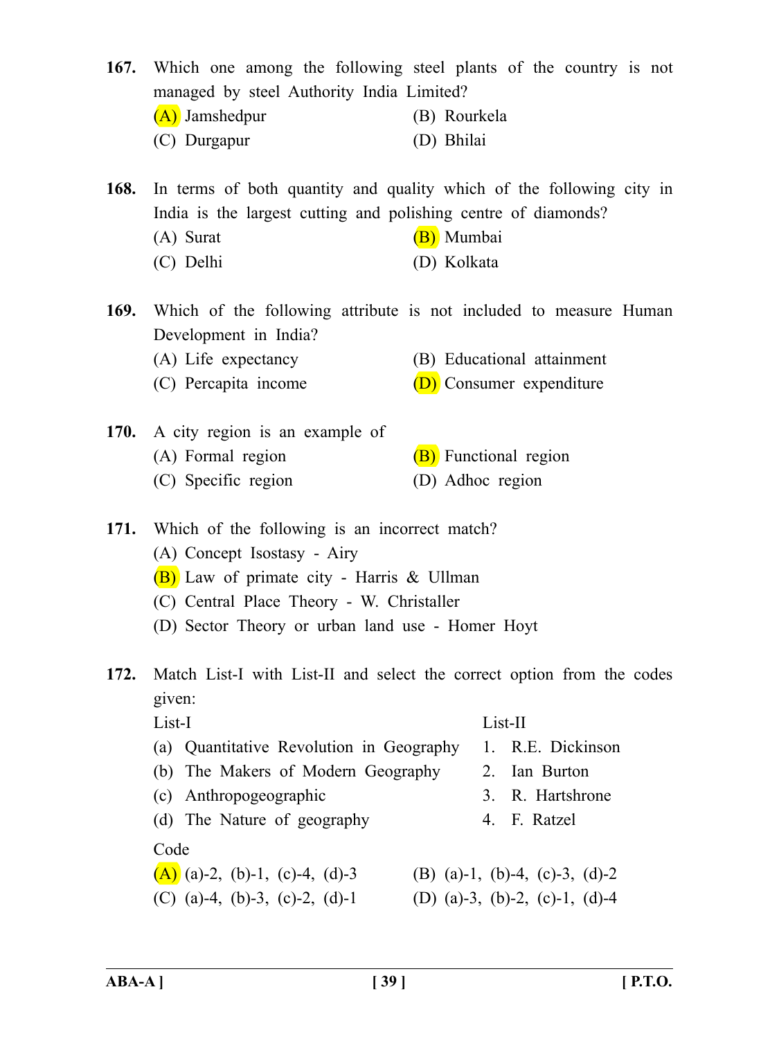**167.** Which one among the following steel plants of the country is not managed by steel Authority India Limited?

(A) Jamshedpur (B) Rourkela

(C) Durgapur (D) Bhilai

**168.** In terms of both quantity and quality which of the following city in India is the largest cutting and polishing centre of diamonds?

(A) Surat (B) Mumbai

(C) Delhi (D) Kolkata

**169.** Which of the following attribute is not included to measure Human Development in India?

(A) Life expectancy (B) Educational attainment

(C) Percapita income (D) Consumer expenditure

**170.** A city region is an example of

(A) Formal region (B) Functional region

(C) Specific region (D) Adhoc region

**171.** Which of the following is an incorrect match?

(A) Concept Isostasy - Airy

(B) Law of primate city - Harris & Ullman

(C) Central Place Theory - W. Christaller

(D) Sector Theory or urban land use - Homer Hoyt

**172.** Match List-I with List-II and select the correct option from the codes given:

| List-I | List-II |
|---|---|
| (a) Quantitative Revolution in Geography | 1. R.E. Dickinson |
| (b) The Makers of Modern Geography | 2. Ian Burton |
| (c) Anthropogeographic | 3. R. Hartshrone |
| (d) The Nature of geography | 4. F. Ratzel |

Code

(A) (a)-2, (b)-1, (c)-4, (d)-3 (B) (a)-1, (b)-4, (c)-3, (d)-2

(C) (a)-4, (b)-3, (c)-2, (d)-1 (D) (a)-3, (b)-2, (c)-1, (d)-4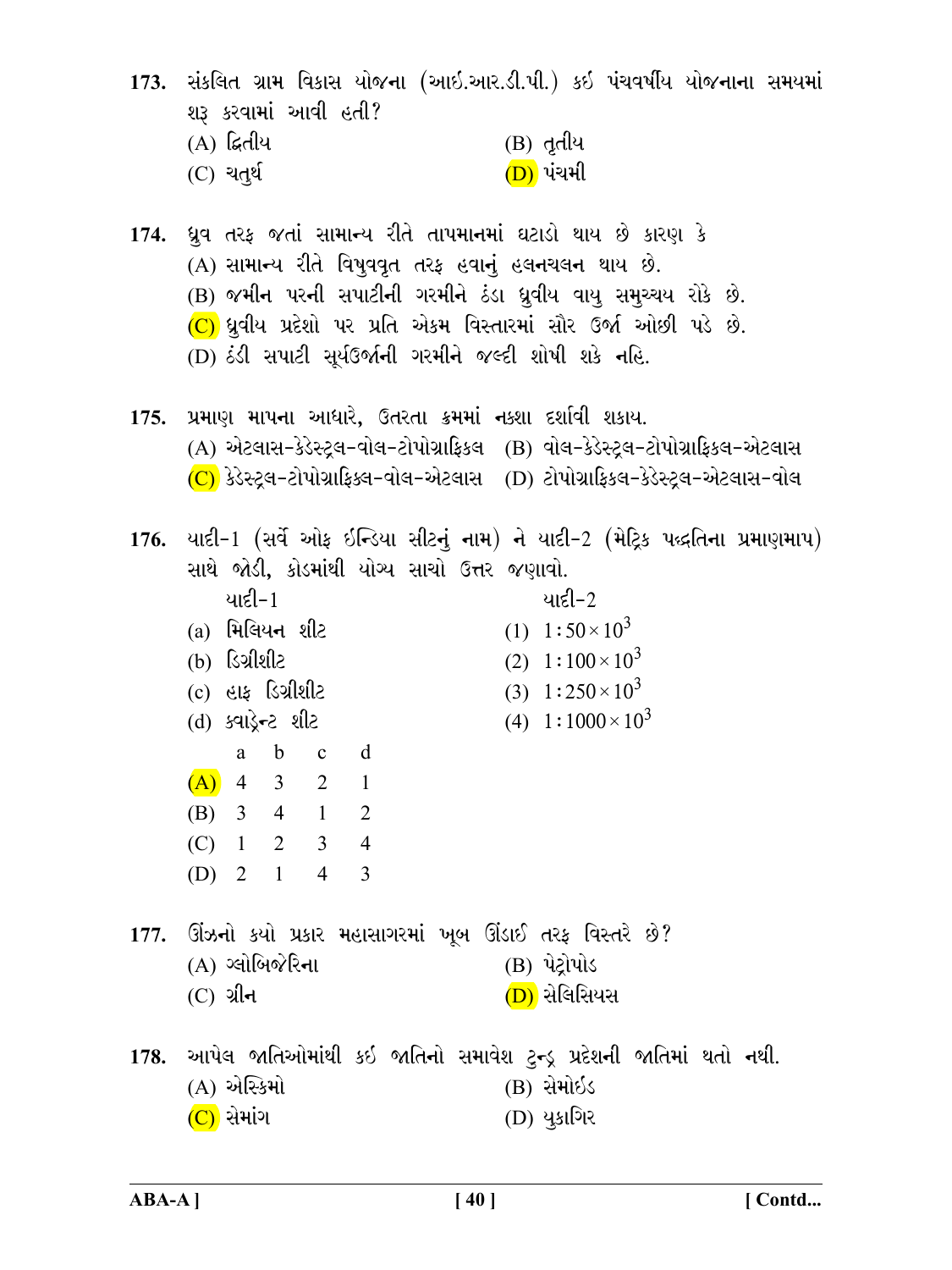**173.** સંકલિત ગ્રામ વિકાસ યોજના (આઈ.આર.ડી.પી.) કઈ પંચવર્ષીય યોજનાના સમયમાં શરૂ કરવામાં આવી હતી?

(A) દ્વિતીય
(B) તૃતીય
(C) ચતુર્થ
(D) પંચમી

**174.** ધ્રુવ તરફ જતાં સામાન્ય રીતે તાપમાનમાં ઘટાડો થાય છે કારણ કે

(A) સામાન્ય રીતે વિષુવવૃત તરફ હવાનું હલનચલન થાય છે.
(B) જમીન પરની સપાટીની ગરમીને ઠંડા ધ્રુવીય વાયુ સમુચ્ચય રોકે છે.
(C) ધ્રુવીય પ્રદેશો પર પ્રતિ એકમ વિસ્તારમાં સૌર ઉર્જા ઓછી પડે છે.
(D) ઠંડી સપાટી સૂર્યઉર્જાની ગરમીને જલ્દી શોષી શકે નહિ.

**175.** પ્રમાણ માપના આધારે, ઉતરતા ક્રમમાં નક્શા દર્શાવી શકાય.

(A) એટલાસ-કેડેસ્ટ્રલ-વોલ-ટોપોગ્રાફિકલ
(B) વોલ-કેડેસ્ટ્રલ-ટોપોગ્રાફિકલ-એટલાસ
(C) કેડેસ્ટ્રલ-ટોપોગ્રાફિકલ-વોલ-એટલાસ
(D) ટોપોગ્રાફિકલ-કેડેસ્ટ્રલ-એટલાસ-વોલ

**176.** યાદી-1 (સર્વે ઓફ ઈન્ડિયા સીટનું નામ) ને યાદી-2 (મેટ્રિક પદ્ધતિના પ્રમાણમાપ) સાથે જોડી, કોડમાંથી યોગ્ય સાચો ઉત્તર જણાવો.

| યાદી-1 | યાદી-2 |
|---|---|
| (a) મિલિયન શીટ | (1) $1:50\times10^3$ |
| (b) ડિગ્રીશીટ | (2) $1:100\times10^3$ |
| (c) હાફ ડિગ્રીશીટ | (3) $1:250\times10^3$ |
| (d) ક્વાડ્રેન્ટ શીટ | (4) $1:1000\times10^3$ |

| | a | b | c | d |
|---|---|---|---|---|
| (A) | 4 | 3 | 2 | 1 |
| (B) | 3 | 4 | 1 | 2 |
| (C) | 1 | 2 | 3 | 4 |
| (D) | 2 | 1 | 4 | 3 |

**177.** ઊંઝનો કયો પ્રકાર મહાસાગરમાં ખૂબ ઊંડાઈ તરફ વિસ્તરે છે?

(A) ગ્લોબિજેરિના
(B) પેટ્રોપોડ
(C) ગ્રીન
(D) સેલિસિયસ

**178.** આપેલ જાતિઓમાંથી કઈ જાતિનો સમાવેશ ટુન્ડ્ર પ્રદેશની જાતિમાં થતો નથી.

(A) એસ્કિમો
(B) સેમોઈડ
(C) સેમાંગ
(D) યુકાગિર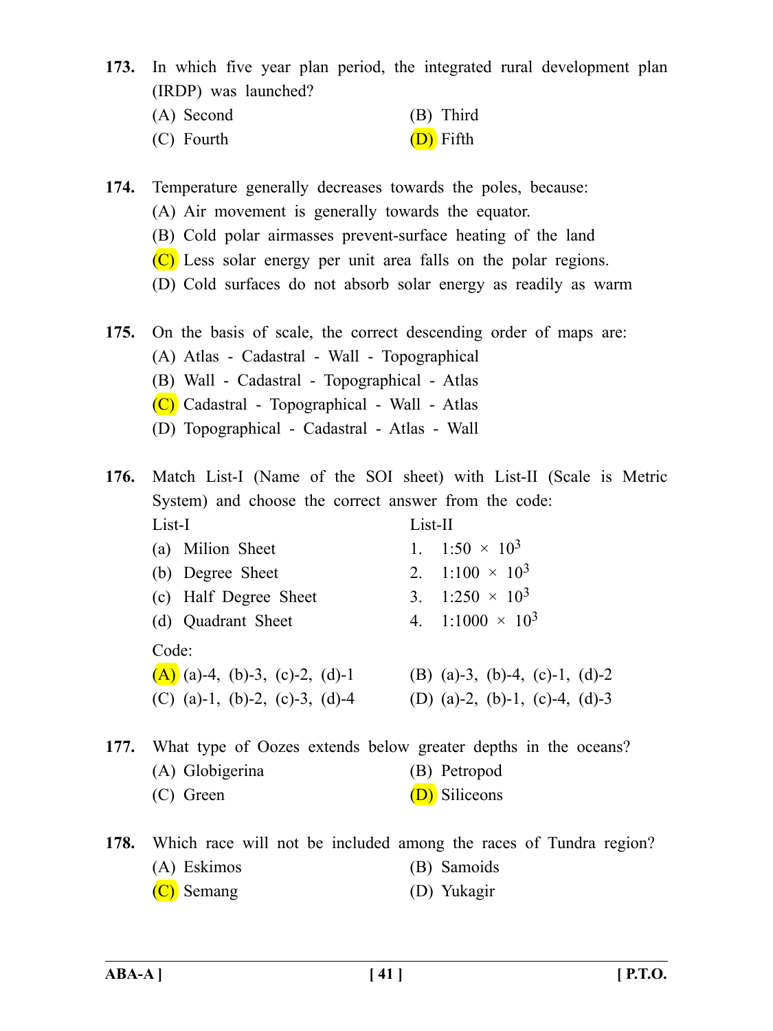173. In which five year plan period, the integrated rural development plan (IRDP) was launched?

(A) Second
(B) Third
(C) Fourth
(D) Fifth

174. Temperature generally decreases towards the poles, because:

(A) Air movement is generally towards the equator.
(B) Cold polar airmasses prevent-surface heating of the land
(C) Less solar energy per unit area falls on the polar regions.
(D) Cold surfaces do not absorb solar energy as readily as warm

175. On the basis of scale, the correct descending order of maps are:

(A) Atlas - Cadastral - Wall - Topographical
(B) Wall - Cadastral - Topographical - Atlas
(C) Cadastral - Topographical - Wall - Atlas
(D) Topographical - Cadastral - Atlas - Wall

176. Match List-I (Name of the SOI sheet) with List-II (Scale is Metric System) and choose the correct answer from the code:

| List-I | List-II |
|---|---|
| (a) Milion Sheet | 1. 1:50 × $10^3$ |
| (b) Degree Sheet | 2. 1:100 × $10^3$ |
| (c) Half Degree Sheet | 3. 1:250 × $10^3$ |
| (d) Quadrant Sheet | 4. 1:1000 × $10^3$ |

Code:

(A) (a)-4, (b)-3, (c)-2, (d)-1
(B) (a)-3, (b)-4, (c)-1, (d)-2
(C) (a)-1, (b)-2, (c)-3, (d)-4
(D) (a)-2, (b)-1, (c)-4, (d)-3

177. What type of Oozes extends below greater depths in the oceans?

(A) Globigerina
(B) Petropod
(C) Green
(D) Siliceons

178. Which race will not be included among the races of Tundra region?

(A) Eskimos
(B) Samoids
(C) Semang
(D) Yukagir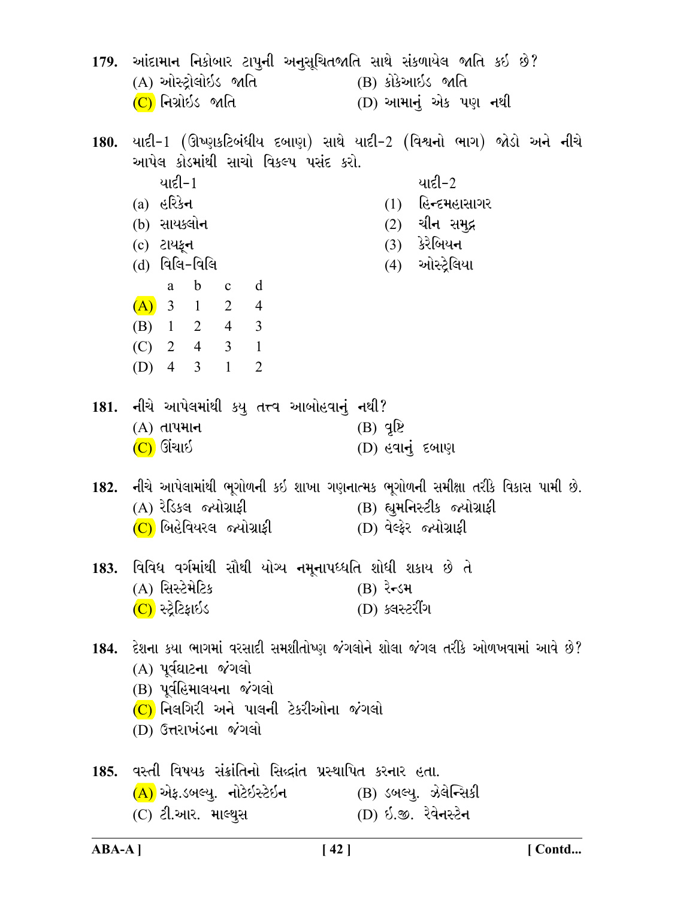179. આંદામાન નિકોબાર ટાપુની અનુસૂચિતજાતિ સાથે સંકળાયેલ જાતિ કઇ છે?

(A) ઓસ્ટ્રોલોઇડ જાતિ
(B) કોકેઆઇડ જાતિ
(C) નિગ્રોઇડ જાતિ
(D) આમાનું એક પણ નથી

180. યાદી-1 (ઊષ્ણકટિબંધીય દબાણ) સાથે યાદી-2 (વિશ્વનો ભાગ) જોડો અને નીચે આપેલ કોડમાંથી સાચો વિકલ્પ પસંદ કરો.

| યાદી-1 | યાદી-2 |
|---|---|
| (a) હરિકેન | (1) હિન્દમહાસાગર |
| (b) સાયક્લોન | (2) ચીન સમુદ્ર |
| (c) ટાયફૂન | (3) કેરેબિયન |
| (d) વિલિ-વિલિ | (4) ઓસ્ટ્રેલિયા |

| | a | b | c | d |
|---|---|---|---|---|
| (A) | 3 | 1 | 2 | 4 |
| (B) | 1 | 2 | 4 | 3 |
| (C) | 2 | 4 | 3 | 1 |
| (D) | 4 | 3 | 1 | 2 |

181. નીચે આપેલમાંથી કયુ તત્ત્વ આબોહવાનું નથી?

(A) તાપમાન
(B) વૃષ્ટિ
(C) ઊંચાઇ
(D) હવાનું દબાણ

182. નીચે આપેલામાંથી ભૂગોળની કઇ શાખા ગણનાત્મક ભૂગોળની સમીક્ષા તરીકે વિકાસ પામી છે.

(A) રેડિકલ જ્યોગ્રાફી
(B) હ્યુમનિસ્ટીક જ્યોગ્રાફી
(C) બિહેવિયરલ જ્યોગ્રાફી
(D) વેલ્ફેર જ્યોગ્રાફી

183. વિવિધ વર્ગમાંથી સૌથી યોગ્ય નમૂનાપધ્ધતિ શોધી શકાય છે તે

(A) સિસ્ટેમેટિક
(B) રેન્ડમ
(C) સ્ટ્રેટિફાઇડ
(D) ક્લસ્ટરીંગ

184. દેશના કયા ભાગમાં વરસાદી સમશીતોષ્ણ જંગલોને શોલા જંગલ તરીકે ઓળખવામાં આવે છે?

(A) પૂર્વઘાટના જંગલો
(B) પૂર્વહિમાલયના જંગલો
(C) નિલગિરી અને પાલની ટેકરીઓના જંગલો
(D) ઉત્તરાખંડના જંગલો

185. વસ્તી વિષયક સંક્રાંતિનો સિદ્ધાંત પ્રસ્થાપિત કરનાર હતા.

(A) એફ.ડબલ્યુ. નોટેઇસ્ટેઇન
(B) ડબલ્યુ. ઝેલેન્સિકી
(C) ટી.આર. માલ્થુસ
(D) ઇ.જી. રેવેનસ્ટેન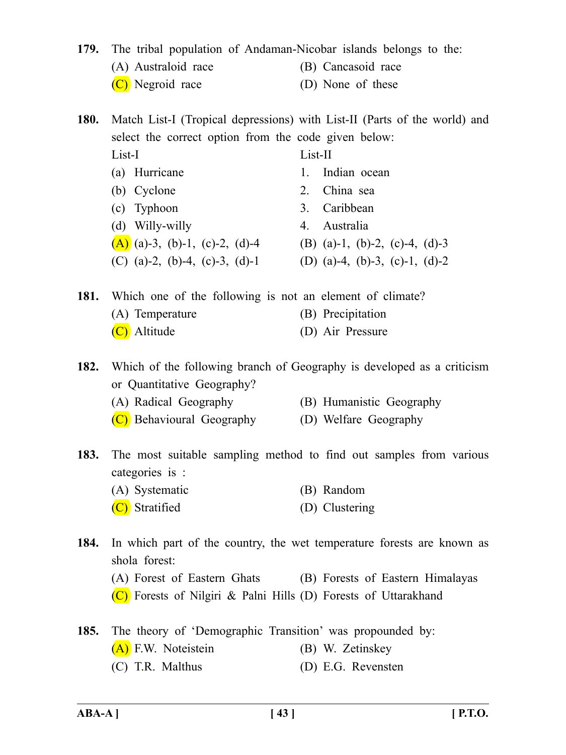**179.** The tribal population of Andaman-Nicobar islands belongs to the:

(A) Australoid race
(B) Cancasoid race
(C) Negroid race
(D) None of these

**180.** Match List-I (Tropical depressions) with List-II (Parts of the world) and select the correct option from the code given below:

| List-I | List-II |
|---|---|
| (a) Hurricane | 1. Indian ocean |
| (b) Cyclone | 2. China sea |
| (c) Typhoon | 3. Caribbean |
| (d) Willy-willy | 4. Australia |

(A) (a)-3, (b)-1, (c)-2, (d)-4
(B) (a)-1, (b)-2, (c)-4, (d)-3
(C) (a)-2, (b)-4, (c)-3, (d)-1
(D) (a)-4, (b)-3, (c)-1, (d)-2

**181.** Which one of the following is not an element of climate?

(A) Temperature
(B) Precipitation
(C) Altitude
(D) Air Pressure

**182.** Which of the following branch of Geography is developed as a criticism or Quantitative Geography?

(A) Radical Geography
(B) Humanistic Geography
(C) Behavioural Geography
(D) Welfare Geography

**183.** The most suitable sampling method to find out samples from various categories is :

(A) Systematic
(B) Random
(C) Stratified
(D) Clustering

**184.** In which part of the country, the wet temperature forests are known as shola forest:

(A) Forest of Eastern Ghats
(B) Forests of Eastern Himalayas
(C) Forests of Nilgiri & Palni Hills
(D) Forests of Uttarakhand

**185.** The theory of 'Demographic Transition' was propounded by:

(A) F.W. Noteistein
(B) W. Zetinskey
(C) T.R. Malthus
(D) E.G. Revensten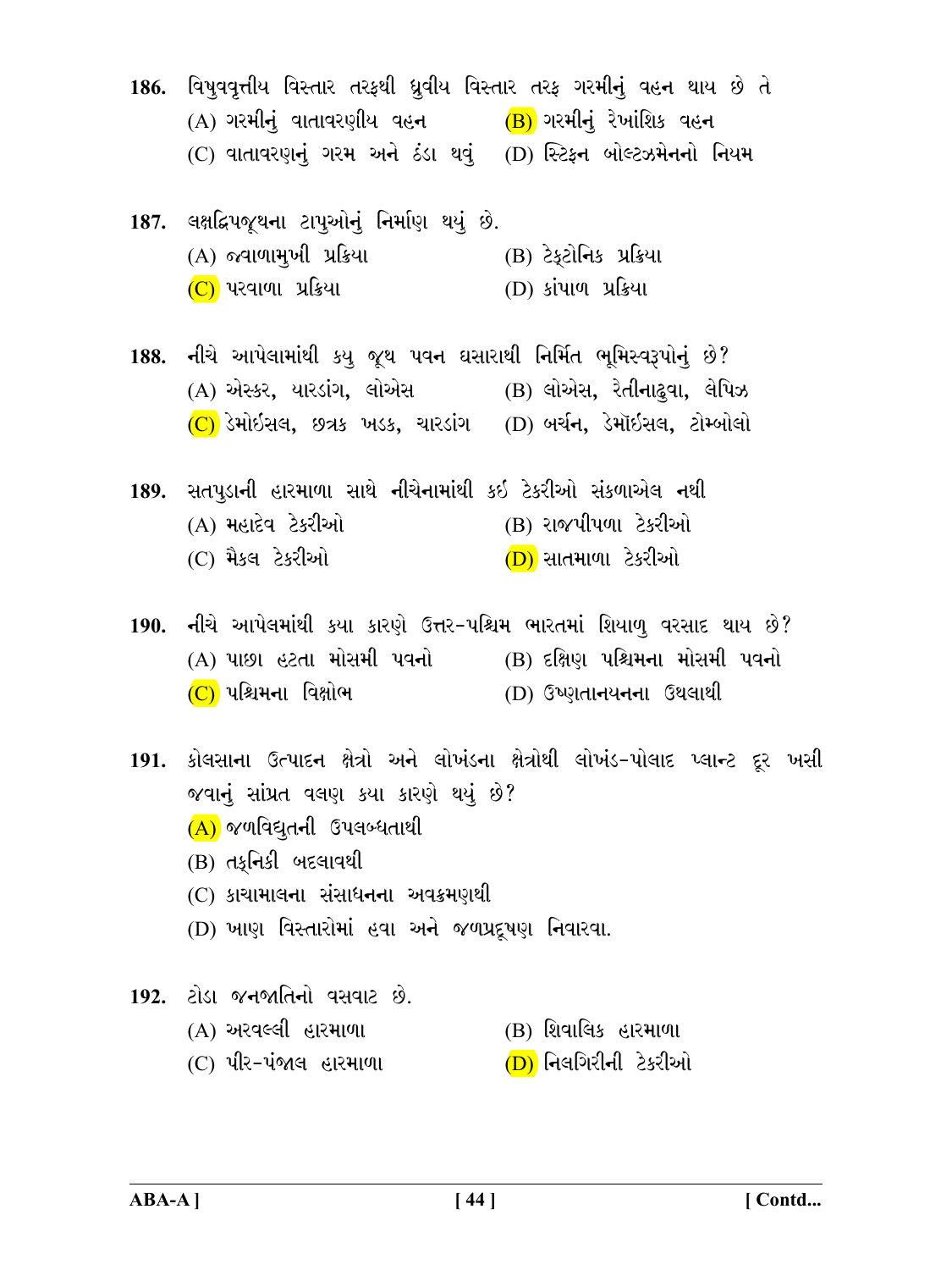**186.** વિષુવવૃત્તીય વિસ્તાર તરફથી ધ્રુવીય વિસ્તાર તરફ ગરમીનું વહન થાય છે તે

(A) ગરમીનું વાતાવરણીય વહન (B) ગરમીનું રેખાંશિક વહન

(C) વાતાવરણનું ગરમ અને ઠંડા થવું (D) સ્ટિફન બોલ્ટઝમૅનનો નિયમ

**187.** લક્ષદ્વિપજૂથના ટાપુઓનું નિર્માણ થયું છે.

(A) જ્વાળામુખી પ્રક્રિયા (B) ટેક્ટોનિક પ્રક્રિયા

(C) પરવાળા પ્રક્રિયા (D) કાંપાળ પ્રક્રિયા

**188.** નીચે આપેલામાંથી કયુ જૂથ પવન ઘસારાથી નિર્મિત ભૂમિસ્વરૂપોનું છે?

(A) એસ્કર, યારડાંગ, લોએસ (B) લોએસ, રેતીનાઢુવા, લેપિઝ

(C) ડેમોઈસલ, છત્રક ખડક, યારડાંગ (D) બર્ચન, ડેમોઈસલ, ટોમ્બોલો

**189.** સતપુડાની હારમાળા સાથે **નીચેનામાંથી** કઈ ટેકરીઓ સંકળાએલ **નથી**

(A) મહાદેવ ટેકરીઓ (B) રાજપીપળા ટેકરીઓ

(C) મૈકલ ટેકરીઓ (D) સાતમાળા ટેકરીઓ

**190.** નીચે આપેલમાંથી કયા કારણે ઉત્તર-પશ્ચિમ ભારતમાં શિયાળુ વરસાદ થાય છે?

(A) પાછા હટતા મોસમી પવનો (B) દક્ષિણ પશ્ચિમના મોસમી પવનો

(C) પશ્ચિમના વિક્ષોભ (D) ઉષ્ણતાનયનના ઉથલાથી

**191.** કોલસાના ઉત્પાદન ક્ષેત્રો અને લોખંડના ક્ષેત્રોથી લોખંડ-પોલાદ પ્લાન્ટ દૂર ખસી જવાનું સાંપ્રત વલણ કયા કારણે થયું છે?

(A) જળવિદ્યુતની ઉપલબ્ધતાથી

(B) તક્નિકી બદલાવથી

(C) કાચામાલના સંસાધનના અવક્રમણથી

(D) ખાણ વિસ્તારોમાં હવા અને જળપ્રદૂષણ નિવારવા.

**192.** ટોડા જનજાતિનો વસવાટ છે.

(A) અરવલ્લી હારમાળા (B) શિવાલિક હારમાળા

(C) પીર-પંજાલ હારમાળા (D) નિલગિરીની ટેકરીઓ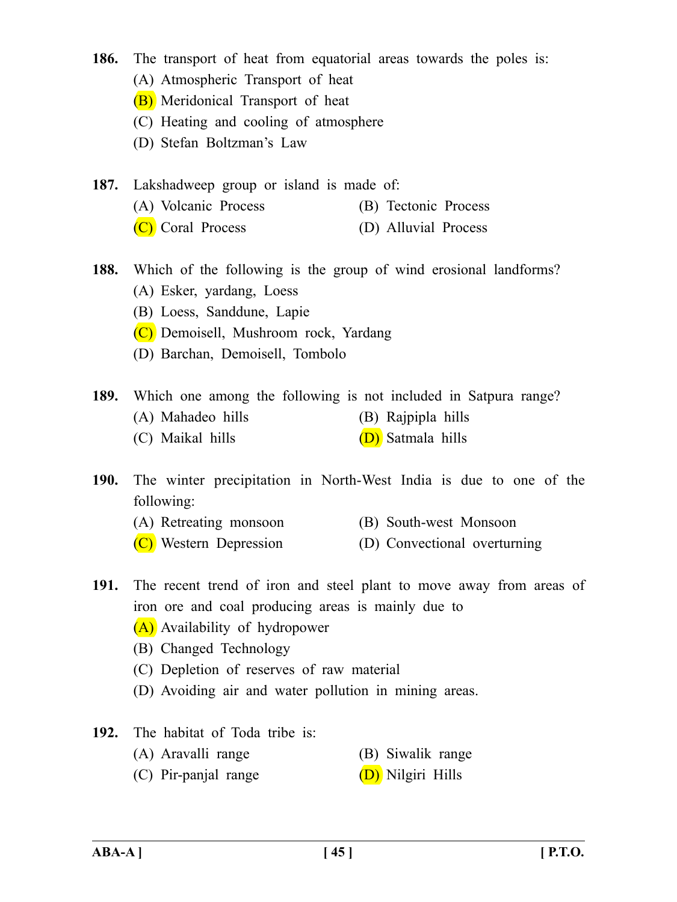**186.** The transport of heat from equatorial areas towards the poles is:

(A) Atmospheric Transport of heat
(B) Meridonical Transport of heat
(C) Heating and cooling of atmosphere
(D) Stefan Boltzman's Law

**187.** Lakshadweep group or island is made of:

(A) Volcanic Process
(B) Tectonic Process
(C) Coral Process
(D) Alluvial Process

**188.** Which of the following is the group of wind erosional landforms?

(A) Esker, yardang, Loess
(B) Loess, Sanddune, Lapie
(C) Demoisell, Mushroom rock, Yardang
(D) Barchan, Demoisell, Tombolo

**189.** Which one among the following is not included in Satpura range?

(A) Mahadeo hills
(B) Rajpipla hills
(C) Maikal hills
(D) Satmala hills

**190.** The winter precipitation in North-West India is due to one of the following:

(A) Retreating monsoon
(B) South-west Monsoon
(C) Western Depression
(D) Convectional overturning

**191.** The recent trend of iron and steel plant to move away from areas of iron ore and coal producing areas is mainly due to

(A) Availability of hydropower
(B) Changed Technology
(C) Depletion of reserves of raw material
(D) Avoiding air and water pollution in mining areas.

**192.** The habitat of Toda tribe is:

(A) Aravalli range
(B) Siwalik range
(C) Pir-panjal range
(D) Nilgiri Hills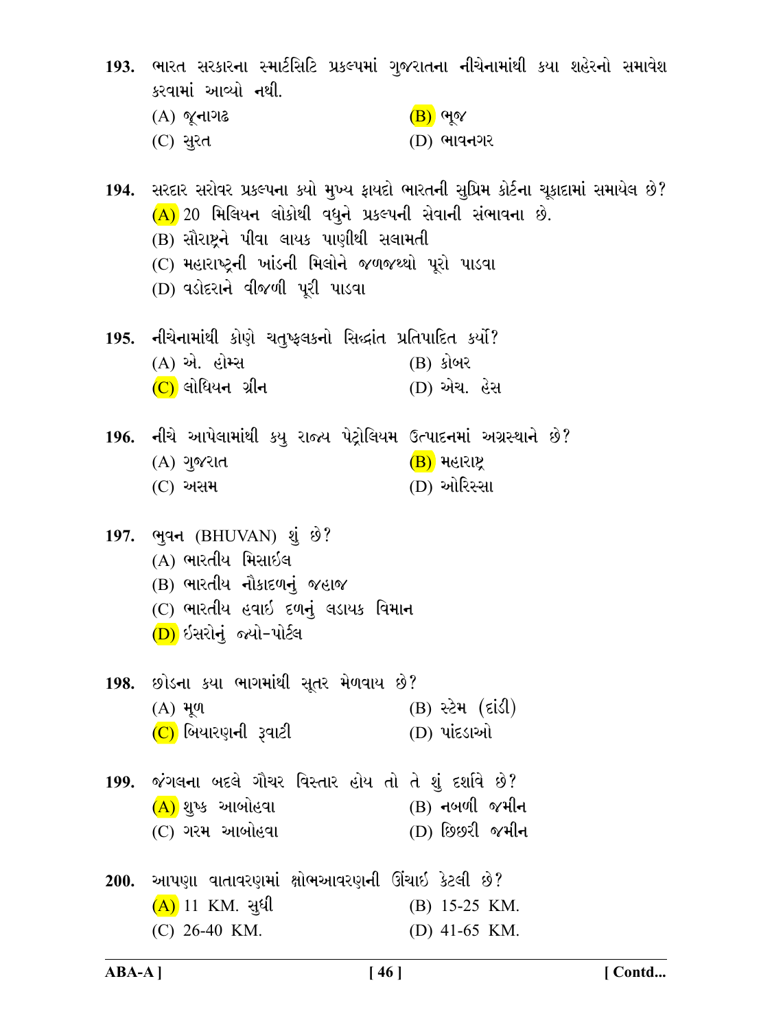193. ભારત સરકારના સ્માર્ટસિટિ પ્રકલ્પમાં ગુજરાતના નીચેનામાંથી કયા શહેરનો સમાવેશ કરવામાં આવ્યો નથી.

(A) જૂનાગઢ
(B) ભૂજ
(C) સુરત
(D) ભાવનગર

194. સરદાર સરોવર પ્રકલ્પના કયો મુખ્ય ફાયદો ભારતની સુપ્રિમ કોર્ટના ચૂકાદામાં સમાયેલ છે?

(A) 20 મિલિયન લોકોથી વધુને પ્રકલ્પની સેવાની સંભાવના છે.
(B) સૌરાષ્ટ્રને પીવા લાયક પાણીથી સલામતી
(C) મહારાષ્ટ્રની ખાંડની મિલોને જળજથ્થો પૂરો પાડવા
(D) વડોદરાને વીજળી પૂરી પાડવા

195. નીચેનામાંથી કોણે ચતુષ્ફલકનો સિદ્ધાંત પ્રતિપાદિત કર્યો?

(A) એ. હોમ્સ
(B) કોબર
(C) લોધિયન ગ્રીન
(D) એચ. હેસ

196. નીચે આપેલામાંથી કયુ રાજ્ય પેટ્રોલિયમ ઉત્પાદનમાં અગ્રસ્થાને છે?

(A) ગુજરાત
(B) મહારાષ્ટ્ર
(C) અસમ
(D) ઓરિસ્સા

197. ભુવન (BHUVAN) શું છે?

(A) ભારતીય મિસાઈલ
(B) ભારતીય નૌકાદળનું જહાજ
(C) ભારતીય હવાઈ દળનું લડાયક વિમાન
(D) ઈસરોનું જ્યો-પોર્ટલ

198. છોડના કયા ભાગમાંથી સૂતર મેળવાય છે?

(A) મૂળ
(B) સ્ટેમ (દાંડી)
(C) બિયારણની રૂવાટી
(D) પાંદડાઓ

199. જંગલના બદલે ગૌચર વિસ્તાર હોય તો તે શું દર્શાવે છે?

(A) શુષ્ક આબોહવા
(B) નબળી જમીન
(C) ગરમ આબોહવા
(D) છિછરી જમીન

200. આપણા વાતાવરણમાં ક્ષોભઆવરણની ઊંચાઈ કેટલી છે?

(A) 11 KM. સુધી
(B) 15-25 KM.
(C) 26-40 KM.
(D) 41-65 KM.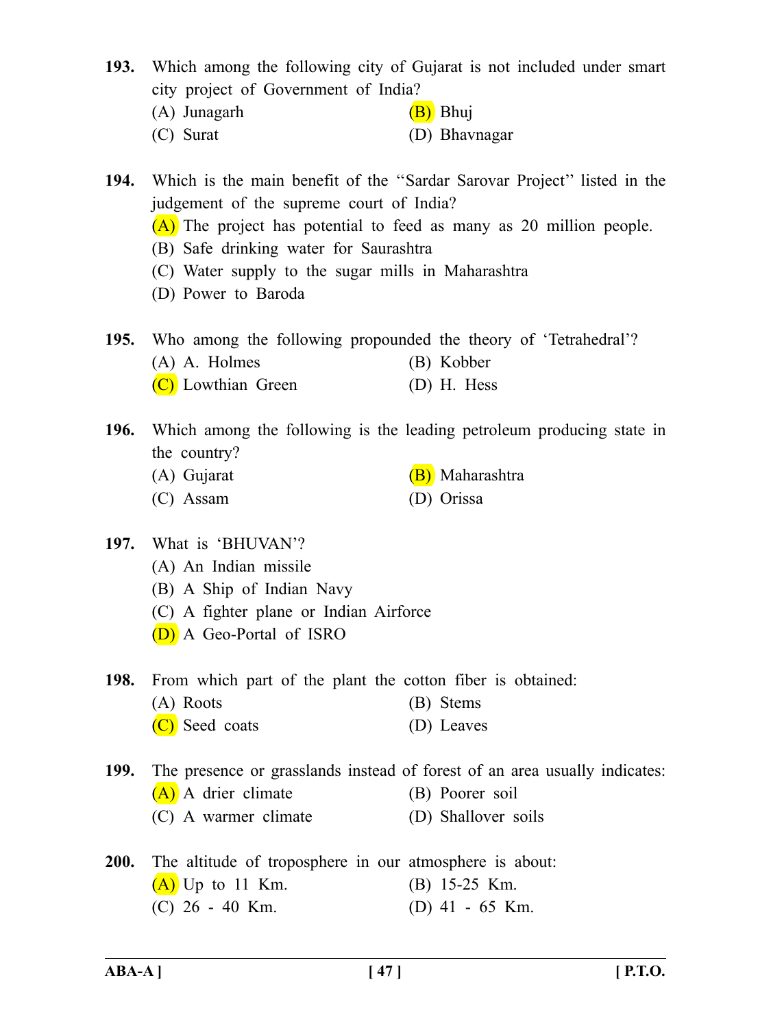**193.** Which among the following city of Gujarat is not included under smart city project of Government of India?

(A) Junagarh (B) Bhuj
(C) Surat (D) Bhavnagar

**194.** Which is the main benefit of the "Sardar Sarovar Project" listed in the judgement of the supreme court of India?

(A) The project has potential to feed as many as 20 million people.
(B) Safe drinking water for Saurashtra
(C) Water supply to the sugar mills in Maharashtra
(D) Power to Baroda

**195.** Who among the following propounded the theory of 'Tetrahedral'?

(A) A. Holmes (B) Kobber
(C) Lowthian Green (D) H. Hess

**196.** Which among the following is the leading petroleum producing state in the country?

(A) Gujarat (B) Maharashtra
(C) Assam (D) Orissa

**197.** What is 'BHUVAN'?

(A) An Indian missile
(B) A Ship of Indian Navy
(C) A fighter plane or Indian Airforce
(D) A Geo-Portal of ISRO

**198.** From which part of the plant the cotton fiber is obtained:

(A) Roots (B) Stems
(C) Seed coats (D) Leaves

**199.** The presence or grasslands instead of forest of an area usually indicates:

(A) A drier climate (B) Poorer soil
(C) A warmer climate (D) Shallover soils

**200.** The altitude of troposphere in our atmosphere is about:

(A) Up to 11 Km. (B) 15-25 Km.
(C) 26 - 40 Km. (D) 41 - 65 Km.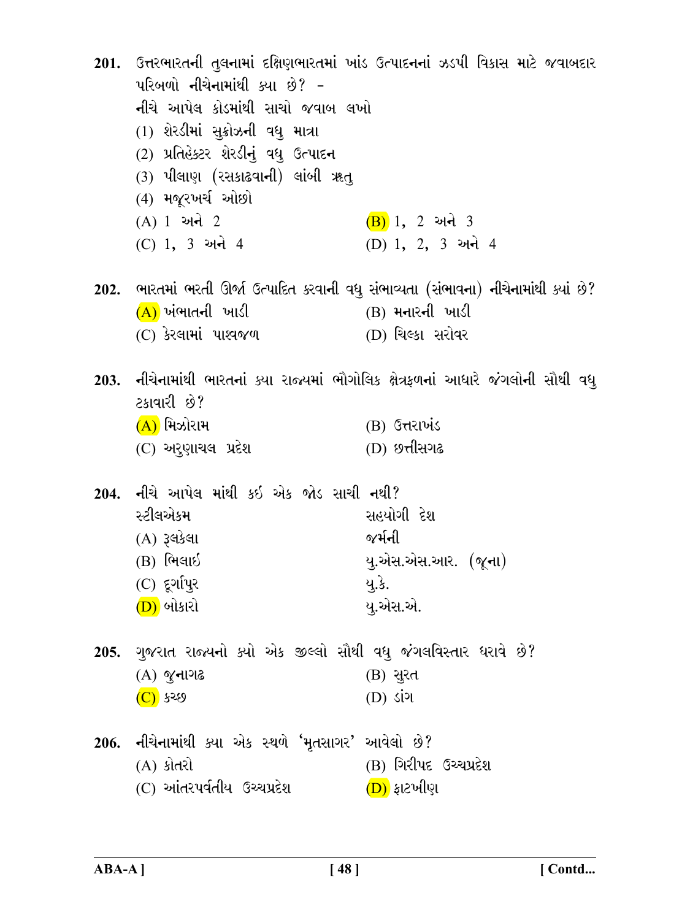**201.** ઉત્તરભારતની તુલનામાં દક્ષિણભારતમાં ખાંડ ઉત્પાદનનાં ઝડપી વિકાસ માટે જવાબદાર પરિબળો નીચેનામાંથી ક્યા છે? –

નીચે આપેલ કોડમાંથી સાચો જવાબ લખો

(1) શેરડીમાં સુક્રોઝની વધુ માત્રા

(2) પ્રતિહેક્ટર શેરડીનું વધુ ઉત્પાદન

(3) પીલાણ (રસકાઢવાની) લાંબી ઋતુ

(4) મજૂરખર્ચ ઓછો

(A) 1 અને 2

(B) 1, 2 અને 3

(C) 1, 3 અને 4

(D) 1, 2, 3 અને 4

**202.** ભારતમાં ભરતી ઊર્જા ઉત્પાદિત કરવાની વધુ સંભાવ્યતા (સંભાવના) નીચેનામાંથી ક્યાં છે?

(A) ખંભાતની ખાડી

(B) મનારની ખાડી

(C) કેરલામાં પાશ્વજળ

(D) ચિલ્કા સરોવર

**203.** નીચેનામાંથી ભારતનાં ક્યા રાજ્યમાં ભૌગોલિક ક્ષેત્રફળનાં આધારે જંગલોની સૌથી વધુ ટકાવારી છે?

(A) મિઝોરામ

(B) ઉત્તરાખંડ

(C) અરુણાચલ પ્રદેશ

(D) છત્તીસગઢ

**204.** નીચે આપેલ માંથી કઇ એક જોડ સાચી નથી?

| સ્ટીલએકમ | સહયોગી દેશ |
|---|---|
| (A) રૂલકેલા | જર્મની |
| (B) ભિલાઇ | યુ.એસ.એસ.આર. (જૂના) |
| (C) દૂર્ગાપુર | યુ.કે. |
| (D) બોકારો | યુ.એસ.એ. |

**205.** ગુજરાત રાજ્યનો ક્યો એક જીલ્લો સૌથી વધુ જંગલવિસ્તાર ધરાવે છે?

(A) જુનાગઢ

(B) સુરત

(C) કચ્છ

(D) ડાંગ

**206.** નીચેનામાંથી ક્યા એક સ્થળે 'મૃતસાગર' આવેલો છે?

(A) કોતરો

(B) ગિરીપદ ઉચ્ચપ્રદેશ

(C) આંતરપર્વતીય ઉચ્ચપ્રદેશ

(D) ફાટખીણ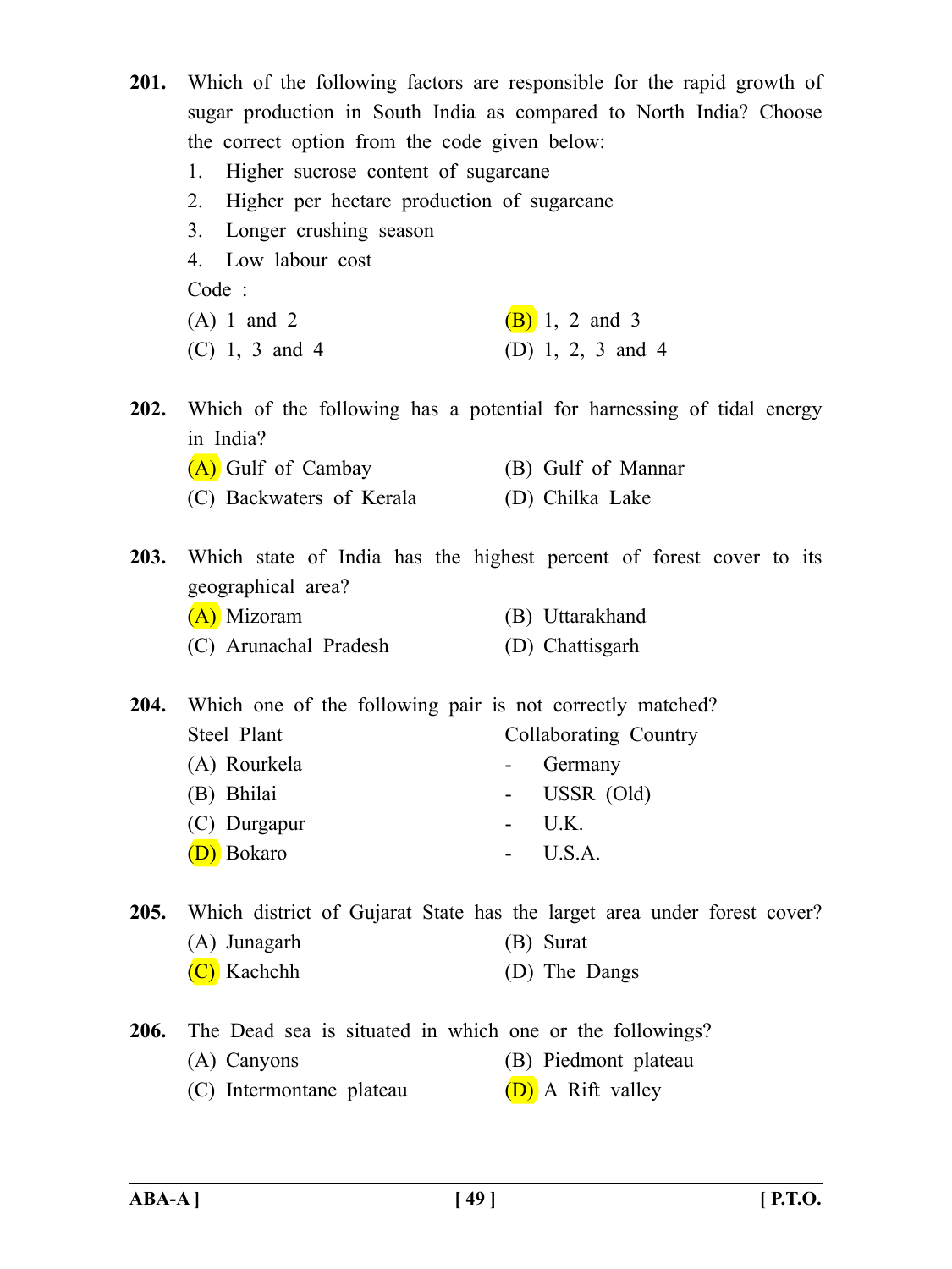**201.** Which of the following factors are responsible for the rapid growth of sugar production in South India as compared to North India? Choose the correct option from the code given below:

1. Higher sucrose content of sugarcane
2. Higher per hectare production of sugarcane
3. Longer crushing season
4. Low labour cost

Code :

(A) 1 and 2
(B) 1, 2 and 3
(C) 1, 3 and 4
(D) 1, 2, 3 and 4

**202.** Which of the following has a potential for harnessing of tidal energy in India?

(A) Gulf of Cambay
(B) Gulf of Mannar
(C) Backwaters of Kerala
(D) Chilka Lake

**203.** Which state of India has the highest percent of forest cover to its geographical area?

(A) Mizoram
(B) Uttarakhand
(C) Arunachal Pradesh
(D) Chattisgarh

**204.** Which one of the following pair is not correctly matched?

| Steel Plant | Collaborating Country |
|---|---|
| (A) Rourkela | - Germany |
| (B) Bhilai | - USSR (Old) |
| (C) Durgapur | - U.K. |
| (D) Bokaro | - U.S.A. |

**205.** Which district of Gujarat State has the largest area under forest cover?

(A) Junagarh
(B) Surat
(C) Kachchh
(D) The Dangs

**206.** The Dead sea is situated in which one or the followings?

(A) Canyons
(B) Piedmont plateau
(C) Intermontane plateau
(D) A Rift valley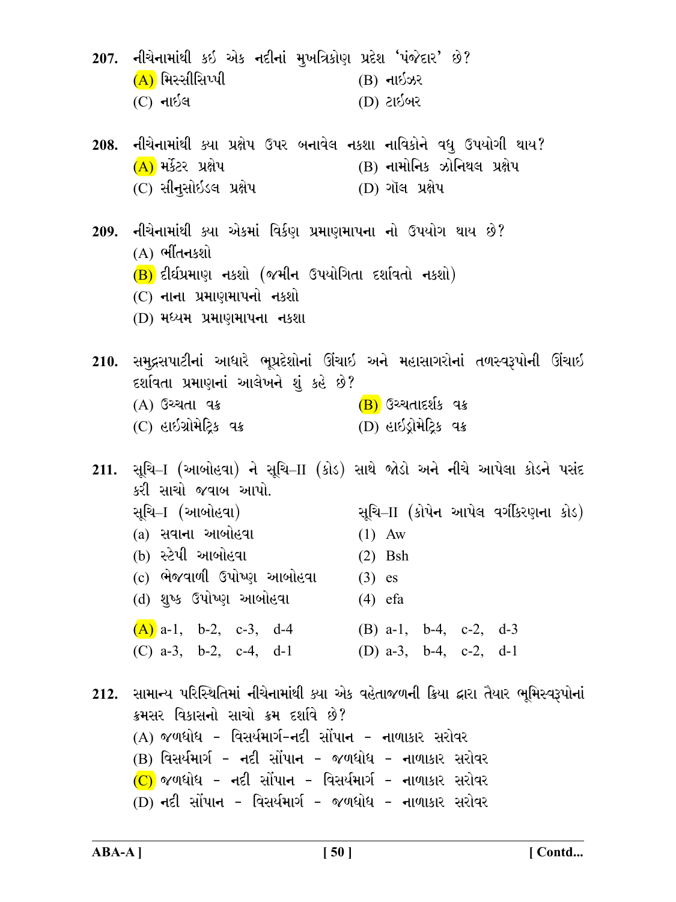**207.** નીચેનામાંથી કઈ એક નદીનાં મુખત્રિકોણ પ્રદેશ 'પંજેદાર' છે?

(A) મિસ્સીસિપ્પી

(B) નાઈઝર

(C) નાઈલ

(D) ટાઈબર

**208.** નીચેનામાંથી ક્યા પ્રક્ષેપ ઉપર બનાવેલ નકશા નાવિકોને વધુ ઉપયોગી થાય?

(A) મર્કેટર પ્રક્ષેપ

(B) નામોનિક ઝોનિથલ પ્રક્ષેપ

(C) સીનુસોઈડલ પ્રક્ષેપ

(D) ગૉલ પ્રક્ષેપ

**209.** નીચેનામાંથી ક્યા એકમાં વિકર્ણ પ્રમાણમાપના નો ઉપયોગ થાય છે?

(A) ભીંતનકશો

(B) દીર્ઘપ્રમાણ નકશો (જમીન ઉપયોગિતા દર્શાવતો નકશો)

(C) નાના પ્રમાણમાપનો નકશો

(D) મધ્યમ પ્રમાણમાપના નકશા

**210.** સમુદ્રસપાટીનાં આધારે ભૂપ્રદેશોનાં ઊંચાઈ અને મહાસાગરોનાં તળસ્વરૂપોની ઊંચાઈ દર્શાવતા પ્રમાણનાં આલેખને શું કહે છે?

(A) ઉચ્ચતા વક્ર

(B) ઉચ્ચતાદર્શક વક્ર

(C) હાઈગ્રોમેટ્રિક વક્ર

(D) હાઈડ્રોમેટ્રિક વક્ર

**211.** સૂચિ–I (આબોહવા) ને સૂચિ–II (કોડ) સાથે જોડો અને નીચે આપેલા કોડને પસંદ કરી સાચો જવાબ આપો.

| સૂચિ–I (આબોહવા) | સૂચિ–II (કોપેન આપેલ વર્ગીકરણના કોડ) |
|---|---|
| (a) સવાના આબોહવા | (1) Aw |
| (b) સ્ટેપી આબોહવા | (2) Bsh |
| (c) ભેજવાળી ઉપોષ્ણ આબોહવા | (3) es |
| (d) શુષ્ક ઉપોષ્ણ આબોહવા | (4) efa |

(A) a-1, b-2, c-3, d-4

(B) a-1, b-4, c-2, d-3

(C) a-3, b-2, c-4, d-1

(D) a-3, b-4, c-2, d-1

**212.** સામાન્ય પરિસ્થિતિમાં નીચેનામાંથી ક્યા એક વહેતાજળની ક્રિયા દ્વારા તૈયાર ભૂમિસ્વરૂપોનાં ક્રમસર વિકાસનો સાચો ક્રમ દર્શાવે છે?

(A) જળધોધ - વિસર્પમાર્ગ-નદી સોંપાન - નાળાકાર સરોવર

(B) વિસર્પમાર્ગ - નદી સોંપાન - જળધોધ - નાળાકાર સરોવર

(C) જળધોધ - નદી સોંપાન - વિસર્પમાર્ગ - નાળાકાર સરોવર

(D) નદી સોંપાન - વિસર્પમાર્ગ - જળધોધ - નાળાકાર સરોવર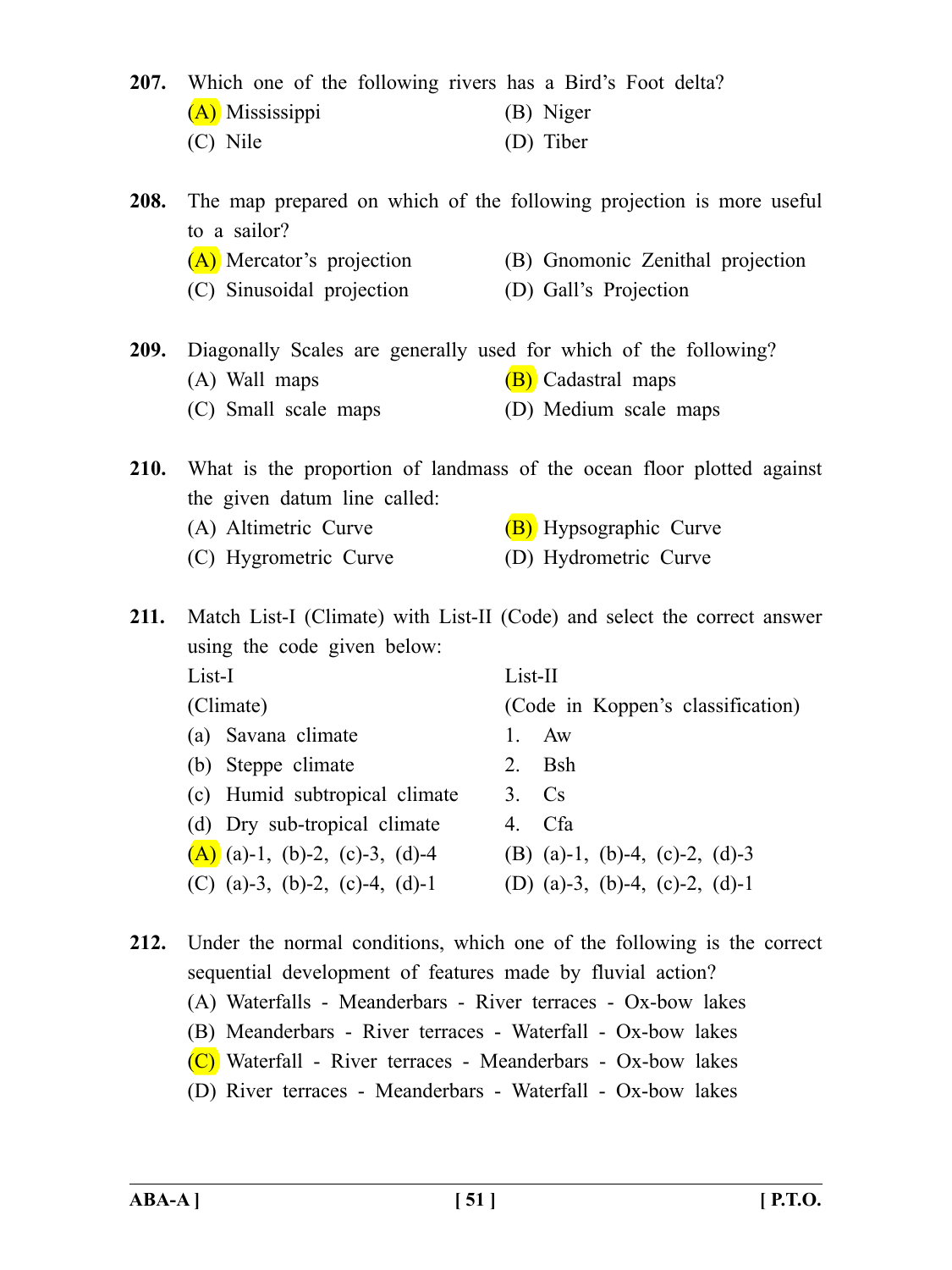**207.** Which one of the following rivers has a Bird's Foot delta?

(A) Mississippi (B) Niger

(C) Nile (D) Tiber

**208.** The map prepared on which of the following projection is more useful to a sailor?

(A) Mercator's projection (B) Gnomonic Zenithal projection

(C) Sinusoidal projection (D) Gall's Projection

**209.** Diagonally Scales are generally used for which of the following?

(A) Wall maps (B) Cadastral maps

(C) Small scale maps (D) Medium scale maps

**210.** What is the proportion of landmass of the ocean floor plotted against the given datum line called:

(A) Altimetric Curve (B) Hypsographic Curve

(C) Hygrometric Curve (D) Hydrometric Curve

**211.** Match List-I (Climate) with List-II (Code) and select the correct answer using the code given below:

| List-I (Climate) | List-II (Code in Koppen's classification) |
|---|---|
| (a) Savana climate | 1. Aw |
| (b) Steppe climate | 2. Bsh |
| (c) Humid subtropical climate | 3. Cs |
| (d) Dry sub-tropical climate | 4. Cfa |

(A) (a)-1, (b)-2, (c)-3, (d)-4 (B) (a)-1, (b)-4, (c)-2, (d)-3

(C) (a)-3, (b)-2, (c)-4, (d)-1 (D) (a)-3, (b)-4, (c)-2, (d)-1

**212.** Under the normal conditions, which one of the following is the correct sequential development of features made by fluvial action?

(A) Waterfalls - Meanderbars - River terraces - Ox-bow lakes

(B) Meanderbars - River terraces - Waterfall - Ox-bow lakes

(C) Waterfall - River terraces - Meanderbars - Ox-bow lakes

(D) River terraces - Meanderbars - Waterfall - Ox-bow lakes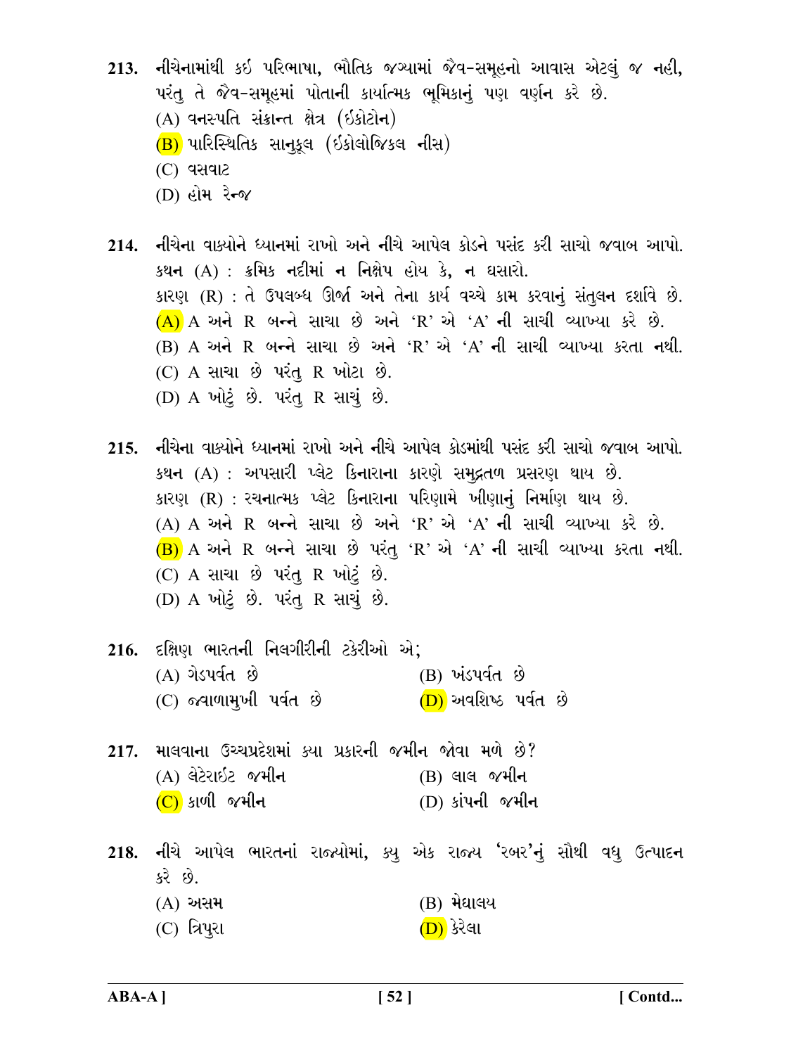213. નીચેનામાંથી કઈ પરિભાષા, ભૌતિક જગ્યામાં જૈવ-સમૂહનો આવાસ એટલું જ નહી, પરંતુ તે જૈવ-સમૂહમાં પોતાની કાર્યાત્મક ભૂમિકાનું પણ વર્ણન કરે છે.

(A) વનસ્પતિ સંક્રાન્ત ક્ષેત્ર (ઇકોટોન)

(B) પારિસ્થિતિક સાનુકૂલ (ઇકોલોજિકલ નીસ)

(C) વસવાટ

(D) હોમ રેન્જ

214. નીચેના વાક્યોને ધ્યાનમાં રાખો અને નીચે આપેલ કોડને પસંદ કરી સાચો જવાબ આપો.

કથન (A) : ક્રમિક નદીમાં ન નિક્ષેપ હોય કે, ન ઘસારો.

કારણ (R) : તે ઉપલબ્ધ ઊર્જા અને તેના કાર્ય વચ્ચે કામ કરવાનું સંતુલન દર્શાવે છે.

(A) A અને R બન્ને સાચા છે અને 'R' એ 'A' ની સાચી વ્યાખ્યા કરે છે.

(B) A અને R બન્ને સાચા છે અને 'R' એ 'A' ની સાચી વ્યાખ્યા કરતા નથી.

(C) A સાચા છે પરંતુ R ખોટા છે.

(D) A ખોટું છે. પરંતુ R સાચું છે.

215. નીચેના વાક્યોને ધ્યાનમાં રાખો અને નીચે આપેલ કોડમાંથી પસંદ કરી સાચો જવાબ આપો.

કથન (A) : અપસારી પ્લેટ કિનારાના કારણે સમુદ્રતળ પ્રસરણ થાય છે.

કારણ (R) : રચનાત્મક પ્લેટ કિનારાના પરિણામે ખીણાનું નિર્માણ થાય છે.

(A) A અને R બન્ને સાચા છે અને 'R' એ 'A' ની સાચી વ્યાખ્યા કરે છે.

(B) A અને R બન્ને સાચા છે પરંતુ 'R' એ 'A' ની સાચી વ્યાખ્યા કરતા નથી.

(C) A સાચા છે પરંતુ R ખોટું છે.

(D) A ખોટું છે. પરંતુ R સાચું છે.

216. દક્ષિણ ભારતની નિલગીરીની ટેકરીઓ એ;

(A) ગેડપર્વત છે

(B) ખંડપર્વત છે

(C) જ્વાળામુખી પર્વત છે

(D) અવશિષ્ઠ પર્વત છે

217. માલવાના ઉચ્ચપ્રદેશમાં ક્યા પ્રકારની જમીન જોવા મળે છે?

(A) લેટેરાઇટ જમીન

(B) લાલ જમીન

(C) કાળી જમીન

(D) કાંપની જમીન

218. નીચે આપેલ ભારતનાં રાજ્યોમાં, ક્યુ એક રાજ્ય 'રબર'નું સૌથી વધુ ઉત્પાદન કરે છે.

(A) અસમ

(B) મેઘાલય

(C) ત્રિપુરા

(D) કેરેલા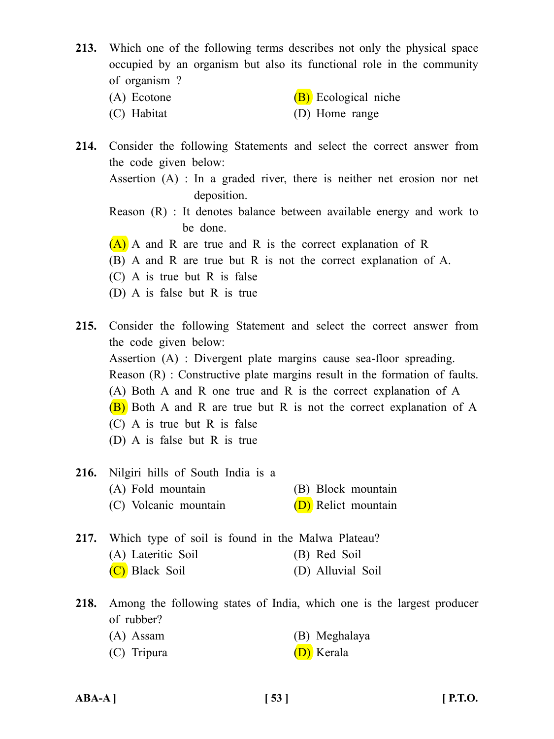**213.** Which one of the following terms describes not only the physical space occupied by an organism but also its functional role in the community of organism ?

(A) Ecotone (B) Ecological niche

(C) Habitat (D) Home range

**214.** Consider the following Statements and select the correct answer from the code given below:

Assertion (A) : In a graded river, there is neither net erosion nor net deposition.

Reason (R) : It denotes balance between available energy and work to be done.

(A) A and R are true and R is the correct explanation of R

(B) A and R are true but R is not the correct explanation of A.

(C) A is true but R is false

(D) A is false but R is true

**215.** Consider the following Statement and select the correct answer from the code given below:

Assertion (A) : Divergent plate margins cause sea-floor spreading.

Reason (R) : Constructive plate margins result in the formation of faults.

(A) Both A and R one true and R is the correct explanation of A

(B) Both A and R are true but R is not the correct explanation of A

(C) A is true but R is false

(D) A is false but R is true

**216.** Nilgiri hills of South India is a

(A) Fold mountain (B) Block mountain

(C) Volcanic mountain (D) Relict mountain

**217.** Which type of soil is found in the Malwa Plateau?

(A) Lateritic Soil (B) Red Soil

(C) Black Soil (D) Alluvial Soil

**218.** Among the following states of India, which one is the largest producer of rubber?

(A) Assam (B) Meghalaya

(C) Tripura (D) Kerala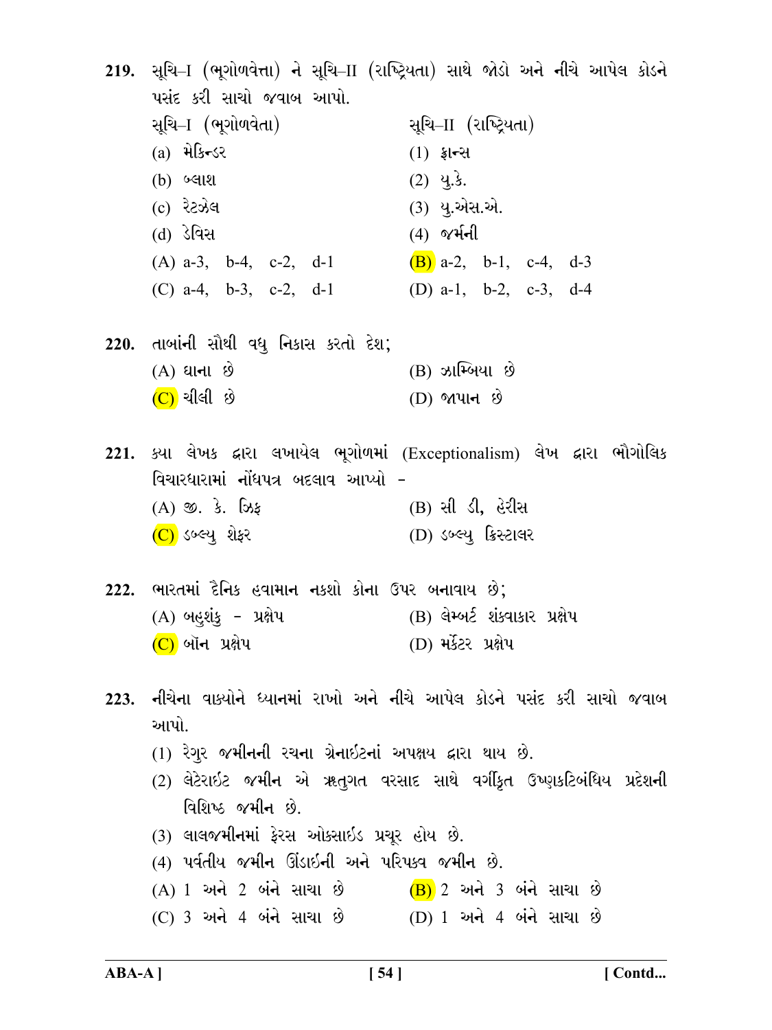**219.** સૂચિ–I (ભૂગોળવેત્તા) ને સૂચિ–II (રાષ્ટ્રિયતા) સાથે જોડો અને નીચે આપેલ કોડને પસંદ કરી સાચો જવાબ આપો.

| સૂચિ–I (ભૂગોળવેતા) | સૂચિ–II (રાષ્ટ્રિયતા) |
|---|---|
| (a) મેકિન્ડર | (1) ફ્રાન્સ |
| (b) બ્લાશ | (2) યુ.કે. |
| (c) રેટઝેલ | (3) યુ.એસ.એ. |
| (d) ડેવિસ | (4) જર્મની |

(A) a-3, b-4, c-2, d-1 (B) a-2, b-1, c-4, d-3

(C) a-4, b-3, c-2, d-1 (D) a-1, b-2, c-3, d-4

**220.** તાબાંની સૌથી વધુ નિકાસ કરતો દેશ;

(A) ઘાના છે (B) ઝામ્બિયા છે

(C) ચીલી છે (D) જાપાન છે

**221.** ક્યા લેખક દ્વારા લખાયેલ ભૂગોળમાં (Exceptionalism) લેખ દ્વારા ભૌગોલિક વિચારધારામાં નોંધપત્ર બદલાવ આપ્યો –

(A) જી. કે. ઝિફ (B) સી ડી, હેરીસ

(C) ડબ્લ્યુ શેફર (D) ડબ્લ્યુ ક્રિસ્ટાલર

**222.** ભારતમાં દૈનિક હવામાન નકશો કોના ઉપર બનાવાય છે;

(A) બહુશંકુ – પ્રક્ષેપ (B) લેમ્બર્ટ શંકવાકાર પ્રક્ષેપ

(C) બૉન પ્રક્ષેપ (D) મર્કેટર પ્રક્ષેપ

**223.** નીચેના વાક્યોને ધ્યાનમાં રાખો અને નીચે આપેલ કોડને પસંદ કરી સાચો જવાબ આપો.

(1) રેગુર જમીનની રચના ગ્રેનાઈટનાં અપક્ષય દ્વારા થાય છે.

(2) લેટેરાઈટ જમીન એ ઋતુગત વરસાદ સાથે વર્ગીકૃત ઉષ્ણકટિબંધિય પ્રદેશની વિશિષ્ઠ જમીન છે.

(3) લાલજમીનમાં ફેરસ ઓક્સાઈડ પ્રચૂર હોય છે.

(4) પર્વતીય જમીન ઊંડાઈની અને પરિપક્વ જમીન છે.

(A) 1 અને 2 બંને સાચા છે (B) 2 અને 3 બંને સાચા છે

(C) 3 અને 4 બંને સાચા છે (D) 1 અને 4 બંને સાચા છે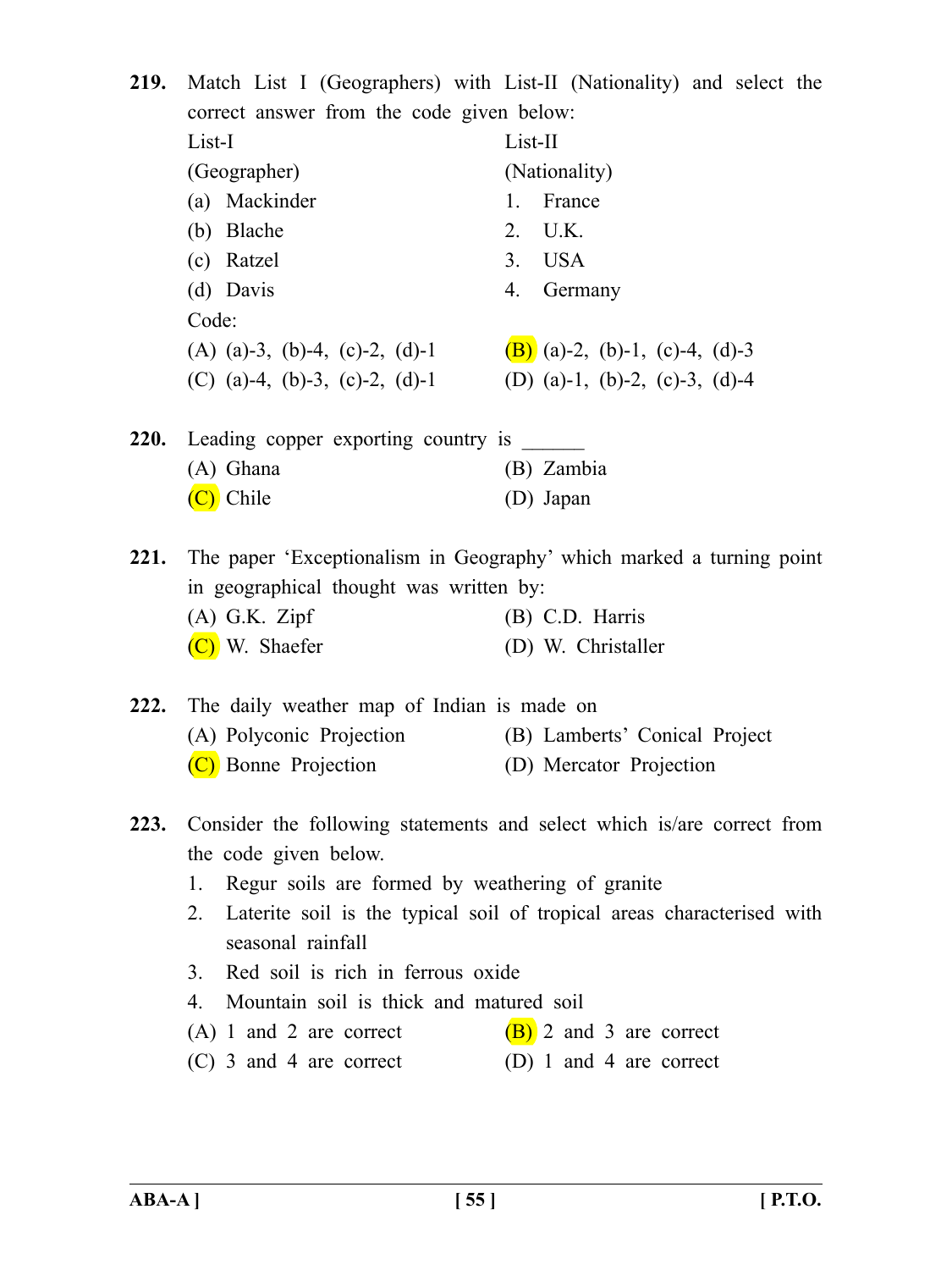**219.** Match List I (Geographers) with List-II (Nationality) and select the correct answer from the code given below:

| List-I (Geographer) | List-II (Nationality) |
|---|---|
| (a) Mackinder | 1. France |
| (b) Blache | 2. U.K. |
| (c) Ratzel | 3. USA |
| (d) Davis | 4. Germany |

Code:

(A) (a)-3, (b)-4, (c)-2, (d)-1

(B) (a)-2, (b)-1, (c)-4, (d)-3

(C) (a)-4, (b)-3, (c)-2, (d)-1

(D) (a)-1, (b)-2, (c)-3, (d)-4

**220.** Leading copper exporting country is ______

(A) Ghana

(B) Zambia

(C) Chile

(D) Japan

**221.** The paper 'Exceptionalism in Geography' which marked a turning point in geographical thought was written by:

(A) G.K. Zipf

(B) C.D. Harris

(C) W. Shaefer

(D) W. Christaller

**222.** The daily weather map of Indian is made on

(A) Polyconic Projection

(B) Lamberts' Conical Project

(C) Bonne Projection

(D) Mercator Projection

**223.** Consider the following statements and select which is/are correct from the code given below.

1. Regur soils are formed by weathering of granite
2. Laterite soil is the typical soil of tropical areas characterised with seasonal rainfall
3. Red soil is rich in ferrous oxide
4. Mountain soil is thick and matured soil

(A) 1 and 2 are correct

(B) 2 and 3 are correct

(C) 3 and 4 are correct

(D) 1 and 4 are correct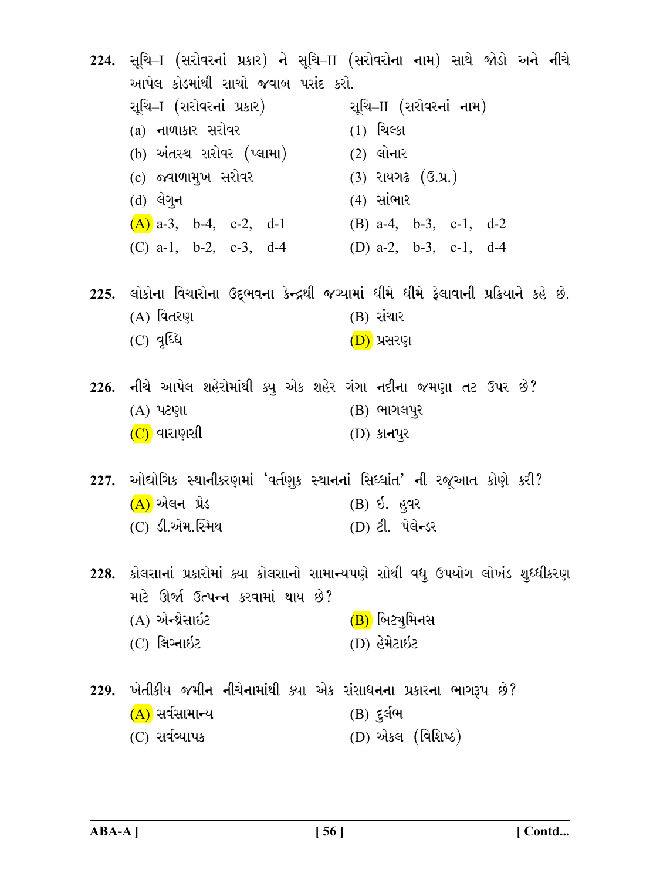**224.** સૂચિ–I (સરોવરનાં પ્રકાર) ને સૂચિ–II (સરોવરોના નામ) સાથે જોડો અને નીચે આપેલ કોડમાંથી સાચો જવાબ પસંદ કરો.

| સૂચિ–I (સરોવરનાં પ્રકાર) | સૂચિ–II (સરોવરનાં નામ) |
|---|---|
| (a) નાળાકાર સરોવર | (1) ચિલ્કા |
| (b) અંતસ્થ સરોવર (પ્લામા) | (2) લોનાર |
| (c) જ્વાળામુખ સરોવર | (3) રાયગઢ (ઉ.પ્ર.) |
| (d) લેગુન | (4) સાંભાર |

(A) a-3, b-4, c-2, d-1
(B) a-4, b-3, c-1, d-2
(C) a-1, b-2, c-3, d-4
(D) a-2, b-3, c-1, d-4

**225.** લોકોના વિચારોના ઉદ્‌ભવના કેન્દ્રથી જગ્યામાં ધીમે ધીમે ફેલાવાની પ્રક્રિયાને કહે છે.

(A) વિતરણ
(B) સંચાર
(C) વૃધ્ધિ
(D) પ્રસરણ

**226.** નીચે આપેલ શહેરોમાંથી ક્યુ એક શહેર ગંગા નદીના જમણા તટ ઉપર છે?

(A) પટણા
(B) ભાગલપુર
(C) વારાણસી
(D) કાનપુર

**227.** ઓદ્યોગિક સ્થાનીકરણમાં 'વર્તણુક સ્થાનનાં સિધ્ધાંત' ની રજૂઆત કોણે કરી?

(A) એલન પ્રેડ
(B) ઈ. હુવર
(C) ડી.એમ.સ્મિથ
(D) ટી. પેલેન્ડર

**228.** કોલસાનાં પ્રકારોમાં ક્યા કોલસાનો સામાન્યપણે સોથી વધુ ઉપયોગ લોખંડ શુધ્ધીકરણ માટે ઊર્જા ઉત્પન્ન કરવામાં થાય છે?

(A) એન્થ્રેસાઈટ
(B) બિટ્યુમિનસ
(C) લિગ્નાઈટ
(D) હેમેટાઈટ

**229.** ખેતીકીય જમીન નીચેનામાંથી ક્યા એક સંસાધનના પ્રકારના ભાગરૂપ છે?

(A) સર્વસામાન્ય
(B) દુર્લભ
(C) સર્વવ્યાપક
(D) એકલ (વિશિષ્ઠ)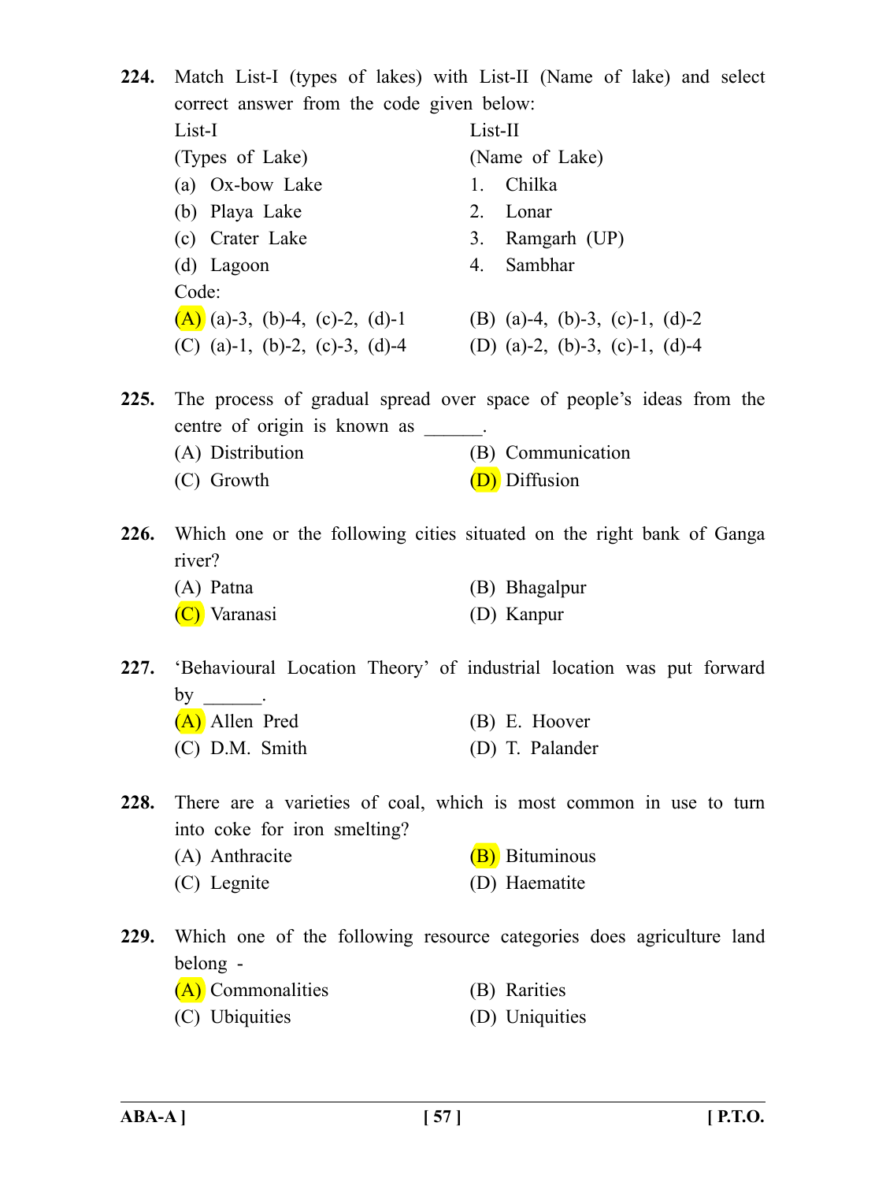**224.** Match List-I (types of lakes) with List-II (Name of lake) and select correct answer from the code given below:

| List-I (Types of Lake) | List-II (Name of Lake) |
|---|---|
| (a) Ox-bow Lake | 1. Chilka |
| (b) Playa Lake | 2. Lonar |
| (c) Crater Lake | 3. Ramgarh (UP) |
| (d) Lagoon | 4. Sambhar |

Code:

(A) (a)-3, (b)-4, (c)-2, (d)-1
(B) (a)-4, (b)-3, (c)-1, (d)-2
(C) (a)-1, (b)-2, (c)-3, (d)-4
(D) (a)-2, (b)-3, (c)-1, (d)-4

**225.** The process of gradual spread over space of people's ideas from the centre of origin is known as ______.

(A) Distribution
(B) Communication
(C) Growth
(D) Diffusion

**226.** Which one or the following cities situated on the right bank of Ganga river?

(A) Patna
(B) Bhagalpur
(C) Varanasi
(D) Kanpur

**227.** 'Behavioural Location Theory' of industrial location was put forward by ______.

(A) Allen Pred
(B) E. Hoover
(C) D.M. Smith
(D) T. Palander

**228.** There are a varieties of coal, which is most common in use to turn into coke for iron smelting?

(A) Anthracite
(B) Bituminous
(C) Legnite
(D) Haematite

**229.** Which one of the following resource categories does agriculture land belong -

(A) Commonalities
(B) Rarities
(C) Ubiquities
(D) Uniquities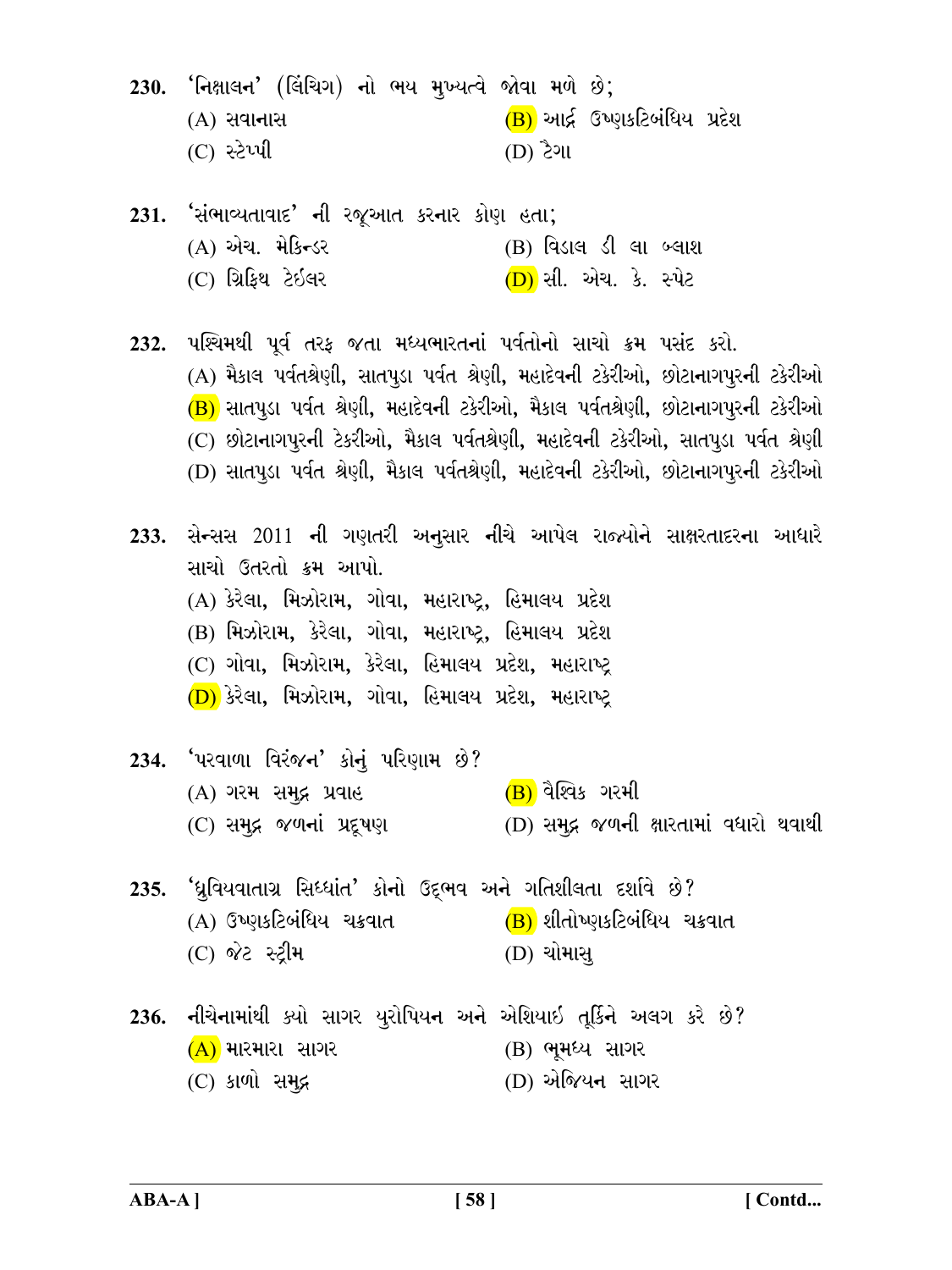**230.** 'નિક્ષાલન' (લિચિંગ) નો ભય મુખ્યત્વે જોવા મળે છે;

(A) સવાનાસ
(B) આર્દ્ર ઉષ્ણકટિબંધિય પ્રદેશ
(C) સ્ટેપ્પી
(D) ટૈગા

**231.** 'સંભાવ્યતાવાદ' ની રજૂઆત કરનાર કોણ હતા;

(A) એચ. મેકિન્ડર
(B) વિડાલ ડી લા બ્લાશ
(C) ગ્રિફિથ ટેઈલર
(D) સી. એચ. કે. સ્પેટ

**232.** પશ્ચિમથી પૂર્વ તરફ જતા મધ્યભારતનાં પર્વતોનો સાચો ક્રમ પસંદ કરો.

(A) મૈકાલ પર્વતશ્રેણી, સાતપુડા પર્વત શ્રેણી, મહાદેવની ટકેરીઓ, છોટાનાગપુરની ટકેરીઓ
(B) સાતપુડા પર્વત શ્રેણી, મહાદેવની ટકેરીઓ, મૈકાલ પર્વતશ્રેણી, છોટાનાગપુરની ટકેરીઓ
(C) છોટાનાગપુરની ટેકરીઓ, મૈકાલ પર્વતશ્રેણી, મહાદેવની ટકેરીઓ, સાતપુડા પર્વત શ્રેણી
(D) સાતપુડા પર્વત શ્રેણી, મૈકાલ પર્વતશ્રેણી, મહાદેવની ટકેરીઓ, છોટાનાગપુરની ટકેરીઓ

**233.** સેન્સસ 2011 ની ગણતરી અનુસાર નીચે આપેલ રાજ્યોને સાક્ષરતાદરના આધારે સાચો ઉતરતો ક્રમ આપો.

(A) કેરેલા, મિઝોરામ, ગોવા, મહારાષ્ટ્ર, હિમાલય પ્રદેશ
(B) મિઝોરામ, કેરેલા, ગોવા, મહારાષ્ટ્ર, હિમાલય પ્રદેશ
(C) ગોવા, મિઝોરામ, કેરેલા, હિમાલય પ્રદેશ, મહારાષ્ટ્ર
(D) કેરેલા, મિઝોરામ, ગોવા, હિમાલય પ્રદેશ, મહારાષ્ટ્ર

**234.** 'પરવાળા વિરંજન' કોનું પરિણામ છે?

(A) ગરમ સમુદ્ર પ્રવાહ
(B) વૈશ્વિક ગરમી
(C) સમુદ્ર જળનાં પ્રદૂષણ
(D) સમુદ્ર જળની ક્ષારતામાં વધારો થવાથી

**235.** 'ધ્રુવિયવાતાગ્ર સિધ્ધાંત' કોનો ઉદ્ભવ અને ગતિશીલતા દર્શાવે છે?

(A) ઉષ્ણકટિબંધિય ચક્રવાત
(B) શીતોષ્ણકટિબંધિય ચક્રવાત
(C) જેટ સ્ટ્રીમ
(D) ચોમાસુ

**236.** નીચેનામાંથી ક્યો સાગર યુરોપિયન અને એશિયાઈ તૂર્કિને અલગ કરે છે?

(A) મારમારા સાગર
(B) ભૂમધ્ય સાગર
(C) કાળો સમુદ્ર
(D) એજિયન સાગર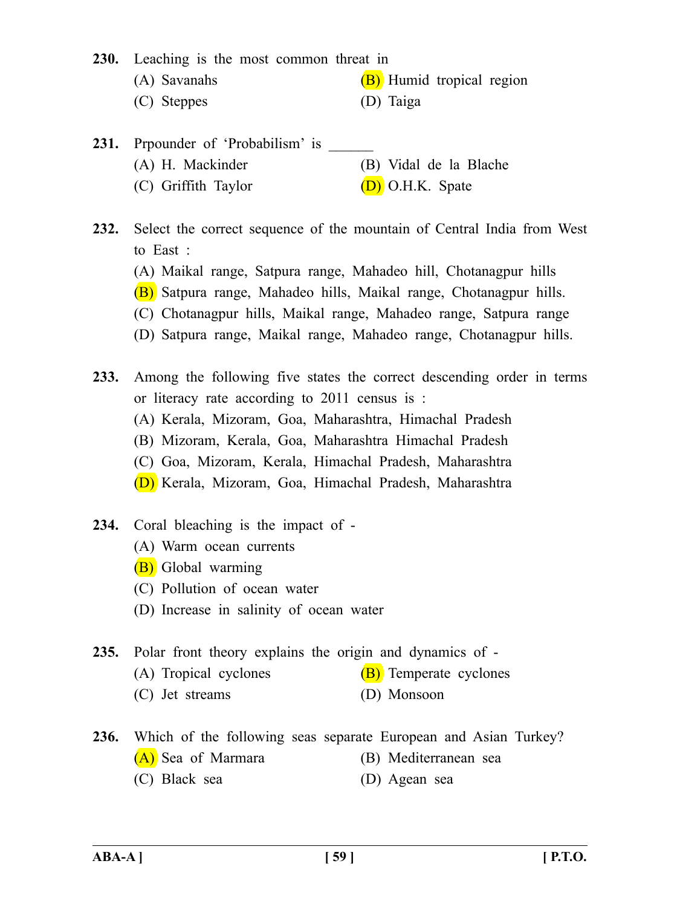**230.** Leaching is the most common threat in

(A) Savanahs

(B) Humid tropical region

(C) Steppes

(D) Taiga

**231.** Prpounder of 'Probabilism' is ______

(A) H. Mackinder

(B) Vidal de la Blache

(C) Griffith Taylor

(D) O.H.K. Spate

**232.** Select the correct sequence of the mountain of Central India from West to East :

(A) Maikal range, Satpura range, Mahadeo hill, Chotanagpur hills

(B) Satpura range, Mahadeo hills, Maikal range, Chotanagpur hills.

(C) Chotanagpur hills, Maikal range, Mahadeo range, Satpura range

(D) Satpura range, Maikal range, Mahadeo range, Chotanagpur hills.

**233.** Among the following five states the correct descending order in terms or literacy rate according to 2011 census is :

(A) Kerala, Mizoram, Goa, Maharashtra, Himachal Pradesh

(B) Mizoram, Kerala, Goa, Maharashtra Himachal Pradesh

(C) Goa, Mizoram, Kerala, Himachal Pradesh, Maharashtra

(D) Kerala, Mizoram, Goa, Himachal Pradesh, Maharashtra

**234.** Coral bleaching is the impact of -

(A) Warm ocean currents

(B) Global warming

(C) Pollution of ocean water

(D) Increase in salinity of ocean water

**235.** Polar front theory explains the origin and dynamics of -

(A) Tropical cyclones

(B) Temperate cyclones

(C) Jet streams

(D) Monsoon

**236.** Which of the following seas separate European and Asian Turkey?

(A) Sea of Marmara

(B) Mediterranean sea

(C) Black sea

(D) Agean sea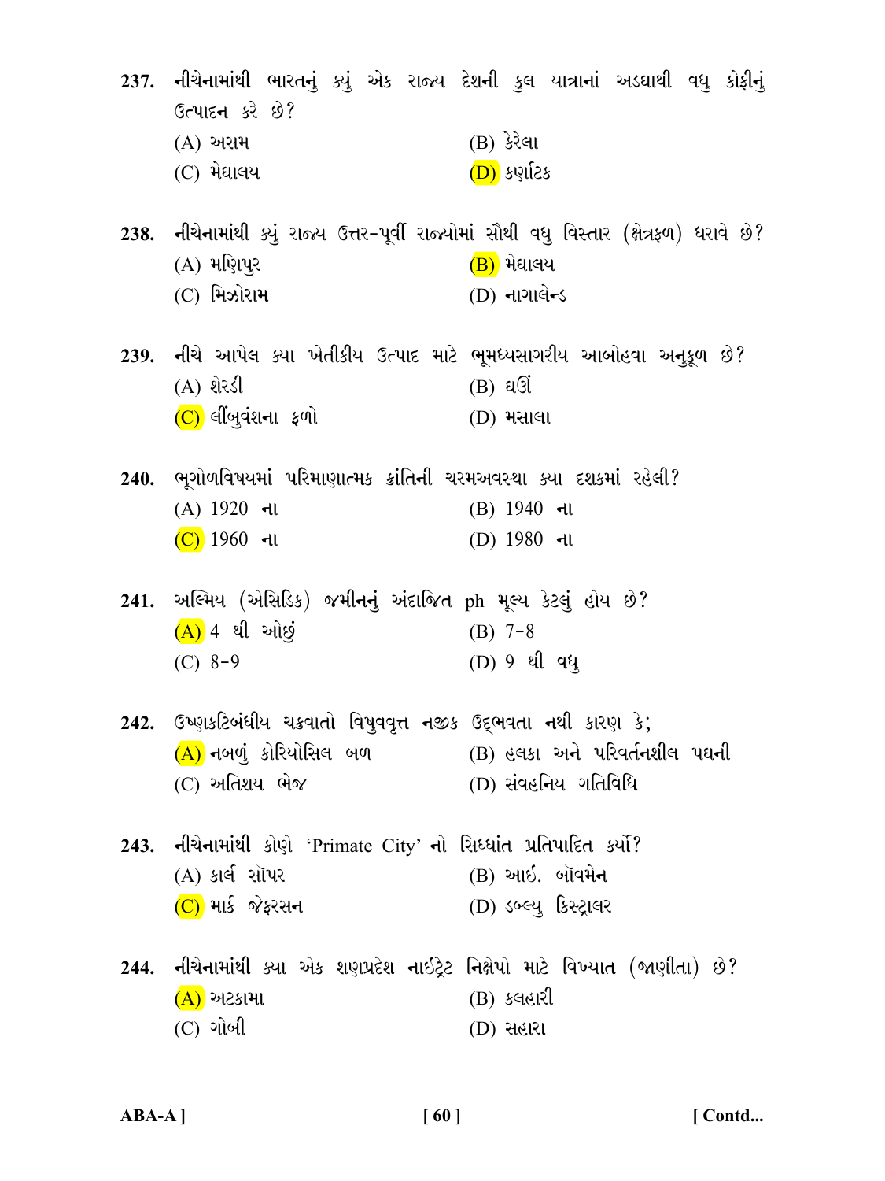237. નીચેનામાંથી ભારતનું ક્યું એક રાજ્ય દેશની કુલ યાત્રાનાં અડધાથી વધુ કોફીનું ઉત્પાદન કરે છે?

(A) અસમ
(B) કેરેલા
(C) મેઘાલય
(D) કર્ણાટક

238. નીચેનામાંથી ક્યું રાજ્ય ઉત્તર-પૂર્વી રાજ્યોમાં સૌથી વધુ વિસ્તાર (ક્ષેત્રફળ) ધરાવે છે?

(A) મણિપુર
(B) મેઘાલય
(C) મિઝોરામ
(D) નાગાલેન્ડ

239. નીચે આપેલ ક્યા ખેતીકીય ઉત્પાદ માટે ભૂમધ્યસાગરીય આબોહવા અનુકૂળ છે?

(A) શેરડી
(B) ઘઉં
(C) લીંબુવંશના ફળો
(D) મસાલા

240. ભૂગોળવિષયમાં પરિમાણાત્મક ક્રાંતિની ચરમઅવસ્થા ક્યા દશકમાં રહેલી?

(A) 1920 ના
(B) 1940 ના
(C) 1960 ના
(D) 1980 ના

241. અમ્લિય (એસિડિક) જમીનનું અંદાજિત ph મૂલ્ય કેટલું હોય છે?

(A) 4 થી ઓછું
(B) 7-8
(C) 8-9
(D) 9 થી વધુ

242. ઉષ્ણકટિબંધીય ચક્રવાતો વિષુવવૃત્ત નજીક ઉદ્‌ભવતા નથી કારણ કે;

(A) નબળું કોરિયોસિલ બળ
(B) હલકા અને પરિવર્તનશીલ પઘની
(C) અતિશય ભેજ
(D) સંવહનિય ગતિવિધિ

243. નીચેનામાંથી કોણે 'Primate City' નો સિધ્ધાંત પ્રતિપાદિત કર્યો?

(A) કાર્લ સૉપર
(B) આઈ. બૉવમેન
(C) માર્ક જેફરસન
(D) ડબ્લ્યુ ક્રિસ્ટાલર

244. નીચેનામાંથી ક્યા એક શણપ્રદેશ નાઈટ્રેટ નિક્ષેપો માટે વિખ્યાત (જાણીતા) છે?

(A) અટકામા
(B) કલહારી
(C) ગોબી
(D) સહારા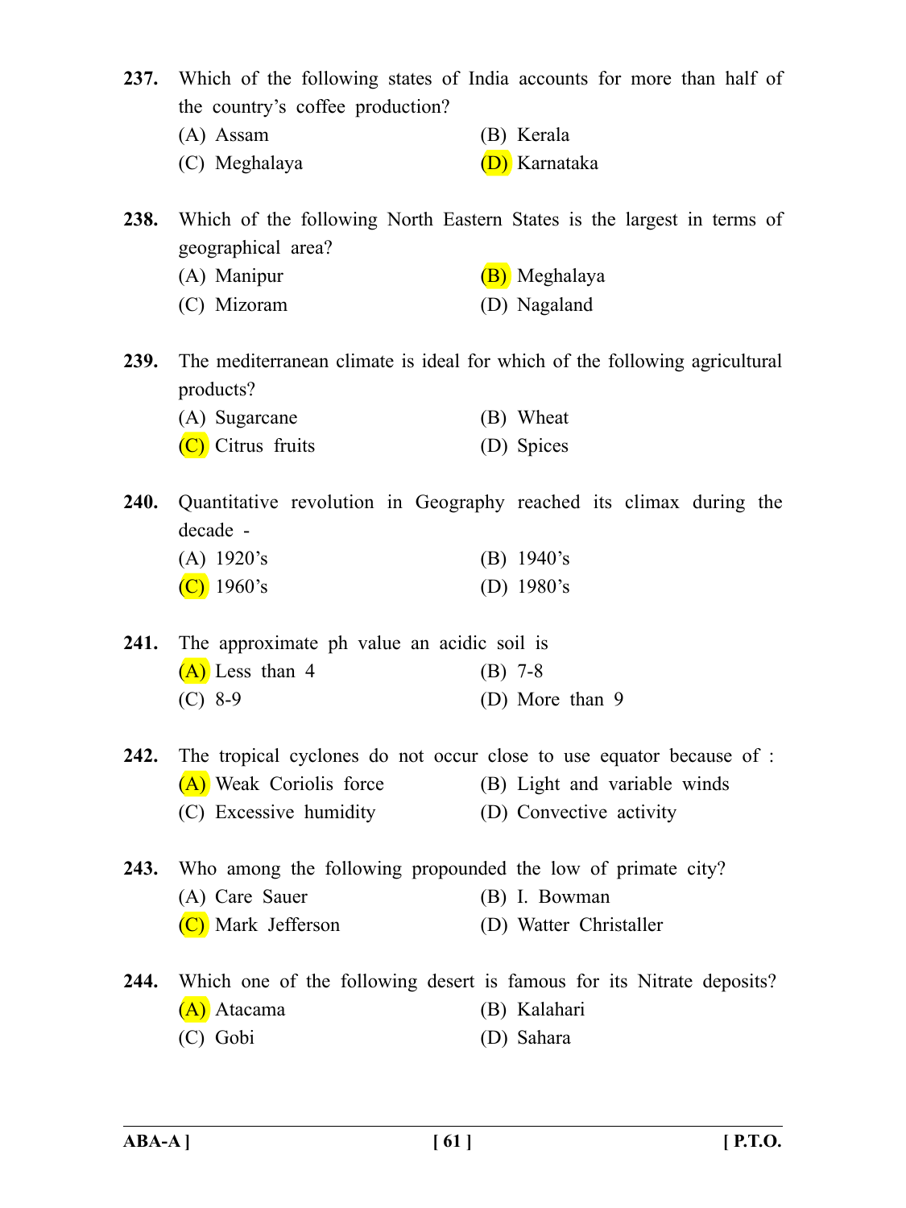**237.** Which of the following states of India accounts for more than half of the country's coffee production?

(A) Assam (B) Kerala

(C) Meghalaya (D) Karnataka

**238.** Which of the following North Eastern States is the largest in terms of geographical area?

(A) Manipur (B) Meghalaya

(C) Mizoram (D) Nagaland

**239.** The mediterranean climate is ideal for which of the following agricultural products?

(A) Sugarcane (B) Wheat

(C) Citrus fruits (D) Spices

**240.** Quantitative revolution in Geography reached its climax during the decade -

(A) 1920's (B) 1940's

(C) 1960's (D) 1980's

**241.** The approximate ph value an acidic soil is

(A) Less than 4 (B) 7-8

(C) 8-9 (D) More than 9

**242.** The tropical cyclones do not occur close to use equator because of :

(A) Weak Coriolis force (B) Light and variable winds

(C) Excessive humidity (D) Convective activity

**243.** Who among the following propounded the low of primate city?

(A) Care Sauer (B) I. Bowman

(C) Mark Jefferson (D) Watter Christaller

**244.** Which one of the following desert is famous for its Nitrate deposits?

(A) Atacama (B) Kalahari

(C) Gobi (D) Sahara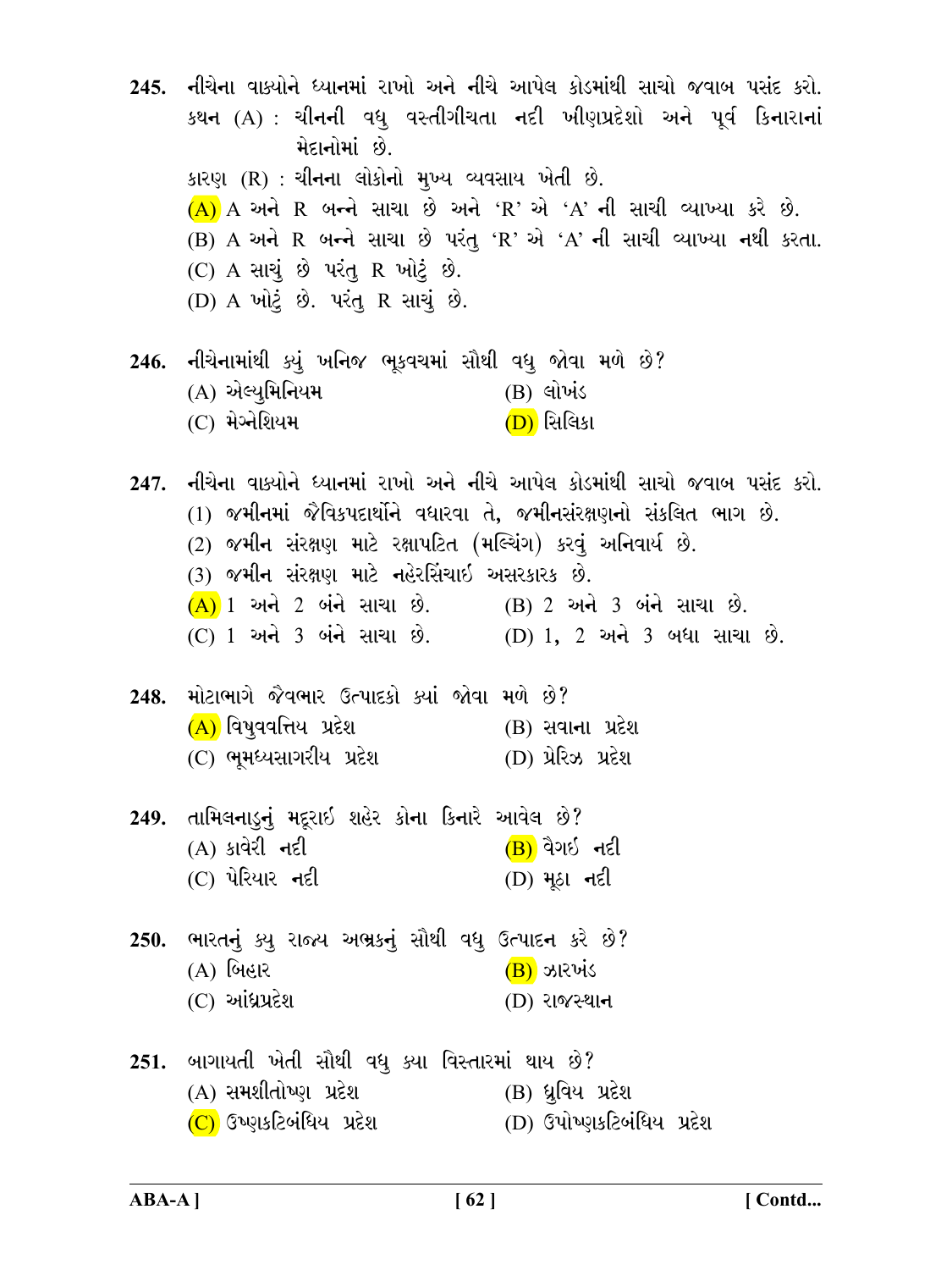245. નીચેના વાક્યોને ધ્યાનમાં રાખો અને નીચે આપેલ કોડમાંથી સાચો જવાબ પસંદ કરો.

કથન (A) : ચીનની વધુ વસ્તીગીચતા નદી ખીણપ્રદેશો અને પૂર્વ કિનારાનાં મેદાનોમાં છે.

કારણ (R) : ચીનના લોકોનો મુખ્ય વ્યવસાય ખેતી છે.

(A) A અને R બન્ને સાચા છે અને 'R' એ 'A' ની સાચી વ્યાખ્યા કરે છે.

(B) A અને R બન્ને સાચા છે પરંતુ 'R' એ 'A' ની સાચી વ્યાખ્યા નથી કરતા.

(C) A સાચું છે પરંતુ R ખોટું છે.

(D) A ખોટું છે. પરંતુ R સાચું છે.

246. નીચેનામાંથી ક્યું ખનિજ ભૂકવચમાં સૌથી વધુ જોવા મળે છે?

(A) એલ્યુમિનિયમ
(B) લોખંડ
(C) મેગ્નેશિયમ
(D) સિલિકા

247. નીચેના વાક્યોને ધ્યાનમાં રાખો અને નીચે આપેલ કોડમાંથી સાચો જવાબ પસંદ કરો.

(1) જમીનમાં જૈવિકપદાર્થોને વધારવા તે, જમીનસંરક્ષણનો સંકલિત ભાગ છે.

(2) જમીન સંરક્ષણ માટે રક્ષાપટિત (મલ્ચિંગ) કરવું અનિવાર્ય છે.

(3) જમીન સંરક્ષણ માટે નહેરસિંચાઈ અસરકારક છે.

(A) 1 અને 2 બંને સાચા છે.
(B) 2 અને 3 બંને સાચા છે.
(C) 1 અને 3 બંને સાચા છે.
(D) 1, 2 અને 3 બધા સાચા છે.

248. મોટાભાગે જૈવભાર ઉત્પાદકો ક્યાં જોવા મળે છે?

(A) વિષુવવત્તિય પ્રદેશ
(B) સવાના પ્રદેશ
(C) ભૂમધ્યસાગરીય પ્રદેશ
(D) પ્રેરિઝ પ્રદેશ

249. તામિલનાડુનું મદૂરાઈ શહેર કોના કિનારે આવેલ છે?

(A) કાવેરી નદી
(B) વૈગઈ નદી
(C) પેરિયાર નદી
(D) મૂઠા નદી

250. ભારતનું ક્યુ રાજ્ય અભ્રકનું સૌથી વધુ ઉત્પાદન કરે છે?

(A) બિહાર
(B) ઝારખંડ
(C) આંધ્રપ્રદેશ
(D) રાજસ્થાન

251. બાગાયતી ખેતી સૌથી વધુ ક્યા વિસ્તારમાં થાય છે?

(A) સમશીતોષ્ણ પ્રદેશ
(B) ધ્રુવિય પ્રદેશ
(C) ઉષ્ણકટિબંધિય પ્રદેશ
(D) ઉપોષ્ણકટિબંધિય પ્રદેશ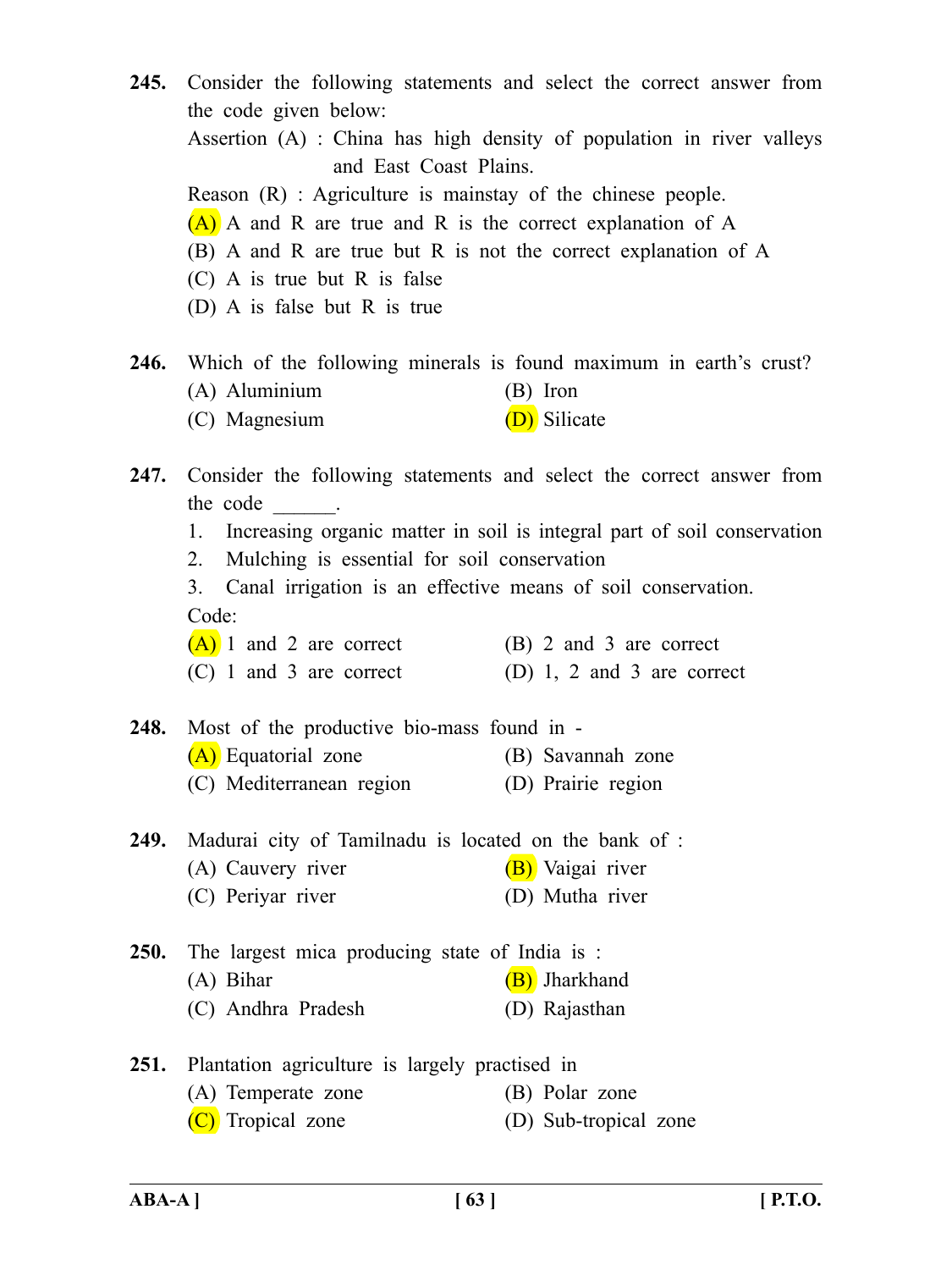**245.** Consider the following statements and select the correct answer from the code given below:

Assertion (A) : China has high density of population in river valleys and East Coast Plains.

Reason (R) : Agriculture is mainstay of the chinese people.

(A) A and R are true and R is the correct explanation of A

(B) A and R are true but R is not the correct explanation of A

(C) A is true but R is false

(D) A is false but R is true

**246.** Which of the following minerals is found maximum in earth's crust?

(A) Aluminium
(B) Iron
(C) Magnesium
(D) Silicate

**247.** Consider the following statements and select the correct answer from the code ______.

1. Increasing organic matter in soil is integral part of soil conservation
2. Mulching is essential for soil conservation
3. Canal irrigation is an effective means of soil conservation.

Code:

(A) 1 and 2 are correct
(B) 2 and 3 are correct
(C) 1 and 3 are correct
(D) 1, 2 and 3 are correct

**248.** Most of the productive bio-mass found in -

(A) Equatorial zone
(B) Savannah zone
(C) Mediterranean region
(D) Prairie region

**249.** Madurai city of Tamilnadu is located on the bank of :

(A) Cauvery river
(B) Vaigai river
(C) Periyar river
(D) Mutha river

**250.** The largest mica producing state of India is :

(A) Bihar
(B) Jharkhand
(C) Andhra Pradesh
(D) Rajasthan

**251.** Plantation agriculture is largely practised in

(A) Temperate zone
(B) Polar zone
(C) Tropical zone
(D) Sub-tropical zone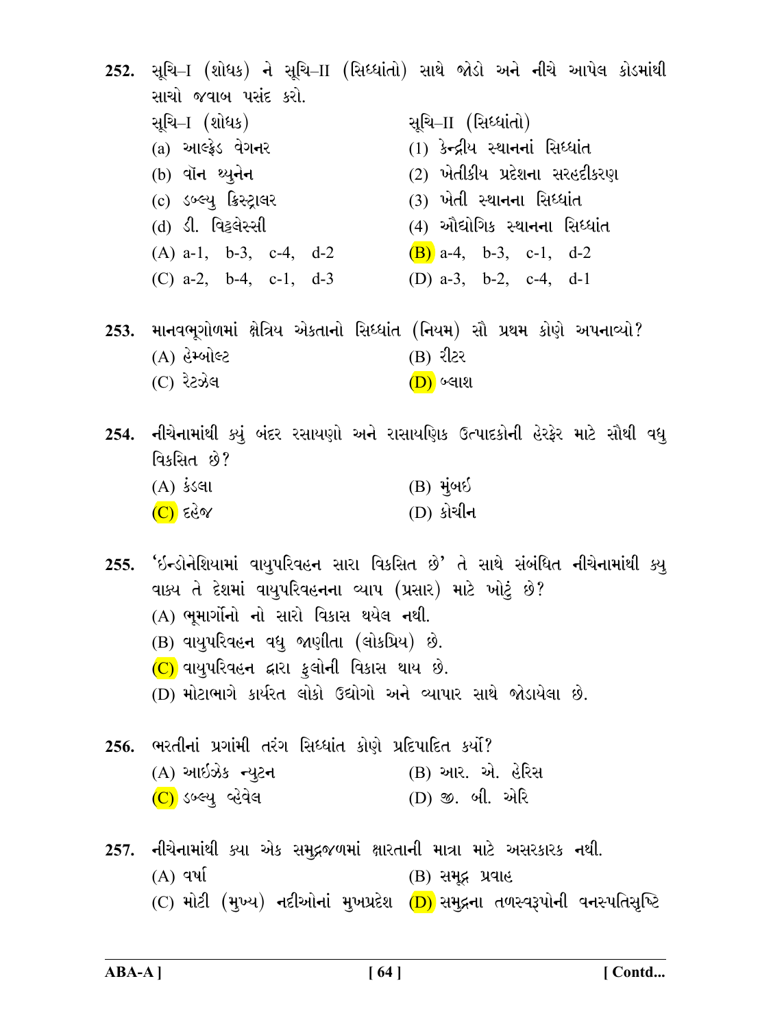**252.** સૂચિ–I (શોધક) ને સૂચિ–II (સિધ્ધાંતો) સાથે જોડો અને નીચે આપેલ કોડમાંથી સાચો જવાબ પસંદ કરો.

| સૂચિ–I (શોધક) | સૂચિ–II (સિધ્ધાંતો) |
|---|---|
| (a) આલ્ફ્રેડ વેગનર | (1) કેન્દ્રીય સ્થાનનાં સિધ્ધાંત |
| (b) વૉન થ્યુનેન | (2) ખેતીકીય પ્રદેશના સરહદીકરણ |
| (c) ડબ્લ્યુ ક્રિસ્ટ્રાલર | (3) ખેતી સ્થાનના સિધ્ધાંત |
| (d) ડી. વિટ્ટલેસ્સી | (4) ઔદ્યોગિક સ્થાનના સિધ્ધાંત |

(A) a-1, b-3, c-4, d-2
(B) a-4, b-3, c-1, d-2
(C) a-2, b-4, c-1, d-3
(D) a-3, b-2, c-4, d-1

**253.** માનવભૂગોળમાં ક્ષેત્રિય એકતાનો સિધ્ધાંત (નિયમ) સૌ પ્રથમ કોણે અપનાવ્યો?

(A) હેમ્બોલ્ટ
(B) રીટર
(C) રેટઝેલ
(D) બ્લાશ

**254.** નીચેનામાંથી ક્યું બંદર રસાયણો અને રાસાયણિક ઉત્પાદકોની હેરફેર માટે સૌથી વધુ વિકસિત છે?

(A) કંડલા
(B) મુંબઈ
(C) દહેજ
(D) કોચીન

**255.** 'ઇન્ડોનેશિયામાં વાયુપરિવહન સારા વિકસિત છે' તે સાથે સંબંધિત નીચેનામાંથી ક્યુ વાક્ય તે દેશમાં વાયુપરિવહનના વ્યાપ (પ્રસાર) માટે ખોટું છે?

(A) ભૂમાર્ગોનો નો સારો વિકાસ થયેલ નથી.
(B) વાયુપરિવહન વધુ જાણીતા (લોકપ્રિય) છે.
(C) વાયુપરિવહન દ્વારા ફુલોની વિકાસ થાય છે.
(D) મોટાભાગે કાર્યરત લોકો ઉદ્યોગો અને વ્યાપાર સાથે જોડાયેલા છે.

**256.** ભરતીનાં પ્રગામી તરંગ સિધ્ધાંત કોણે પ્રદિપાદિત કર્યો?

(A) આઈઝેક ન્યુટન
(B) આર. એ. હેરિસ
(C) ડબ્લ્યુ વ્હેવેલ
(D) જી. બી. એરિ

**257.** નીચેનામાંથી ક્યા એક સમુદ્રજળમાં ક્ષારતાની માત્રા માટે અસરકારક નથી.

(A) વર્ષા
(B) સમુદ્ર પ્રવાહ
(C) મોટી (મુખ્ય) નદીઓનાં મુખપ્રદેશ
(D) સમુદ્રના તળસ્વરૂપોની વનસ્પતિસૃષ્ટિ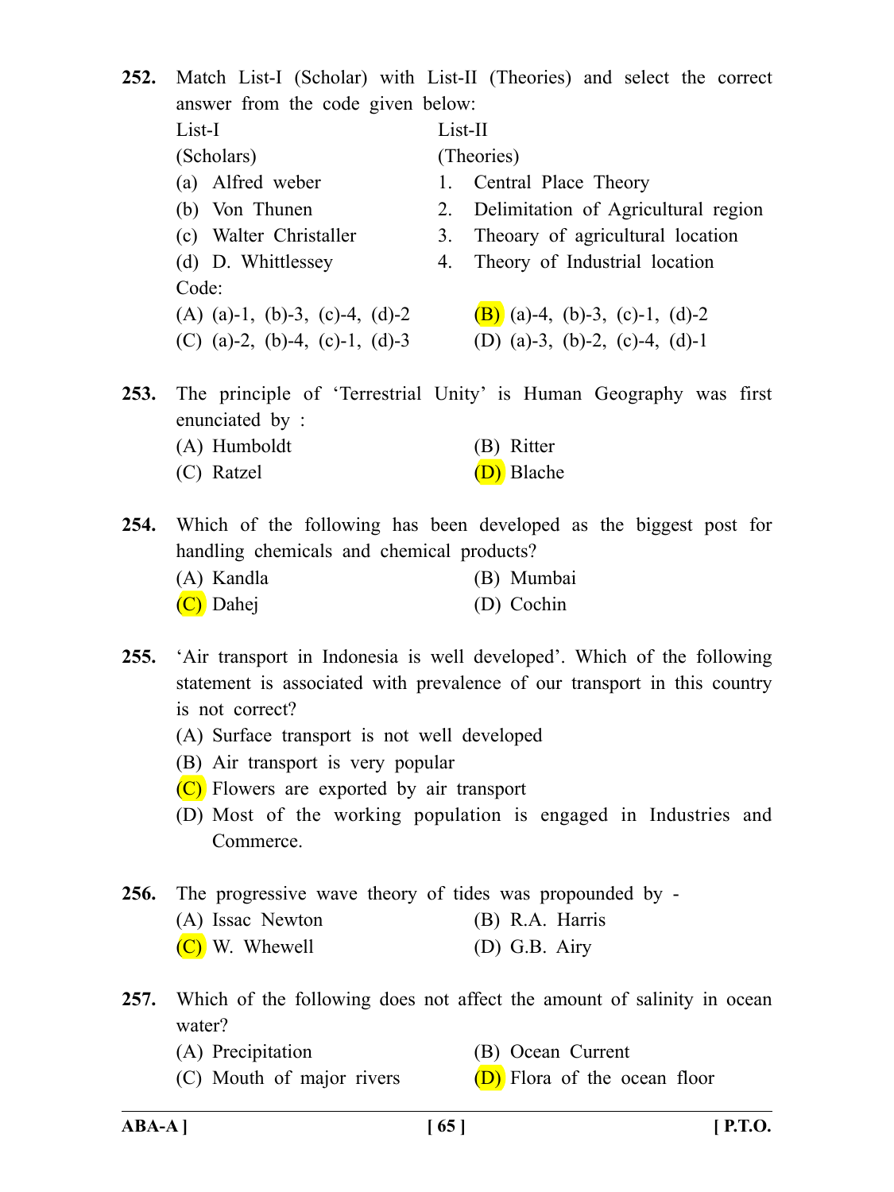**252.** Match List-I (Scholar) with List-II (Theories) and select the correct answer from the code given below:

| List-I (Scholars) | List-II (Theories) |
|---|---|
| (a) Alfred weber | 1. Central Place Theory |
| (b) Von Thunen | 2. Delimitation of Agricultural region |
| (c) Walter Christaller | 3. Theoary of agricultural location |
| (d) D. Whittlessey | 4. Theory of Industrial location |

Code:

(A) (a)-1, (b)-3, (c)-4, (d)-2
(B) (a)-4, (b)-3, (c)-1, (d)-2
(C) (a)-2, (b)-4, (c)-1, (d)-3
(D) (a)-3, (b)-2, (c)-4, (d)-1

**253.** The principle of 'Terrestrial Unity' is Human Geography was first enunciated by :

(A) Humboldt
(B) Ritter
(C) Ratzel
(D) Blache

**254.** Which of the following has been developed as the biggest post for handling chemicals and chemical products?

(A) Kandla
(B) Mumbai
(C) Dahej
(D) Cochin

**255.** 'Air transport in Indonesia is well developed'. Which of the following statement is associated with prevalence of our transport in this country is not correct?

(A) Surface transport is not well developed
(B) Air transport is very popular
(C) Flowers are exported by air transport
(D) Most of the working population is engaged in Industries and Commerce.

**256.** The progressive wave theory of tides was propounded by -

(A) Issac Newton
(B) R.A. Harris
(C) W. Whewell
(D) G.B. Airy

**257.** Which of the following does not affect the amount of salinity in ocean water?

(A) Precipitation
(B) Ocean Current
(C) Mouth of major rivers
(D) Flora of the ocean floor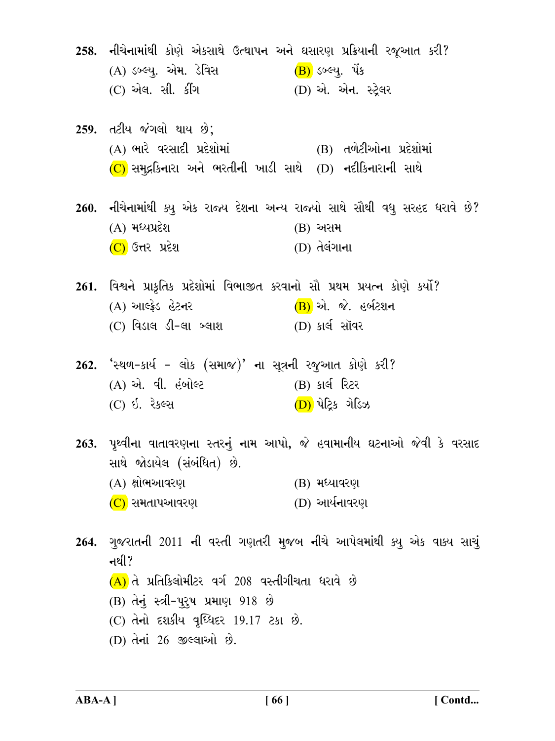**258.** નીચેનામાંથી કોણે એકસાથે ઉત્થાપન અને ઘસારણ પ્રક્રિયાની રજૂઆત કરી?

(A) ડબ્લ્યુ. એમ. ડેવિસ

(B) ડબ્લ્યુ. પેંક

(C) એલ. સી. કીંગ

(D) એ. એન. સ્ટ્રેલર

**259.** તટીય જંગલો થાય છે;

(A) ભારે વરસાદી પ્રદેશોમાં

(B) તળેટીઓના પ્રદેશોમાં

(C) સમુદ્રકિનારા અને ભરતીની ખાડી સાથે

(D) નદીકિનારાની સાથે

**260.** નીચેનામાંથી ક્યુ એક રાજ્ય દેશના અન્ય રાજ્યો સાથે સૌથી વધુ સરહદ ધરાવે છે?

(A) મધ્યપ્રદેશ

(B) અસમ

(C) ઉત્તર પ્રદેશ

(D) તેલંગાના

**261.** વિશ્વને પ્રાકૃતિક પ્રદેશોમાં વિભાજીત કરવાનો સૌ પ્રથમ પ્રયત્ન કોણે કર્યો?

(A) આલ્ફ્રેડ હેટનર

(B) એ. જે. હર્બટશન

(C) વિડાલ ડી-લા બ્લાશ

(D) કાર્લ સૉવર

**262.** 'સ્થળ-કાર્ય - લોક (સમાજ)' ના સૂત્રની રજુઆત કોણે કરી?

(A) એ. વી. હંબોલ્ટ

(B) કાર્લ રિટર

(C) ઈ. રેકલ્સ

(D) પેટ્રિક ગેડિઝ

**263.** પૃથ્વીના વાતાવરણના સ્તરનું નામ આપો, જે હવામાનીય ઘટનાઓ જેવી કે વરસાદ સાથે જોડાયેલ (સંબંધિત) છે.

(A) ક્ષોભઆવરણ

(B) મધ્યાવરણ

(C) સમતાપઆવરણ

(D) આર્યનાવરણ

**264.** ગુજરાતની 2011 ની વસ્તી ગણતરી મુજબ નીચે આપેલમાંથી ક્યુ એક વાક્ય સાચું નથી?

(A) તે પ્રતિકિલોમીટર વર્ગ 208 વસ્તીગીચતા ધરાવે છે

(B) તેનું સ્ત્રી-પુરુષ પ્રમાણ 918 છે

(C) તેનો દશકીય વૃધ્ધિદર 19.17 ટકા છે.

(D) તેનાં 26 જીલ્લાઓ છે.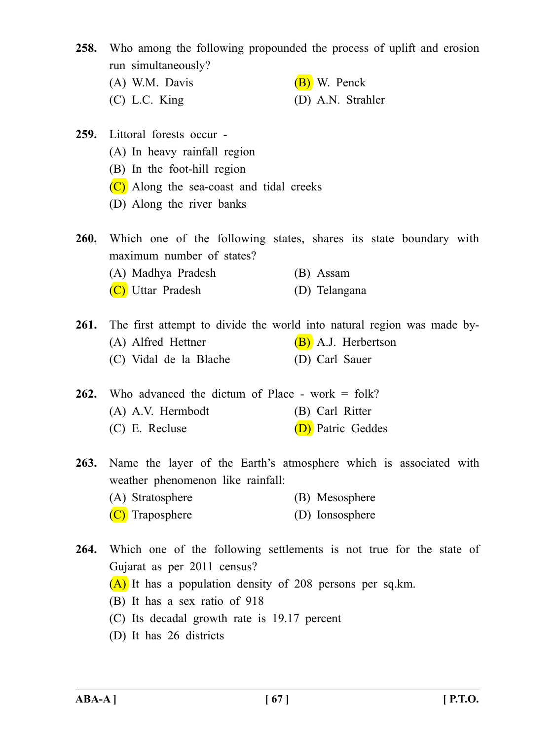**258.** Who among the following propounded the process of uplift and erosion run simultaneously?

(A) W.M. Davis
(B) W. Penck
(C) L.C. King
(D) A.N. Strahler

**259.** Littoral forests occur -

(A) In heavy rainfall region
(B) In the foot-hill region
(C) Along the sea-coast and tidal creeks
(D) Along the river banks

**260.** Which one of the following states, shares its state boundary with maximum number of states?

(A) Madhya Pradesh
(B) Assam
(C) Uttar Pradesh
(D) Telangana

**261.** The first attempt to divide the world into natural region was made by-

(A) Alfred Hettner
(B) A.J. Herbertson
(C) Vidal de la Blache
(D) Carl Sauer

**262.** Who advanced the dictum of Place - work = folk?

(A) A.V. Hermbodt
(B) Carl Ritter
(C) E. Recluse
(D) Patric Geddes

**263.** Name the layer of the Earth's atmosphere which is associated with weather phenomenon like rainfall:

(A) Stratosphere
(B) Mesosphere
(C) Traposphere
(D) Ionsosphere

**264.** Which one of the following settlements is not true for the state of Gujarat as per 2011 census?

(A) It has a population density of 208 persons per sq.km.
(B) It has a sex ratio of 918
(C) Its decadal growth rate is 19.17 percent
(D) It has 26 districts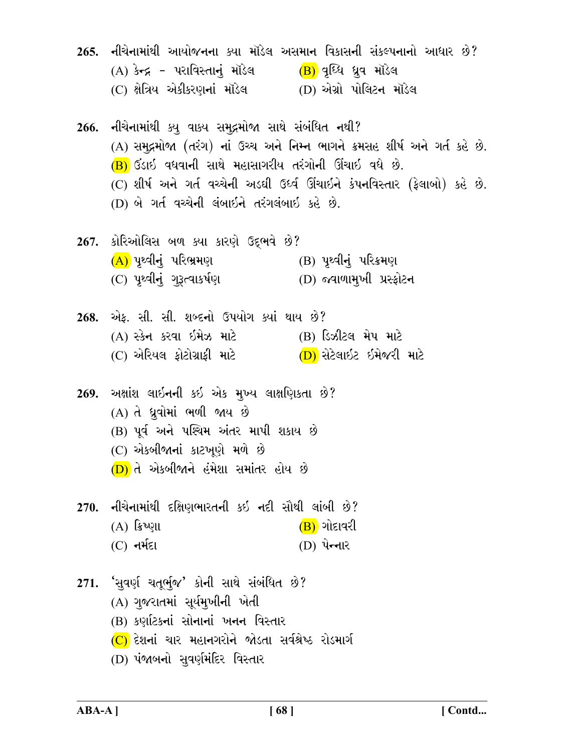265. નીચેનામાંથી આયોજનના ક્યા મૉડેલ અસમાન વિકાસની સંકલ્પનાનો આધાર છે?

(A) કેન્દ્ર - પરાવિસ્તાનું મૉડેલ
(B) વૃધ્ધિ ધ્રુવ મૉડેલ
(C) ક્ષેત્રિય એકીકરણનાં મૉડેલ
(D) એગ્રો પોલિટન મૉડેલ

266. નીચેનામાંથી ક્યુ વાક્ય સમુદ્રમોજા સાથે સંબંધિત નથી?

(A) સમુદ્રમોજા (તરંગ) નાં ઉચ્ચ અને નિમ્ન ભાગને ક્રમસહ શીર્ષ અને ગર્ત કહે છે.
(B) ઉંડાઇ વધવાની સાથે મહાસાગરીય તરંગોની ઊંચાઇ વધે છે.
(C) શીર્ષ અને ગર્ત વચ્ચેની અડધી ઉર્ધ્વ ઊંચાઇને કંપનવિસ્તાર (ફેલાબો) કહે છે.
(D) બે ગર્ત વચ્ચેની લંબાઇને તરંગલંબાઇ કહે છે.

267. કોરિઓલિસ બળ ક્યા કારણે ઉદ્દભવે છે?

(A) પૃથ્વીનું પરિભ્રમણ
(B) પૃથ્વીનું પરિક્રમણ
(C) પૃથ્વીનું ગુરૂત્વાકર્ષણ
(D) જ્વાળામુખી પ્રસ્ફોટન

268. એફ. સી. સી. શબ્દનો ઉપયોગ ક્યાં થાય છે?

(A) સ્કેન કરવા ઈમેઝ માટે
(B) ડિઝીટલ મેપ માટે
(C) એરિયલ ફોટોગ્રાફી માટે
(D) સેટેલાઈટ ઈમેજરી માટે

269. અક્ષાંશ લાઈનની કઈ એક મુખ્ય લાક્ષણિકતા છે?

(A) તે ધ્રુવોમાં ભળી જાય છે
(B) પૂર્વ અને પશ્ચિમ અંતર માપી શકાય છે
(C) એકબીજાનાં કાટખૂણે મળે છે
(D) તે એકબીજાને હંમેશા સમાંતર હોય છે

270. નીચેનામાંથી દક્ષિણભારતની કઈ નદી સૌથી લાંબી છે?

(A) ક્રિષ્ણા
(B) ગોદાવરી
(C) નર્મદા
(D) પેન્નાર

271. 'સુવર્ણ ચતૂર્ભુજ' કોની સાથે સંબંધિત છે?

(A) ગુજરાતમાં સૂર્યમુખીની ખેતી
(B) કર્ણાટકનાં સોનાનાં ખનન વિસ્તાર
(C) દેશનાં ચાર મહાનગરોને જોડતા સર્વશ્રેષ્ઠ રોડમાર્ગ
(D) પંજાબનો સુવર્ણમંદિર વિસ્તાર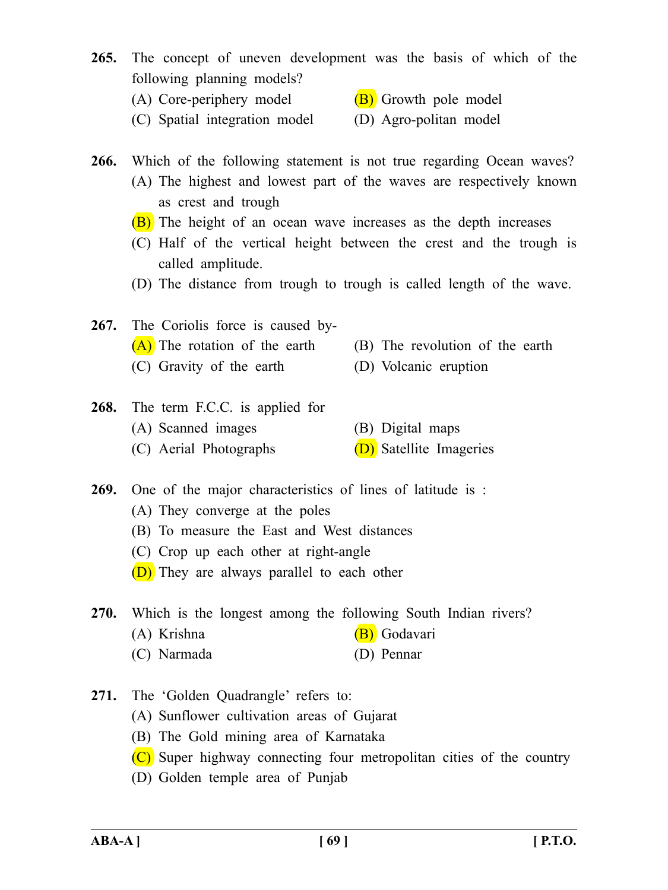**265.** The concept of uneven development was the basis of which of the following planning models?

(A) Core-periphery model
(B) Growth pole model
(C) Spatial integration model
(D) Agro-politan model

**266.** Which of the following statement is not true regarding Ocean waves?

(A) The highest and lowest part of the waves are respectively known as crest and trough
(B) The height of an ocean wave increases as the depth increases
(C) Half of the vertical height between the crest and the trough is called amplitude.
(D) The distance from trough to trough is called length of the wave.

**267.** The Coriolis force is caused by-

(A) The rotation of the earth
(B) The revolution of the earth
(C) Gravity of the earth
(D) Volcanic eruption

**268.** The term F.C.C. is applied for

(A) Scanned images
(B) Digital maps
(C) Aerial Photographs
(D) Satellite Imageries

**269.** One of the major characteristics of lines of latitude is :

(A) They converge at the poles
(B) To measure the East and West distances
(C) Crop up each other at right-angle
(D) They are always parallel to each other

**270.** Which is the longest among the following South Indian rivers?

(A) Krishna
(B) Godavari
(C) Narmada
(D) Pennar

**271.** The 'Golden Quadrangle' refers to:

(A) Sunflower cultivation areas of Gujarat
(B) The Gold mining area of Karnataka
(C) Super highway connecting four metropolitan cities of the country
(D) Golden temple area of Punjab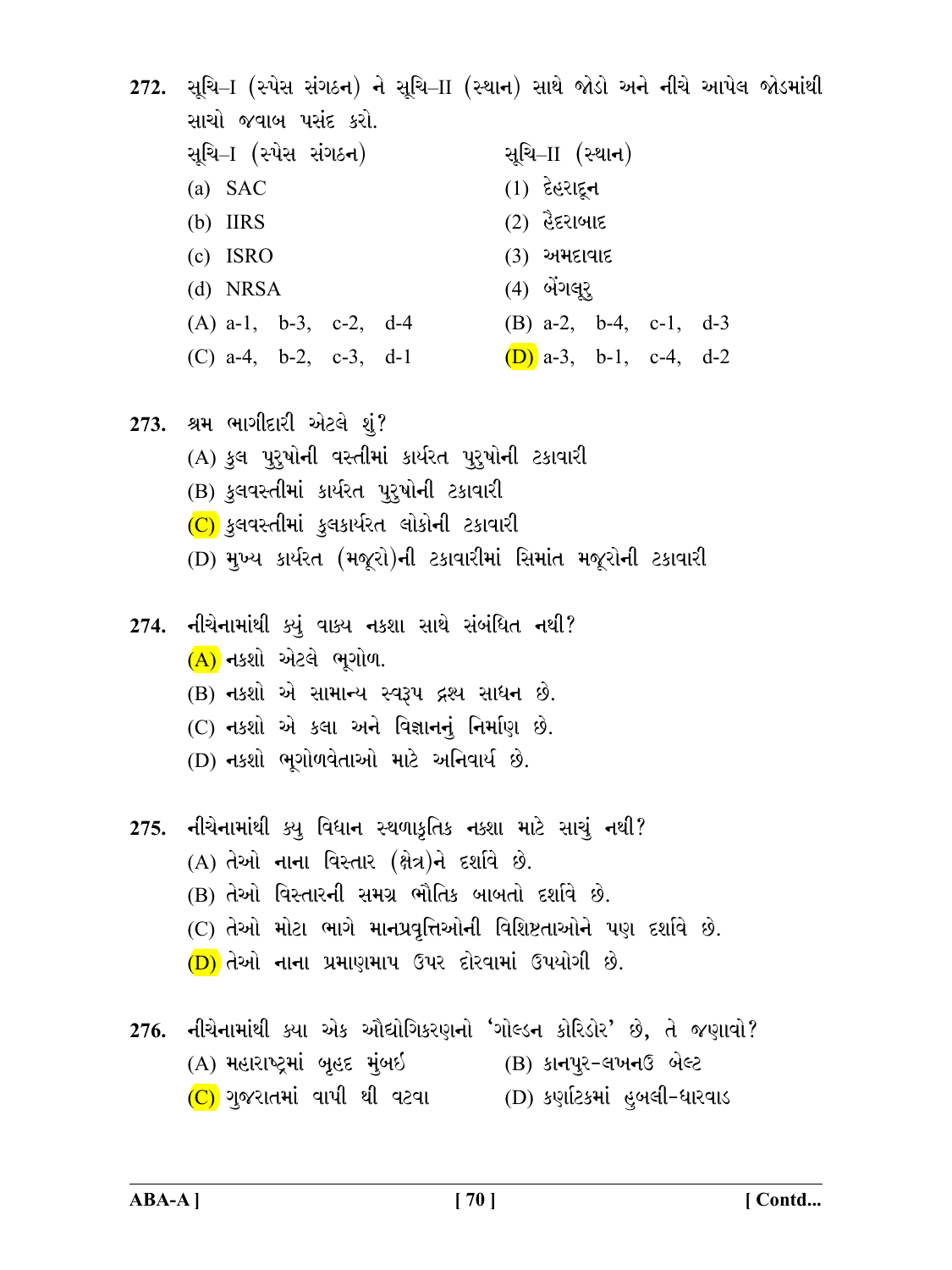**272.** સૂચિ–I (સ્પેસ સંગઠન) ને સૂચિ–II (સ્થાન) સાથે જોડો અને નીચે આપેલ જોડમાંથી સાચો જવાબ પસંદ કરો.

| સૂચિ–I (સ્પેસ સંગઠન) | સૂચિ–II (સ્થાન) |
|---|---|
| (a) SAC | (1) દેહરાદૂન |
| (b) IIRS | (2) હૈદરાબાદ |
| (c) ISRO | (3) અમદાવાદ |
| (d) NRSA | (4) બેંગલૂરુ |

(A) a-1, b-3, c-2, d-4
(B) a-2, b-4, c-1, d-3
(C) a-4, b-2, c-3, d-1
(D) a-3, b-1, c-4, d-2

**273.** શ્રમ ભાગીદારી એટલે શું?

(A) કુલ પુરુષોની વસ્તીમાં કાર્યરત પુરુષોની ટકાવારી
(B) કુલવસ્તીમાં કાર્યરત પુરુષોની ટકાવારી
(C) કુલવસ્તીમાં કુલકાર્યરત લોકોની ટકાવારી
(D) મુખ્ય કાર્યરત (મજૂરો)ની ટકાવારીમાં સિમાંત મજૂરોની ટકાવારી

**274.** નીચેનામાંથી ક્યું વાક્ય નકશા સાથે સંબંધિત નથી?

(A) નકશો એટલે ભૂગોળ.
(B) નકશો એ સામાન્ય સ્વરૂપ દ્રશ્ય સાધન છે.
(C) નકશો એ કલા અને વિજ્ઞાનનું નિર્માણ છે.
(D) નકશો ભૂગોળવેતાઓ માટે અનિવાર્ય છે.

**275.** નીચેનામાંથી ક્યુ વિધાન સ્થળાકૃતિક નકશા માટે સાચું નથી?

(A) તેઓ નાના વિસ્તાર (ક્ષેત્ર)ને દર્શાવે છે.
(B) તેઓ વિસ્તારની સમગ્ર ભૌતિક બાબતો દર્શાવે છે.
(C) તેઓ મોટા ભાગે માનપ્રવૃત્તિઓની વિશિષ્ટતાઓને પણ દર્શાવે છે.
(D) તેઓ નાના પ્રમાણમાપ ઉપર દોરવામાં ઉપયોગી છે.

**276.** નીચેનામાંથી ક્યા એક ઔદ્યોગિકરણનો 'ગોલ્ડન કોરિડોર' છે, તે જણાવો?

(A) મહારાષ્ટ્રમાં બૃહદ મુંબઈ
(B) કાનપુર-લખનઉ બેલ્ટ
(C) ગુજરાતમાં વાપી થી વટવા
(D) કર્ણાટકમાં હુબલી-ધારવાડ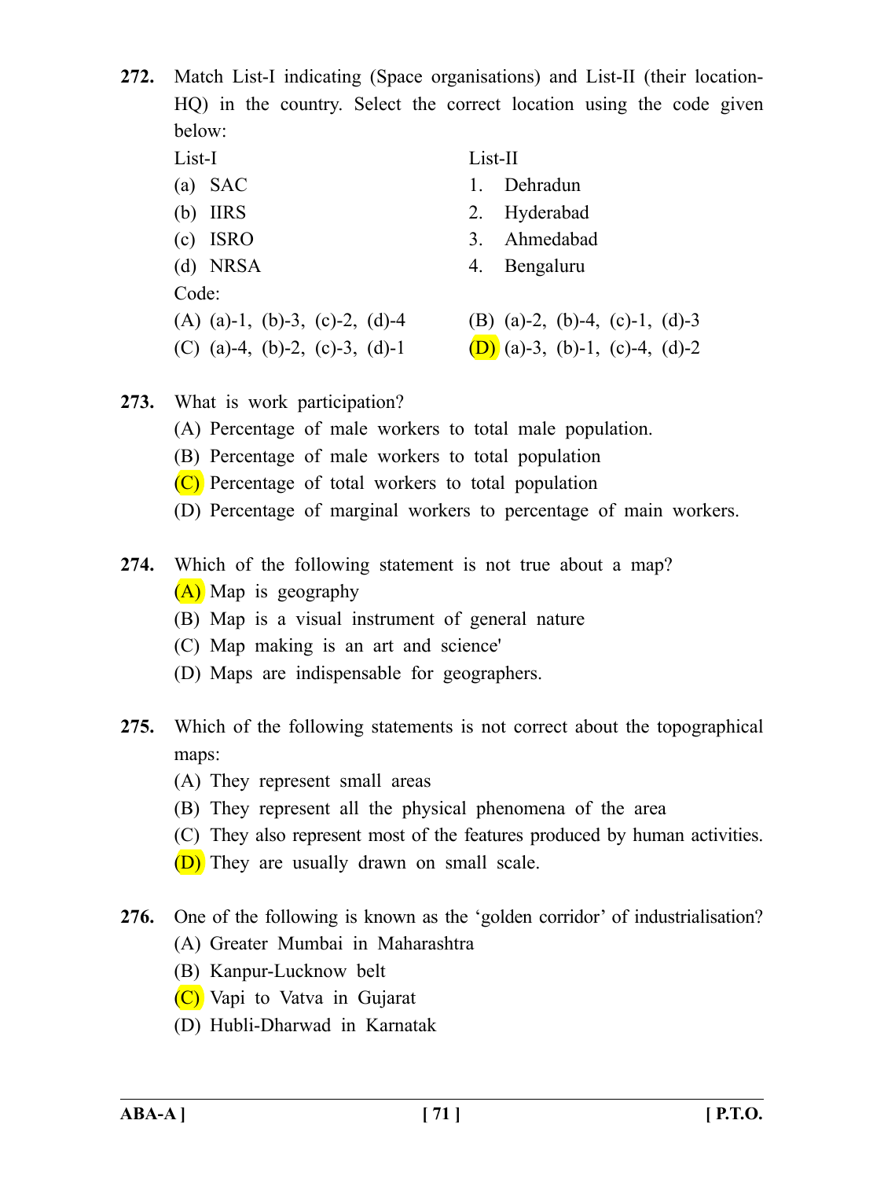**272.** Match List-I indicating (Space organisations) and List-II (their location-HQ) in the country. Select the correct location using the code given below:

| List-I | List-II |
|---|---|
| (a) SAC | 1. Dehradun |
| (b) IIRS | 2. Hyderabad |
| (c) ISRO | 3. Ahmedabad |
| (d) NRSA | 4. Bengaluru |

Code:

(A) (a)-1, (b)-3, (c)-2, (d)-4
(B) (a)-2, (b)-4, (c)-1, (d)-3
(C) (a)-4, (b)-2, (c)-3, (d)-1
(D) (a)-3, (b)-1, (c)-4, (d)-2

**273.** What is work participation?

(A) Percentage of male workers to total male population.
(B) Percentage of male workers to total population
(C) Percentage of total workers to total population
(D) Percentage of marginal workers to percentage of main workers.

**274.** Which of the following statement is not true about a map?

(A) Map is geography
(B) Map is a visual instrument of general nature
(C) Map making is an art and science'
(D) Maps are indispensable for geographers.

**275.** Which of the following statements is not correct about the topographical maps:

(A) They represent small areas
(B) They represent all the physical phenomena of the area
(C) They also represent most of the features produced by human activities.
(D) They are usually drawn on small scale.

**276.** One of the following is known as the 'golden corridor' of industrialisation?

(A) Greater Mumbai in Maharashtra
(B) Kanpur-Lucknow belt
(C) Vapi to Vatva in Gujarat
(D) Hubli-Dharwad in Karnatak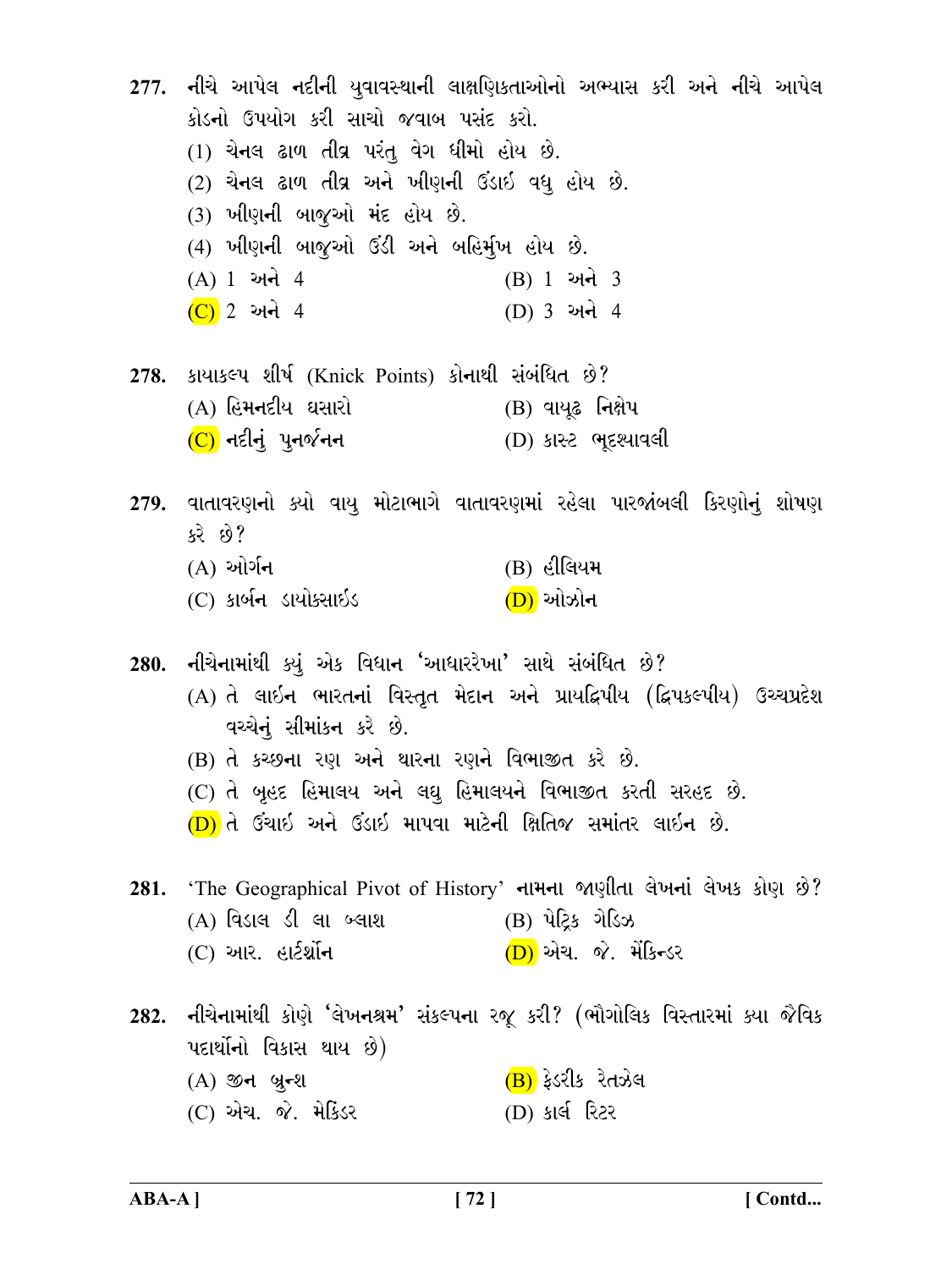277. નીચે આપેલ નદીની યુવાવસ્થાની લાક્ષણિકતાઓનો અભ્યાસ કરી અને નીચે આપેલ કોડનો ઉપયોગ કરી સાચો જવાબ પસંદ કરો.

(1) ચેનલ ઢાળ તીવ્ર પરંતુ વેગ ધીમો હોય છે.

(2) ચેનલ ઢાળ તીવ્ર અને ખીણની ઉંડાઈ વધુ હોય છે.

(3) ખીણની બાજુઓ મંદ હોય છે.

(4) ખીણની બાજુઓ ઉંડી અને બહિર્મુખ હોય છે.

(A) 1 અને 4 (B) 1 અને 3

(C) 2 અને 4 (D) 3 અને 4

278. કાયાકલ્પ શીર્ષ (Knick Points) કોનાથી સંબંધિત છે?

(A) હિમનદીય ઘસારો (B) વાયૂઢ નિક્ષેપ

(C) નદીનું પુનર્જનન (D) કાસ્ટ ભૂદશ્યાવલી

279. વાતાવરણનો ક્યો વાયુ મોટાભાગે વાતાવરણમાં રહેલા પારજાંબલી કિરણોનું શોષણ કરે છે?

(A) ઓર્ગન (B) હીલિયમ

(C) કાર્બન ડાયોક્સાઈડ (D) ઓઝોન

280. નીચેનામાંથી ક્યું એક વિધાન 'આધારરેખા' સાથે સંબંધિત છે?

(A) તે લાઈન ભારતનાં વિસ્તૃત મેદાન અને પ્રાયદ્વિપીય (દ્વિપકલ્પીય) ઉચ્ચપ્રદેશ વચ્ચેનું સીમાંકન કરે છે.

(B) તે કચ્છના રણ અને થારના રણને વિભાજીત કરે છે.

(C) તે બૃહદ હિમાલય અને લઘુ હિમાલયને વિભાજીત કરતી સરહદ છે.

(D) તે ઉંચાઈ અને ઉંડાઈ માપવા માટેની ક્ષિતિજ સમાંતર લાઈન છે.

281. 'The Geographical Pivot of History' નામના જાણીતા લેખનાં લેખક કોણ છે?

(A) વિડાલ ડી લા બ્લાશ (B) પેટ્રિક ગેડિઝ

(C) આર. હાર્ટશ્રોન (D) એચ. જે. મેંકિન્ડર

282. નીચેનામાંથી કોણે 'લેખનશ્રમ' સંકલ્પના રજૂ કરી? (ભૌગોલિક વિસ્તારમાં ક્યા જૈવિક પદાર્થોનો વિકાસ થાય છે)

(A) જીન બ્રુન્શ (B) ફેડરીક રેતઝેલ

(C) એચ. જે. મેકિંડર (D) કાર્લ રિટર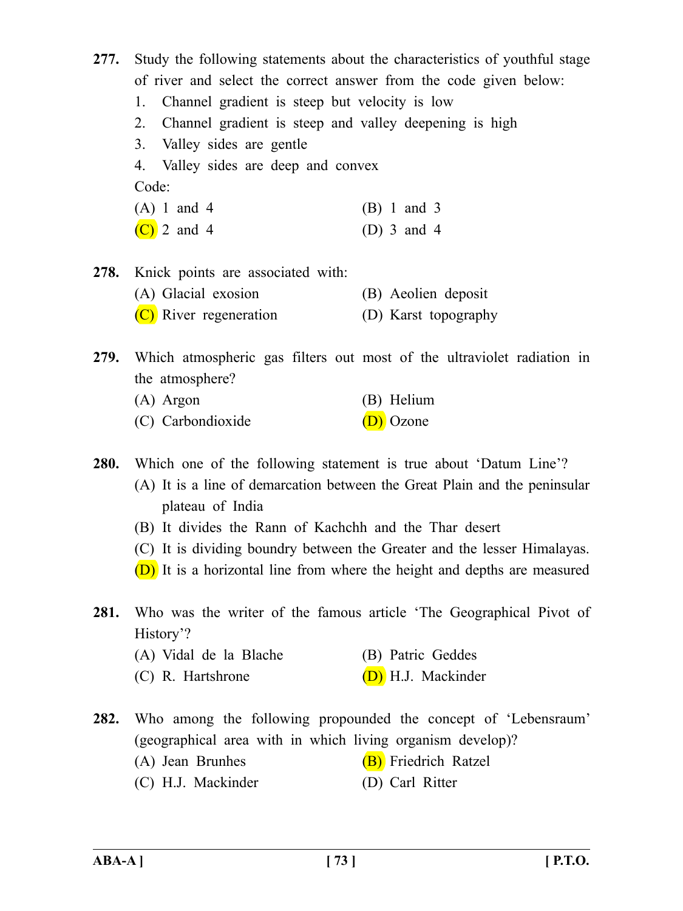**277.** Study the following statements about the characteristics of youthful stage of river and select the correct answer from the code given below:

1. Channel gradient is steep but velocity is low
2. Channel gradient is steep and valley deepening is high
3. Valley sides are gentle
4. Valley sides are deep and convex

Code:

(A) 1 and 4 (B) 1 and 3
(C) 2 and 4 (D) 3 and 4

**278.** Knick points are associated with:

(A) Glacial exosion (B) Aeolien deposit
(C) River regeneration (D) Karst topography

**279.** Which atmospheric gas filters out most of the ultraviolet radiation in the atmosphere?

(A) Argon (B) Helium
(C) Carbondioxide (D) Ozone

**280.** Which one of the following statement is true about 'Datum Line'?

(A) It is a line of demarcation between the Great Plain and the peninsular plateau of India
(B) It divides the Rann of Kachchh and the Thar desert
(C) It is dividing boundry between the Greater and the lesser Himalayas.
(D) It is a horizontal line from where the height and depths are measured

**281.** Who was the writer of the famous article 'The Geographical Pivot of History'?

(A) Vidal de la Blache (B) Patric Geddes
(C) R. Hartshrone (D) H.J. Mackinder

**282.** Who among the following propounded the concept of 'Lebensraum' (geographical area with in which living organism develop)?

(A) Jean Brunhes (B) Friedrich Ratzel
(C) H.J. Mackinder (D) Carl Ritter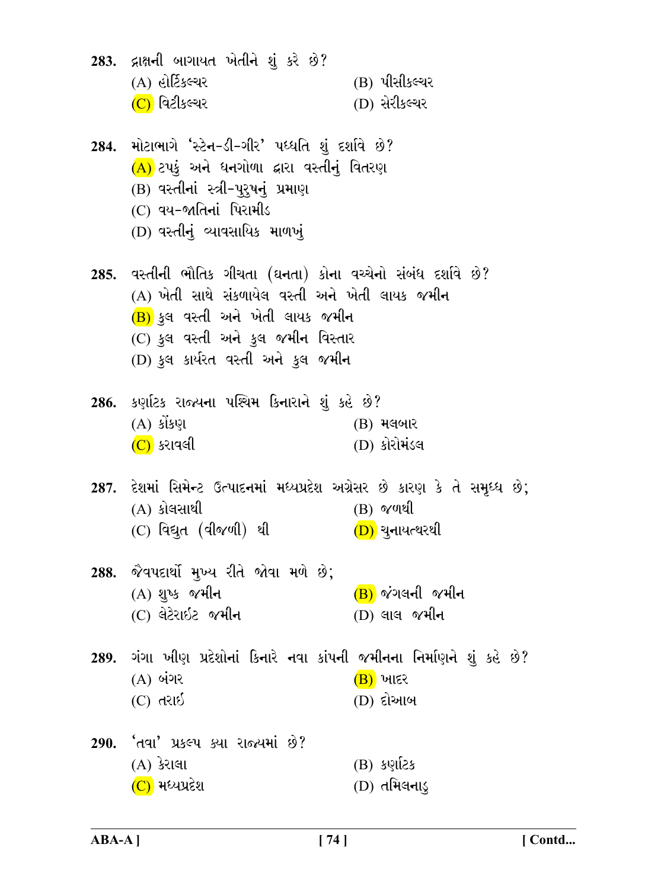283. દ્રાક્ષની બાગાયત ખેતીને શું કરે છે?

(A) હોર્ટિકલ્ચર
(B) પીસીકલ્ચર
(C) વિટીકલ્ચર
(D) સેરીકલ્ચર

284. મોટાભાગે 'સ્ટેન-ડી-ગીર' પધ્ધતિ શું દર્શાવે છે?

(A) ટપકું અને ધનગોળા દ્વારા વસ્તીનું વિતરણ
(B) વસ્તીનાં સ્ત્રી-પુરુષનું પ્રમાણ
(C) વય-જાતિનાં પિરામીડ
(D) વસ્તીનું વ્યાવસાયિક માળખું

285. વસ્તીની ભૌતિક ગીચતા (ઘનતા) કોના વચ્ચેનો સંબંધ દર્શાવે છે?

(A) ખેતી સાથે સંકળાયેલ વસ્તી અને ખેતી લાયક જમીન
(B) કુલ વસ્તી અને ખેતી લાયક જમીન
(C) કુલ વસ્તી અને કુલ જમીન વિસ્તાર
(D) કુલ કાર્યરત વસ્તી અને કુલ જમીન

286. કર્ણાટક રાજ્યના પશ્ચિમ કિનારાને શું કહે છે?

(A) કોંકણ
(B) મલબાર
(C) કરાવલી
(D) કોરોમંડલ

287. દેશમાં સિમેન્ટ ઉત્પાદનમાં મધ્યપ્રદેશ અગ્રેસર છે કારણ કે તે સમૃધ્ધ છે;

(A) કોલસાથી
(B) જળથી
(C) વિદ્યુત (વીજળી) થી
(D) ચુનાપત્થરથી

288. જૈવપદાર્થો મુખ્ય રીતે જોવા મળે છે;

(A) શુષ્ક જમીન
(B) જંગલની જમીન
(C) લેટેરાઈટ જમીન
(D) લાલ જમીન

289. ગંગા ખીણ પ્રદેશોનાં કિનારે નવા કાંપની જમીનના નિર્માણને શું કહે છે?

(A) બંગર
(B) ખાદર
(C) તરાઈ
(D) દોઆબ

290. 'તવા' પ્રકલ્પ ક્યા રાજ્યમાં છે?

(A) કેરાલા
(B) કર્ણાટક
(C) મધ્યપ્રદેશ
(D) તમિલનાડુ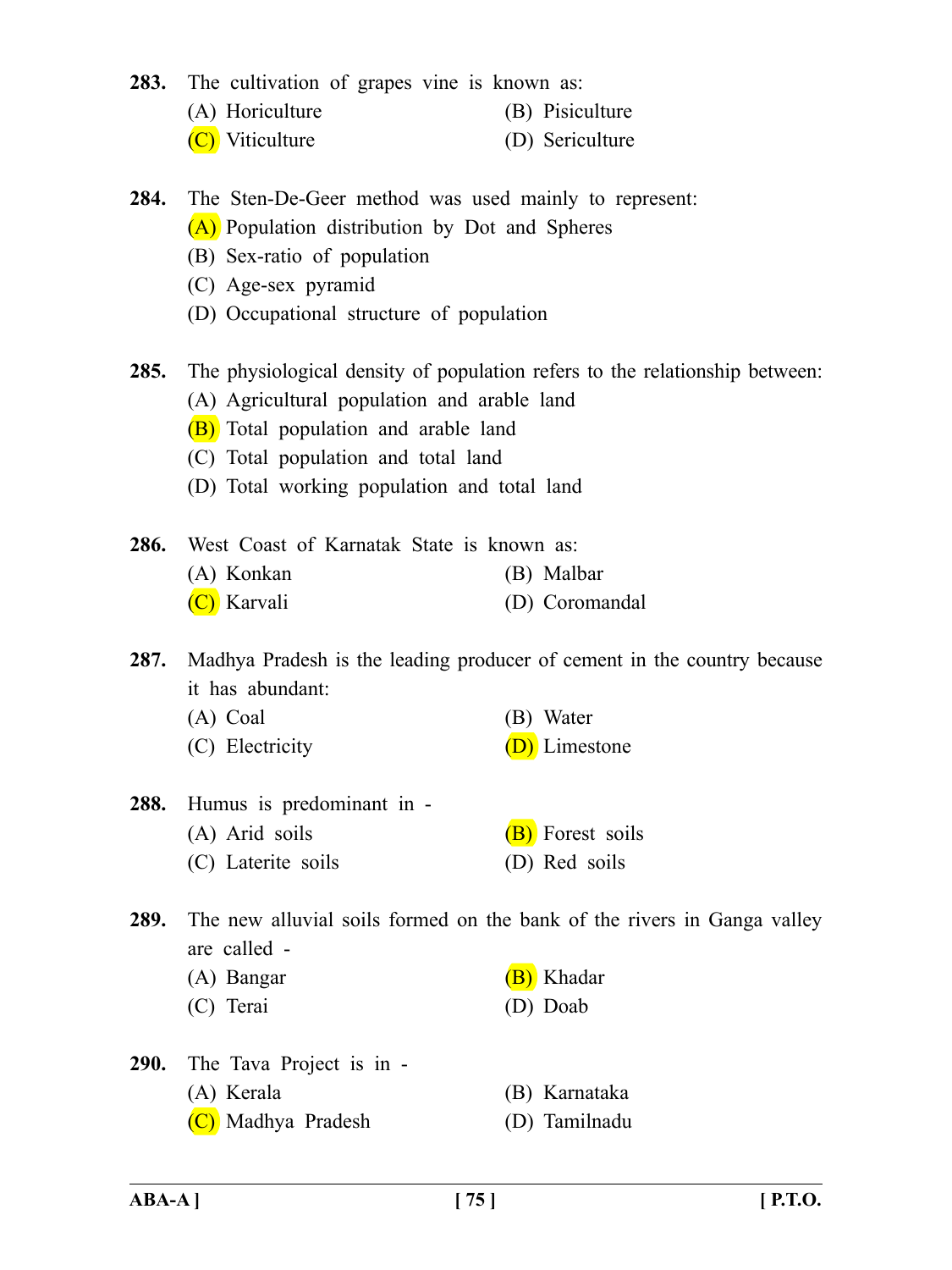**283.** The cultivation of grapes vine is known as:

(A) Horticulture
(B) Pisiculture
(C) Viticulture
(D) Sericulture

**284.** The Sten-De-Geer method was used mainly to represent:

(A) Population distribution by Dot and Spheres
(B) Sex-ratio of population
(C) Age-sex pyramid
(D) Occupational structure of population

**285.** The physiological density of population refers to the relationship between:

(A) Agricultural population and arable land
(B) Total population and arable land
(C) Total population and total land
(D) Total working population and total land

**286.** West Coast of Karnatak State is known as:

(A) Konkan
(B) Malbar
(C) Karvali
(D) Coromandal

**287.** Madhya Pradesh is the leading producer of cement in the country because it has abundant:

(A) Coal
(B) Water
(C) Electricity
(D) Limestone

**288.** Humus is predominant in -

(A) Arid soils
(B) Forest soils
(C) Laterite soils
(D) Red soils

**289.** The new alluvial soils formed on the bank of the rivers in Ganga valley are called -

(A) Bangar
(B) Khadar
(C) Terai
(D) Doab

**290.** The Tava Project is in -

(A) Kerala
(B) Karnataka
(C) Madhya Pradesh
(D) Tamilnadu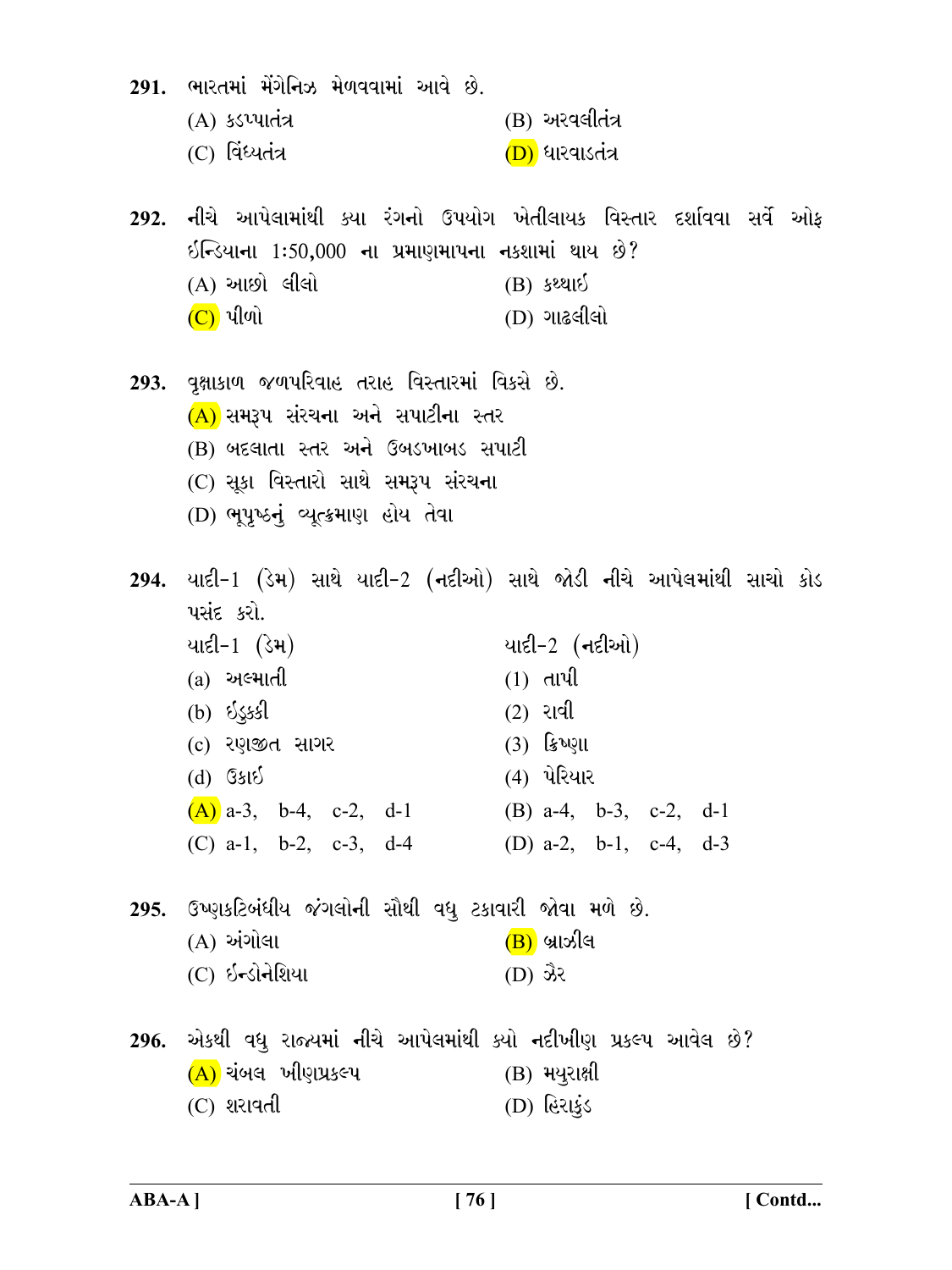**291.** ભારતમાં મેંગેનિઝ મેળવવામાં આવે છે.

(A) કડપ્પાતંત્ર (B) અરવલીતંત્ર

(C) વિંધ્યતંત્ર (D) ધારવાડતંત્ર

**292.** નીચે આપેલામાંથી ક્યા રંગનો ઉપયોગ ખેતીલાયક વિસ્તાર દર્શાવવા સર્વે ઓફ ઈન્ડિયાના 1:50,000 ના પ્રમાણમાપના નકશામાં થાય છે?

(A) આછો લીલો (B) કથ્થાઈ

(C) પીળો (D) ગાઢલીલો

**293.** વૃક્ષાકાળ જળપરિવાહ તરાહ વિસ્તારમાં વિકસે છે.

(A) સમરૂપ સંરચના અને સપાટીના સ્તર

(B) બદલાતા સ્તર અને ઉબડખાબડ સપાટી

(C) સૂકા વિસ્તારો સાથે સમરૂપ સંરચના

(D) ભૂપૃષ્ઠનું વ્યૂત્ક્રમાણ હોય તેવા

**294.** યાદી-1 (ડેમ) સાથે યાદી-2 (નદીઓ) સાથે જોડી નીચે આપેલમાંથી સાચો કોડ પસંદ કરો.

| યાદી-1 (ડેમ) | યાદી-2 (નદીઓ) |
|---|---|
| (a) અલ્માતી | (1) તાપી |
| (b) ઈડુક્કી | (2) રાવી |
| (c) રણજીત સાગર | (3) ક્રિષ્ણા |
| (d) ઉકાઈ | (4) પેરિયાર |

(A) a-3, b-4, c-2, d-1 (B) a-4, b-3, c-2, d-1

(C) a-1, b-2, c-3, d-4 (D) a-2, b-1, c-4, d-3

**295.** ઉષ્ણકટિબંધીય જંગલોની સૌથી વધુ ટકાવારી જોવા મળે છે.

(A) અંગોલા (B) બ્રાઝીલ

(C) ઈન્ડોનેશિયા (D) ઝૈર

**296.** એકથી વધુ રાજ્યમાં નીચે આપેલમાંથી ક્યો નદીખીણ પ્રકલ્પ આવેલ છે?

(A) ચંબલ ખીણપ્રકલ્પ (B) મયુરાક્ષી

(C) શરાવતી (D) હિરાકુંડ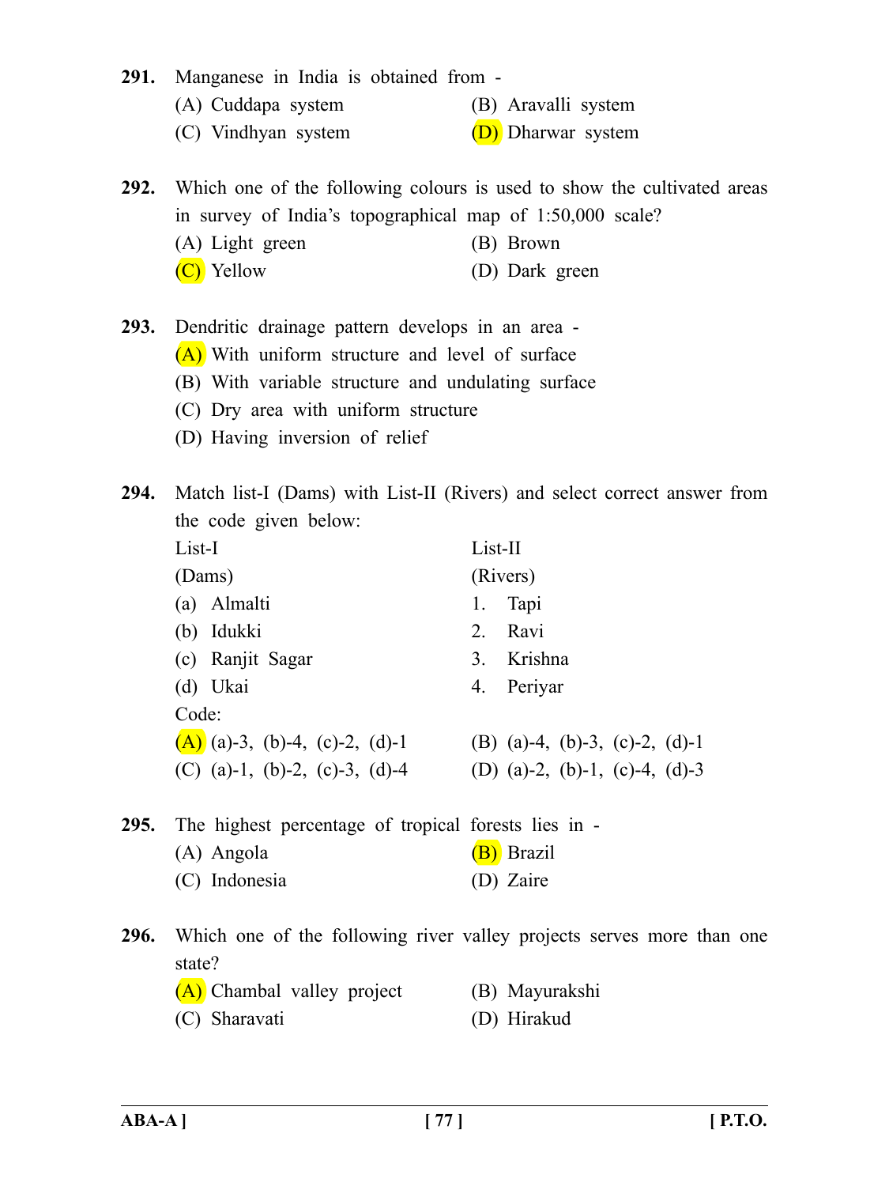**291.** Manganese in India is obtained from -

(A) Cuddapa system

(B) Aravalli system

(C) Vindhyan system

(D) Dharwar system

**292.** Which one of the following colours is used to show the cultivated areas in survey of India's topographical map of 1:50,000 scale?

(A) Light green

(B) Brown

(C) Yellow

(D) Dark green

**293.** Dendritic drainage pattern develops in an area -

(A) With uniform structure and level of surface

(B) With variable structure and undulating surface

(C) Dry area with uniform structure

(D) Having inversion of relief

**294.** Match list-I (Dams) with List-II (Rivers) and select correct answer from the code given below:

| List-I (Dams) | List-II (Rivers) |
|---|---|
| (a) Almalti | 1. Tapi |
| (b) Idukki | 2. Ravi |
| (c) Ranjit Sagar | 3. Krishna |
| (d) Ukai | 4. Periyar |

Code:

(A) (a)-3, (b)-4, (c)-2, (d)-1

(B) (a)-4, (b)-3, (c)-2, (d)-1

(C) (a)-1, (b)-2, (c)-3, (d)-4

(D) (a)-2, (b)-1, (c)-4, (d)-3

**295.** The highest percentage of tropical forests lies in -

(A) Angola

(B) Brazil

(C) Indonesia

(D) Zaire

**296.** Which one of the following river valley projects serves more than one state?

(A) Chambal valley project

(B) Mayurakshi

(C) Sharavati

(D) Hirakud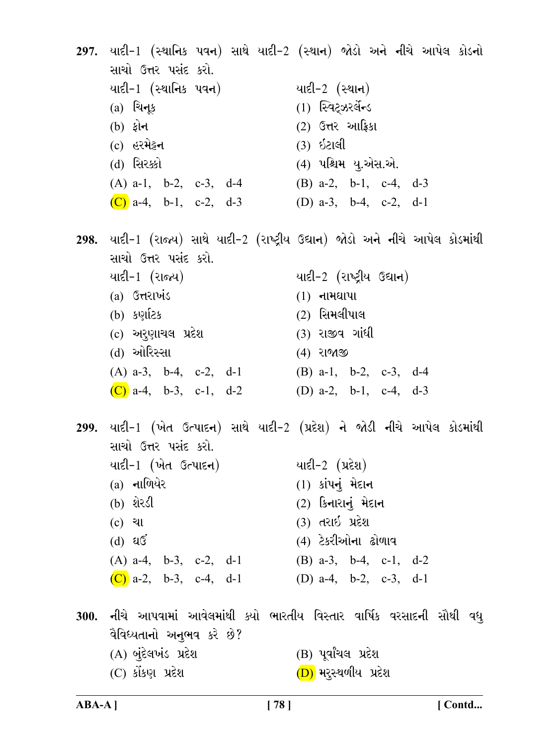**297.** યાદી-1 (સ્થાનિક પવન) સાથે યાદી-2 (સ્થાન) જોડો અને નીચે આપેલ કોડનો સાચો ઉત્તર પસંદ કરો.

| યાદી-1 (સ્થાનિક પવન) | યાદી-2 (સ્થાન) |
|---|---|
| (a) ચિનૂક | (1) સ્વિટ્ઝરર્લેન્ડ |
| (b) ફોન | (2) ઉત્તર આફ્રિકા |
| (c) હરમેટ્ટન | (3) ઈટાલી |
| (d) સિરક્કો | (4) પશ્ચિમ યુ.એસ.એ. |

(A) a-1, b-2, c-3, d-4
(B) a-2, b-1, c-4, d-3
(C) a-4, b-1, c-2, d-3
(D) a-3, b-4, c-2, d-1

**298.** યાદી-1 (રાજ્ય) સાથે યાદી-2 (રાષ્ટ્રીય ઉદ્યાન) જોડો અને નીચે આપેલ કોડમાંથી સાચો ઉત્તર પસંદ કરો.

| યાદી-1 (રાજ્ય) | યાદી-2 (રાષ્ટ્રીય ઉદ્યાન) |
|---|---|
| (a) ઉત્તરાખંડ | (1) નામધાપા |
| (b) કર્ણાટક | (2) સિમલીપાલ |
| (c) અરુણાચલ પ્રદેશ | (3) રાજીવ ગાંધી |
| (d) ઓરિસ્સા | (4) રાજાજી |

(A) a-3, b-4, c-2, d-1
(B) a-1, b-2, c-3, d-4
(C) a-4, b-3, c-1, d-2
(D) a-2, b-1, c-4, d-3

**299.** યાદી-1 (ખેત ઉત્પાદન) સાથે યાદી-2 (પ્રદેશ) ને જોડી નીચે આપેલ કોડમાંથી સાચો ઉત્તર પસંદ કરો.

| યાદી-1 (ખેત ઉત્પાદન) | યાદી-2 (પ્રદેશ) |
|---|---|
| (a) નાળિયેર | (1) કાંપનું મેદાન |
| (b) શેરડી | (2) કિનારાનું મેદાન |
| (c) ચા | (3) તરાઈ પ્રદેશ |
| (d) ઘઉં | (4) ટેકરીઓના ઢોળાવ |

(A) a-4, b-3, c-2, d-1
(B) a-3, b-4, c-1, d-2
(C) a-2, b-3, c-4, d-1
(D) a-4, b-2, c-3, d-1

**300.** નીચે આપવામાં આવેલમાંથી ક્યો ભારતીય વિસ્તાર વાર્ષિક વરસાદની સૌથી વધુ વૈવિધ્યતાનો અનુભવ કરે છે?

(A) બુંદેલખંડ પ્રદેશ
(B) પૂર્વાંચલ પ્રદેશ
(C) કોંકણ પ્રદેશ
(D) મરુસ્થળીય પ્રદેશ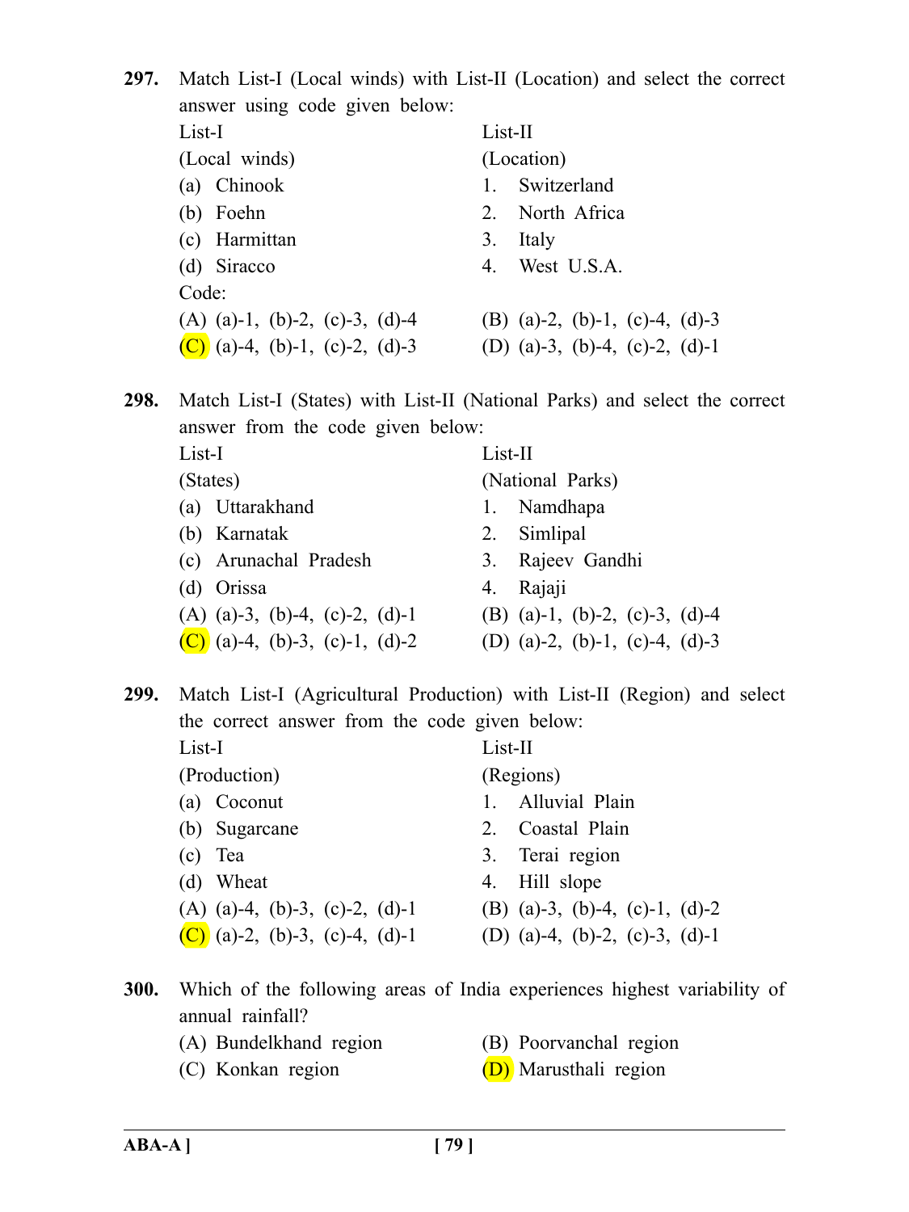**297.** Match List-I (Local winds) with List-II (Location) and select the correct answer using code given below:

| List-I (Local winds) | List-II (Location) |
|---|---|
| (a) Chinook | 1. Switzerland |
| (b) Foehn | 2. North Africa |
| (c) Harmittan | 3. Italy |
| (d) Siracco | 4. West U.S.A. |

Code:

(A) (a)-1, (b)-2, (c)-3, (d)-4
(B) (a)-2, (b)-1, (c)-4, (d)-3
(C) (a)-4, (b)-1, (c)-2, (d)-3
(D) (a)-3, (b)-4, (c)-2, (d)-1

**298.** Match List-I (States) with List-II (National Parks) and select the correct answer from the code given below:

| List-I (States) | List-II (National Parks) |
|---|---|
| (a) Uttarakhand | 1. Namdhapa |
| (b) Karnatak | 2. Simlipal |
| (c) Arunachal Pradesh | 3. Rajeev Gandhi |
| (d) Orissa | 4. Rajaji |

(A) (a)-3, (b)-4, (c)-2, (d)-1
(B) (a)-1, (b)-2, (c)-3, (d)-4
(C) (a)-4, (b)-3, (c)-1, (d)-2
(D) (a)-2, (b)-1, (c)-4, (d)-3

**299.** Match List-I (Agricultural Production) with List-II (Region) and select the correct answer from the code given below:

| List-I (Production) | List-II (Regions) |
|---|---|
| (a) Coconut | 1. Alluvial Plain |
| (b) Sugarcane | 2. Coastal Plain |
| (c) Tea | 3. Terai region |
| (d) Wheat | 4. Hill slope |

(A) (a)-4, (b)-3, (c)-2, (d)-1
(B) (a)-3, (b)-4, (c)-1, (d)-2
(C) (a)-2, (b)-3, (c)-4, (d)-1
(D) (a)-4, (b)-2, (c)-3, (d)-1

**300.** Which of the following areas of India experiences highest variability of annual rainfall?

(A) Bundelkhand region
(B) Poorvanchal region
(C) Konkan region
(D) Marusthali region